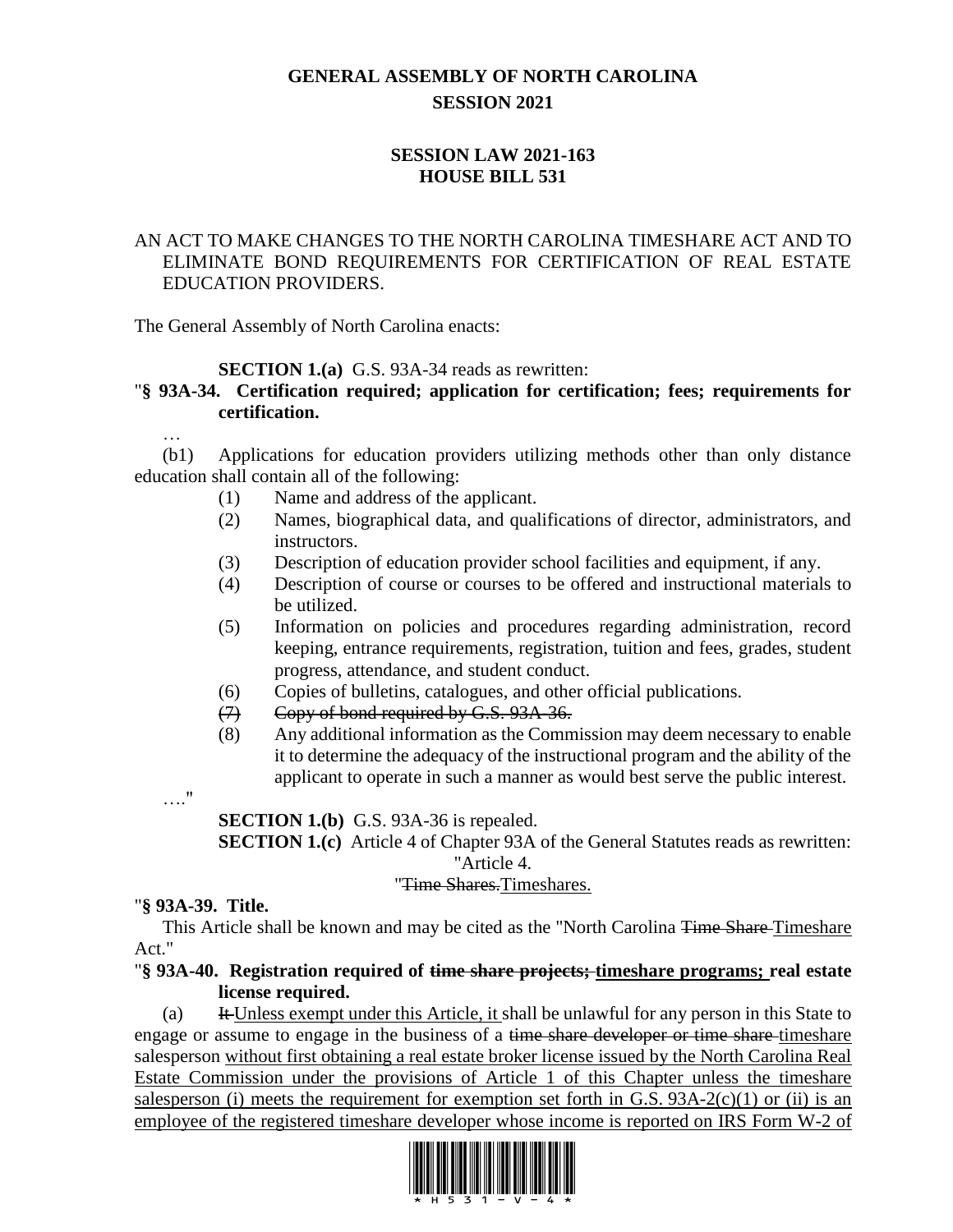# GENERAL ASSEMBLY OF NORTH CAROLINA
## SESSION 2021

## SESSION LAW 2021-163
## HOUSE BILL 531

AN ACT TO MAKE CHANGES TO THE NORTH CAROLINA TIMESHARE ACT AND TO ELIMINATE BOND REQUIREMENTS FOR CERTIFICATION OF REAL ESTATE EDUCATION PROVIDERS.

The General Assembly of North Carolina enacts:

**SECTION 1.(a)** G.S. 93A-34 reads as rewritten:

"**§ 93A-34. Certification required; application for certification; fees; requirements for certification.**

…

(b1) Applications for education providers utilizing methods other than only distance education shall contain all of the following:

(1) Name and address of the applicant.

(2) Names, biographical data, and qualifications of director, administrators, and instructors.

(3) Description of education provider school facilities and equipment, if any.

(4) Description of course or courses to be offered and instructional materials to be utilized.

(5) Information on policies and procedures regarding administration, record keeping, entrance requirements, registration, tuition and fees, grades, student progress, attendance, and student conduct.

(6) Copies of bulletins, catalogues, and other official publications.

~~(7) Copy of bond required by G.S. 93A-36.~~

(8) Any additional information as the Commission may deem necessary to enable it to determine the adequacy of the instructional program and the ability of the applicant to operate in such a manner as would best serve the public interest.

…."

**SECTION 1.(b)** G.S. 93A-36 is repealed.

**SECTION 1.(c)** Article 4 of Chapter 93A of the General Statutes reads as rewritten:

"Article 4.

"~~Time Shares.~~<u>Timeshares.</u>

"**§ 93A-39. Title.**

This Article shall be known and may be cited as the "North Carolina ~~Time Share~~ <u>Timeshare</u> Act."

"**§ 93A-40. Registration required of ~~time share projects;~~ <u>timeshare programs;</u> real estate license required.**

(a) ~~It~~ <u>Unless exempt under this Article, it</u> shall be unlawful for any person in this State to engage or assume to engage in the business of a ~~time share developer or time share~~ <u>timeshare</u> salesperson <u>without first obtaining a real estate broker license issued by the North Carolina Real Estate Commission under the provisions of Article 1 of this Chapter unless the timeshare salesperson (i) meets the requirement for exemption set forth in G.S. 93A-2(c)(1) or (ii) is an employee of the registered timeshare developer whose income is reported on IRS Form W-2 of</u>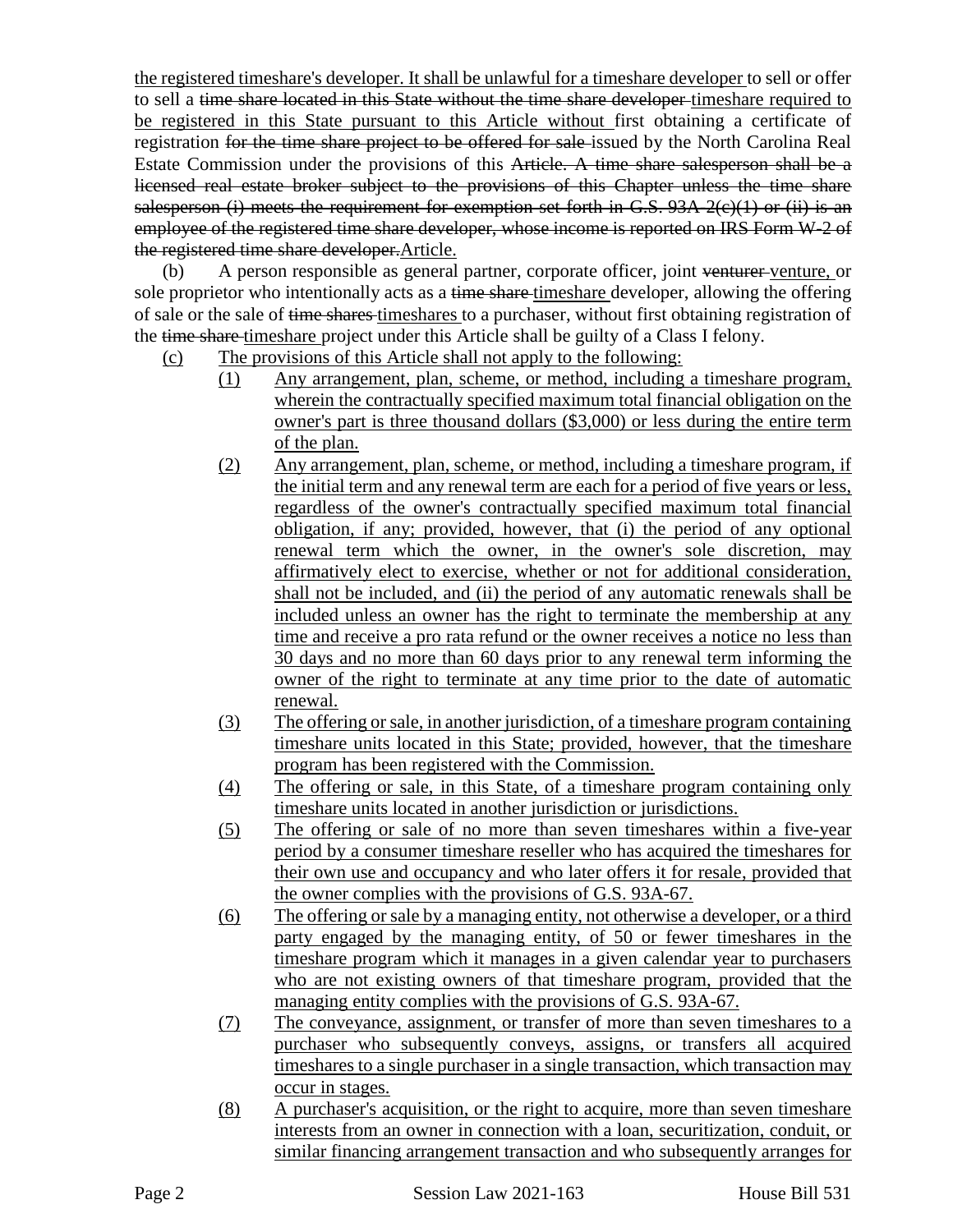the registered timeshare's developer. It shall be unlawful for a timeshare developer to sell or offer to sell a ~~time share located in this State without the time share developer~~ timeshare required to be registered in this State pursuant to this Article without first obtaining a certificate of registration ~~for the time share project to be offered for sale~~ issued by the North Carolina Real Estate Commission under the provisions of this ~~Article. A time share salesperson shall be a licensed real estate broker subject to the provisions of this Chapter unless the time share salesperson (i) meets the requirement for exemption set forth in G.S. 93A-2(c)(1) or (ii) is an employee of the registered time share developer, whose income is reported on IRS Form W-2 of the registered time share developer.~~Article.

(b) A person responsible as general partner, corporate officer, joint ~~venturer~~ venture, or sole proprietor who intentionally acts as a ~~time share~~ timeshare developer, allowing the offering of sale or the sale of ~~time shares~~ timeshares to a purchaser, without first obtaining registration of the ~~time share~~ timeshare project under this Article shall be guilty of a Class I felony.

(c) The provisions of this Article shall not apply to the following:

(1) Any arrangement, plan, scheme, or method, including a timeshare program, wherein the contractually specified maximum total financial obligation on the owner's part is three thousand dollars ($3,000) or less during the entire term of the plan.

(2) Any arrangement, plan, scheme, or method, including a timeshare program, if the initial term and any renewal term are each for a period of five years or less, regardless of the owner's contractually specified maximum total financial obligation, if any; provided, however, that (i) the period of any optional renewal term which the owner, in the owner's sole discretion, may affirmatively elect to exercise, whether or not for additional consideration, shall not be included, and (ii) the period of any automatic renewals shall be included unless an owner has the right to terminate the membership at any time and receive a pro rata refund or the owner receives a notice no less than 30 days and no more than 60 days prior to any renewal term informing the owner of the right to terminate at any time prior to the date of automatic renewal.

(3) The offering or sale, in another jurisdiction, of a timeshare program containing timeshare units located in this State; provided, however, that the timeshare program has been registered with the Commission.

(4) The offering or sale, in this State, of a timeshare program containing only timeshare units located in another jurisdiction or jurisdictions.

(5) The offering or sale of no more than seven timeshares within a five-year period by a consumer timeshare reseller who has acquired the timeshares for their own use and occupancy and who later offers it for resale, provided that the owner complies with the provisions of G.S. 93A-67.

(6) The offering or sale by a managing entity, not otherwise a developer, or a third party engaged by the managing entity, of 50 or fewer timeshares in the timeshare program which it manages in a given calendar year to purchasers who are not existing owners of that timeshare program, provided that the managing entity complies with the provisions of G.S. 93A-67.

(7) The conveyance, assignment, or transfer of more than seven timeshares to a purchaser who subsequently conveys, assigns, or transfers all acquired timeshares to a single purchaser in a single transaction, which transaction may occur in stages.

(8) A purchaser's acquisition, or the right to acquire, more than seven timeshare interests from an owner in connection with a loan, securitization, conduit, or similar financing arrangement transaction and who subsequently arranges for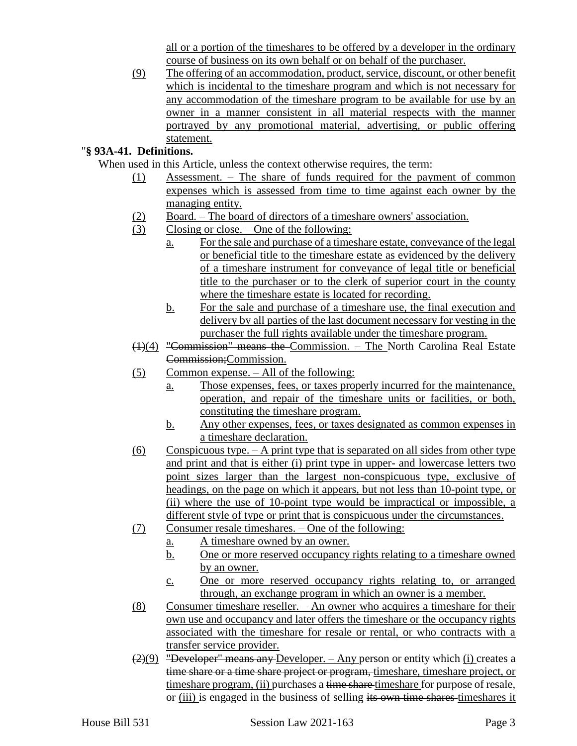all or a portion of the timeshares to be offered by a developer in the ordinary course of business on its own behalf or on behalf of the purchaser.

(9) The offering of an accommodation, product, service, discount, or other benefit which is incidental to the timeshare program and which is not necessary for any accommodation of the timeshare program to be available for use by an owner in a manner consistent in all material respects with the manner portrayed by any promotional material, advertising, or public offering statement.

"**§ 93A-41. Definitions.**

When used in this Article, unless the context otherwise requires, the term:

(1) Assessment. – The share of funds required for the payment of common expenses which is assessed from time to time against each owner by the managing entity.

(2) Board. – The board of directors of a timeshare owners' association.

(3) Closing or close. – One of the following:

a. For the sale and purchase of a timeshare estate, conveyance of the legal or beneficial title to the timeshare estate as evidenced by the delivery of a timeshare instrument for conveyance of legal title or beneficial title to the purchaser or to the clerk of superior court in the county where the timeshare estate is located for recording.

b. For the sale and purchase of a timeshare use, the final execution and delivery by all parties of the last document necessary for vesting in the purchaser the full rights available under the timeshare program.

~~(1)~~(4) ~~"Commission" means the~~ Commission. – The North Carolina Real Estate ~~Commission;~~Commission.

(5) Common expense. – All of the following:

a. Those expenses, fees, or taxes properly incurred for the maintenance, operation, and repair of the timeshare units or facilities, or both, constituting the timeshare program.

b. Any other expenses, fees, or taxes designated as common expenses in a timeshare declaration.

(6) Conspicuous type. – A print type that is separated on all sides from other type and print and that is either (i) print type in upper- and lowercase letters two point sizes larger than the largest non-conspicuous type, exclusive of headings, on the page on which it appears, but not less than 10-point type, or (ii) where the use of 10-point type would be impractical or impossible, a different style of type or print that is conspicuous under the circumstances.

(7) Consumer resale timeshares. – One of the following:

a. A timeshare owned by an owner.

b. One or more reserved occupancy rights relating to a timeshare owned by an owner.

c. One or more reserved occupancy rights relating to, or arranged through, an exchange program in which an owner is a member.

(8) Consumer timeshare reseller. – An owner who acquires a timeshare for their own use and occupancy and later offers the timeshare or the occupancy rights associated with the timeshare for resale or rental, or who contracts with a transfer service provider.

~~(2)~~(9) ~~"Developer" means any~~ Developer. – Any person or entity which (i) creates a ~~time share or a time share project or program,~~ timeshare, timeshare project, or timeshare program, (ii) purchases a ~~time share~~ timeshare for purpose of resale, or (iii) is engaged in the business of selling ~~its own time shares~~ timeshares it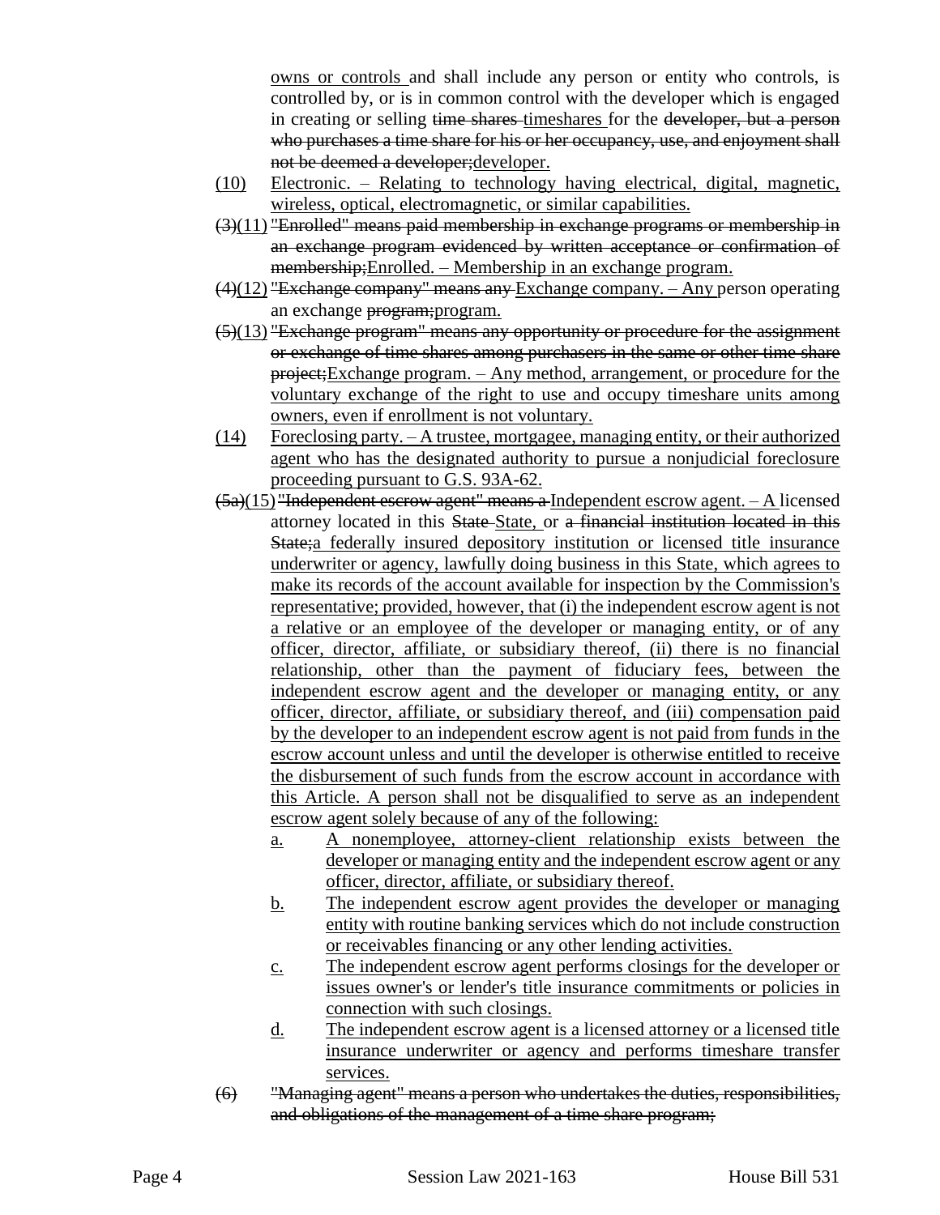<u>owns or controls</u> and shall include any person or entity who controls, is controlled by, or is in common control with the developer which is engaged in creating or selling ~~time shares~~ <u>timeshares</u> for the ~~developer, but a person who purchases a time share for his or her occupancy, use, and enjoyment shall not be deemed a developer;~~<u>developer.</u>

<u>(10) Electronic. – Relating to technology having electrical, digital, magnetic, wireless, optical, electromagnetic, or similar capabilities.</u>

~~(3)~~<u>(11)</u> ~~"Enrolled" means paid membership in exchange programs or membership in an exchange program evidenced by written acceptance or confirmation of membership;~~<u>Enrolled. – Membership in an exchange program.</u>

~~(4)~~<u>(12)</u> ~~"Exchange company" means any~~ <u>Exchange company. – Any</u> person operating an exchange ~~program;~~<u>program.</u>

~~(5)~~<u>(13)</u> ~~"Exchange program" means any opportunity or procedure for the assignment or exchange of time shares among purchasers in the same or other time share project;~~<u>Exchange program. – Any method, arrangement, or procedure for the voluntary exchange of the right to use and occupy timeshare units among owners, even if enrollment is not voluntary.</u>

<u>(14) Foreclosing party. – A trustee, mortgagee, managing entity, or their authorized agent who has the designated authority to pursue a nonjudicial foreclosure proceeding pursuant to G.S. 93A-62.</u>

~~(5a)~~<u>(15)</u> ~~"Independent escrow agent" means a~~ <u>Independent escrow agent. – A</u> licensed attorney located in this ~~State~~ <u>State,</u> or ~~a financial institution located in this State;~~<u>a federally insured depository institution or licensed title insurance underwriter or agency, lawfully doing business in this State, which agrees to make its records of the account available for inspection by the Commission's representative; provided, however, that (i) the independent escrow agent is not a relative or an employee of the developer or managing entity, or of any officer, director, affiliate, or subsidiary thereof, (ii) there is no financial relationship, other than the payment of fiduciary fees, between the independent escrow agent and the developer or managing entity, or any officer, director, affiliate, or subsidiary thereof, and (iii) compensation paid by the developer to an independent escrow agent is not paid from funds in the escrow account unless and until the developer is otherwise entitled to receive the disbursement of such funds from the escrow account in accordance with this Article. A person shall not be disqualified to serve as an independent escrow agent solely because of any of the following:</u>

<u>a. A nonemployee, attorney-client relationship exists between the developer or managing entity and the independent escrow agent or any officer, director, affiliate, or subsidiary thereof.</u>

<u>b. The independent escrow agent provides the developer or managing entity with routine banking services which do not include construction or receivables financing or any other lending activities.</u>

<u>c. The independent escrow agent performs closings for the developer or issues owner's or lender's title insurance commitments or policies in connection with such closings.</u>

<u>d. The independent escrow agent is a licensed attorney or a licensed title insurance underwriter or agency and performs timeshare transfer services.</u>

~~(6) "Managing agent" means a person who undertakes the duties, responsibilities, and obligations of the management of a time share program;~~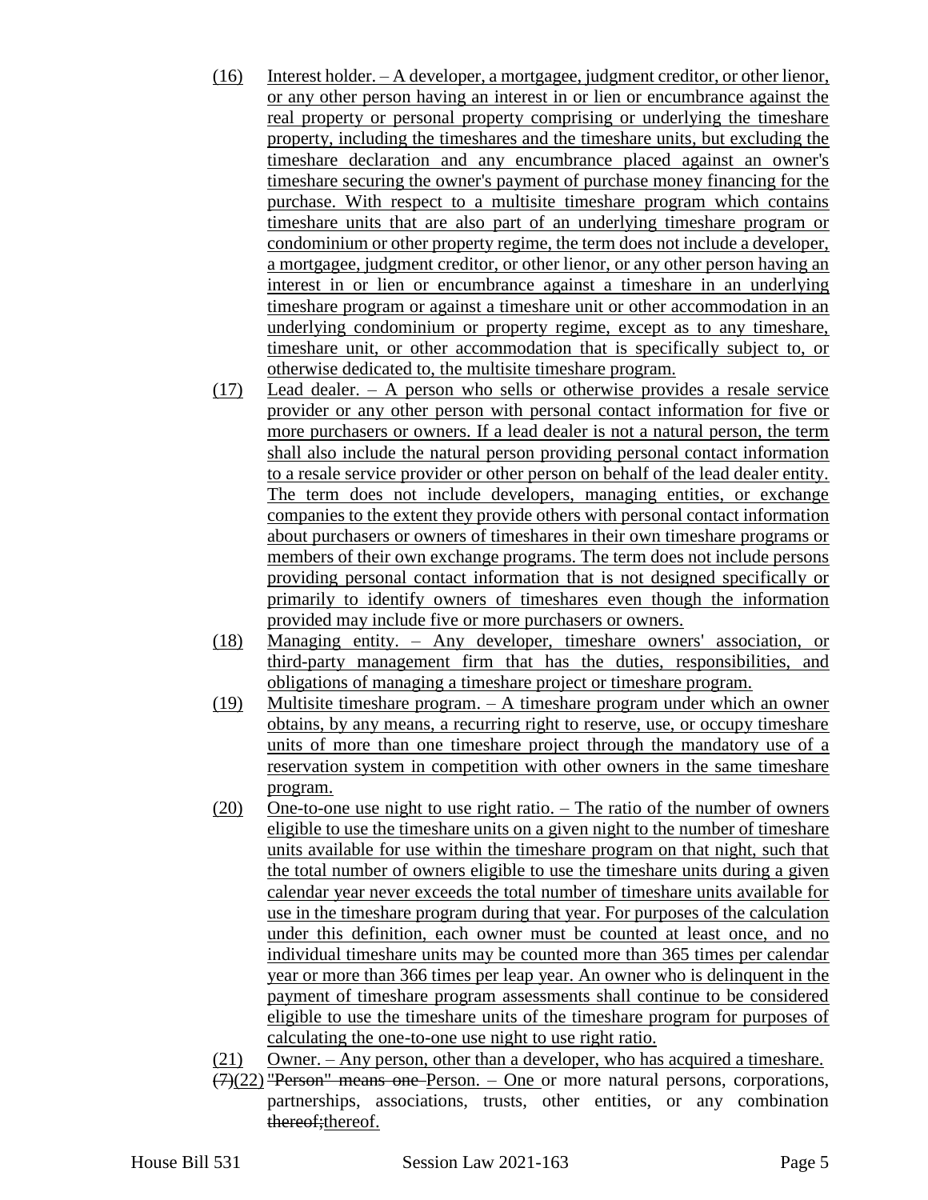(16) Interest holder. – A developer, a mortgagee, judgment creditor, or other lienor, or any other person having an interest in or lien or encumbrance against the real property or personal property comprising or underlying the timeshare property, including the timeshares and the timeshare units, but excluding the timeshare declaration and any encumbrance placed against an owner's timeshare securing the owner's payment of purchase money financing for the purchase. With respect to a multisite timeshare program which contains timeshare units that are also part of an underlying timeshare program or condominium or other property regime, the term does not include a developer, a mortgagee, judgment creditor, or other lienor, or any other person having an interest in or lien or encumbrance against a timeshare in an underlying timeshare program or against a timeshare unit or other accommodation in an underlying condominium or property regime, except as to any timeshare, timeshare unit, or other accommodation that is specifically subject to, or otherwise dedicated to, the multisite timeshare program.

(17) Lead dealer. – A person who sells or otherwise provides a resale service provider or any other person with personal contact information for five or more purchasers or owners. If a lead dealer is not a natural person, the term shall also include the natural person providing personal contact information to a resale service provider or other person on behalf of the lead dealer entity. The term does not include developers, managing entities, or exchange companies to the extent they provide others with personal contact information about purchasers or owners of timeshares in their own timeshare programs or members of their own exchange programs. The term does not include persons providing personal contact information that is not designed specifically or primarily to identify owners of timeshares even though the information provided may include five or more purchasers or owners.

(18) Managing entity. – Any developer, timeshare owners' association, or third-party management firm that has the duties, responsibilities, and obligations of managing a timeshare project or timeshare program.

(19) Multisite timeshare program. – A timeshare program under which an owner obtains, by any means, a recurring right to reserve, use, or occupy timeshare units of more than one timeshare project through the mandatory use of a reservation system in competition with other owners in the same timeshare program.

(20) One-to-one use night to use right ratio. – The ratio of the number of owners eligible to use the timeshare units on a given night to the number of timeshare units available for use within the timeshare program on that night, such that the total number of owners eligible to use the timeshare units during a given calendar year never exceeds the total number of timeshare units available for use in the timeshare program during that year. For purposes of the calculation under this definition, each owner must be counted at least once, and no individual timeshare units may be counted more than 365 times per calendar year or more than 366 times per leap year. An owner who is delinquent in the payment of timeshare program assessments shall continue to be considered eligible to use the timeshare units of the timeshare program for purposes of calculating the one-to-one use night to use right ratio.

(21) Owner. – Any person, other than a developer, who has acquired a timeshare.

~~(7)~~(22) ~~"Person" means one~~ Person. – One or more natural persons, corporations, partnerships, associations, trusts, other entities, or any combination ~~thereof;~~thereof.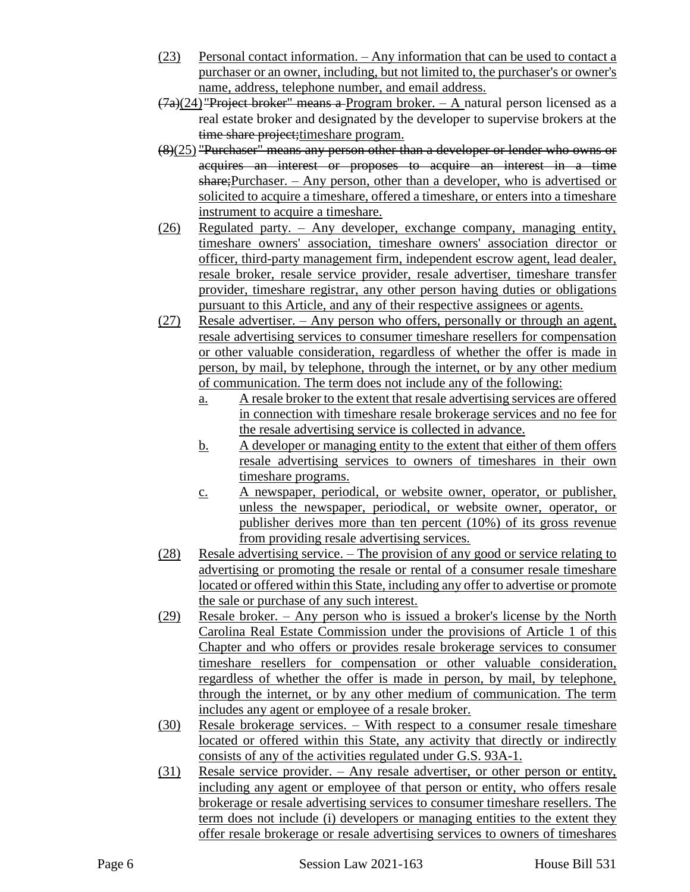(23) Personal contact information. – Any information that can be used to contact a purchaser or an owner, including, but not limited to, the purchaser's or owner's name, address, telephone number, and email address.

~~(7a)~~(24) ~~"Project broker" means a~~ Program broker. – A natural person licensed as a real estate broker and designated by the developer to supervise brokers at the ~~time share project;~~timeshare program.

~~(8)~~(25) ~~"Purchaser" means any person other than a developer or lender who owns or acquires an interest or proposes to acquire an interest in a time share;~~Purchaser. – Any person, other than a developer, who is advertised or solicited to acquire a timeshare, offered a timeshare, or enters into a timeshare instrument to acquire a timeshare.

(26) Regulated party. – Any developer, exchange company, managing entity, timeshare owners' association, timeshare owners' association director or officer, third-party management firm, independent escrow agent, lead dealer, resale broker, resale service provider, resale advertiser, timeshare transfer provider, timeshare registrar, any other person having duties or obligations pursuant to this Article, and any of their respective assignees or agents.

(27) Resale advertiser. – Any person who offers, personally or through an agent, resale advertising services to consumer timeshare resellers for compensation or other valuable consideration, regardless of whether the offer is made in person, by mail, by telephone, through the internet, or by any other medium of communication. The term does not include any of the following:

a. A resale broker to the extent that resale advertising services are offered in connection with timeshare resale brokerage services and no fee for the resale advertising service is collected in advance.

b. A developer or managing entity to the extent that either of them offers resale advertising services to owners of timeshares in their own timeshare programs.

c. A newspaper, periodical, or website owner, operator, or publisher, unless the newspaper, periodical, or website owner, operator, or publisher derives more than ten percent (10%) of its gross revenue from providing resale advertising services.

(28) Resale advertising service. – The provision of any good or service relating to advertising or promoting the resale or rental of a consumer resale timeshare located or offered within this State, including any offer to advertise or promote the sale or purchase of any such interest.

(29) Resale broker. – Any person who is issued a broker's license by the North Carolina Real Estate Commission under the provisions of Article 1 of this Chapter and who offers or provides resale brokerage services to consumer timeshare resellers for compensation or other valuable consideration, regardless of whether the offer is made in person, by mail, by telephone, through the internet, or by any other medium of communication. The term includes any agent or employee of a resale broker.

(30) Resale brokerage services. – With respect to a consumer resale timeshare located or offered within this State, any activity that directly or indirectly consists of any of the activities regulated under G.S. 93A-1.

(31) Resale service provider. – Any resale advertiser, or other person or entity, including any agent or employee of that person or entity, who offers resale brokerage or resale advertising services to consumer timeshare resellers. The term does not include (i) developers or managing entities to the extent they offer resale brokerage or resale advertising services to owners of timeshares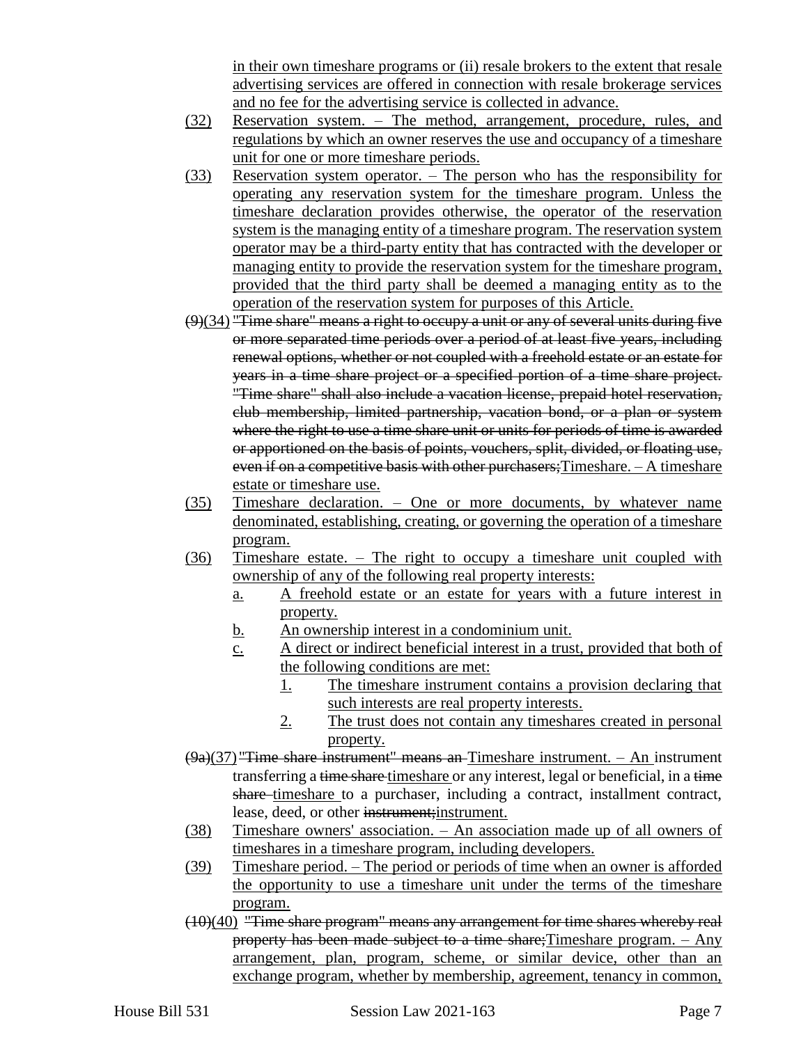in their own timeshare programs or (ii) resale brokers to the extent that resale advertising services are offered in connection with resale brokerage services and no fee for the advertising service is collected in advance.

(32) Reservation system. – The method, arrangement, procedure, rules, and regulations by which an owner reserves the use and occupancy of a timeshare unit for one or more timeshare periods.

(33) Reservation system operator. – The person who has the responsibility for operating any reservation system for the timeshare program. Unless the timeshare declaration provides otherwise, the operator of the reservation system is the managing entity of a timeshare program. The reservation system operator may be a third-party entity that has contracted with the developer or managing entity to provide the reservation system for the timeshare program, provided that the third party shall be deemed a managing entity as to the operation of the reservation system for purposes of this Article.

~~(9)~~(34) ~~"Time share" means a right to occupy a unit or any of several units during five or more separated time periods over a period of at least five years, including renewal options, whether or not coupled with a freehold estate or an estate for years in a time share project or a specified portion of a time share project. "Time share" shall also include a vacation license, prepaid hotel reservation, club membership, limited partnership, vacation bond, or a plan or system where the right to use a time share unit or units for periods of time is awarded or apportioned on the basis of points, vouchers, split, divided, or floating use, even if on a competitive basis with other purchasers;~~Timeshare. – A timeshare estate or timeshare use.

(35) Timeshare declaration. – One or more documents, by whatever name denominated, establishing, creating, or governing the operation of a timeshare program.

(36) Timeshare estate. – The right to occupy a timeshare unit coupled with ownership of any of the following real property interests:

a. A freehold estate or an estate for years with a future interest in property.

b. An ownership interest in a condominium unit.

c. A direct or indirect beneficial interest in a trust, provided that both of the following conditions are met:

1. The timeshare instrument contains a provision declaring that such interests are real property interests.

2. The trust does not contain any timeshares created in personal property.

~~(9a)~~(37) ~~"Time share instrument" means an~~ Timeshare instrument. – An instrument transferring a ~~time share~~ timeshare or any interest, legal or beneficial, in a ~~time share~~ timeshare to a purchaser, including a contract, installment contract, lease, deed, or other ~~instrument;~~instrument.

(38) Timeshare owners' association. – An association made up of all owners of timeshares in a timeshare program, including developers.

(39) Timeshare period. – The period or periods of time when an owner is afforded the opportunity to use a timeshare unit under the terms of the timeshare program.

~~(10)~~(40) ~~"Time share program" means any arrangement for time shares whereby real property has been made subject to a time share;~~Timeshare program. – Any arrangement, plan, program, scheme, or similar device, other than an exchange program, whether by membership, agreement, tenancy in common,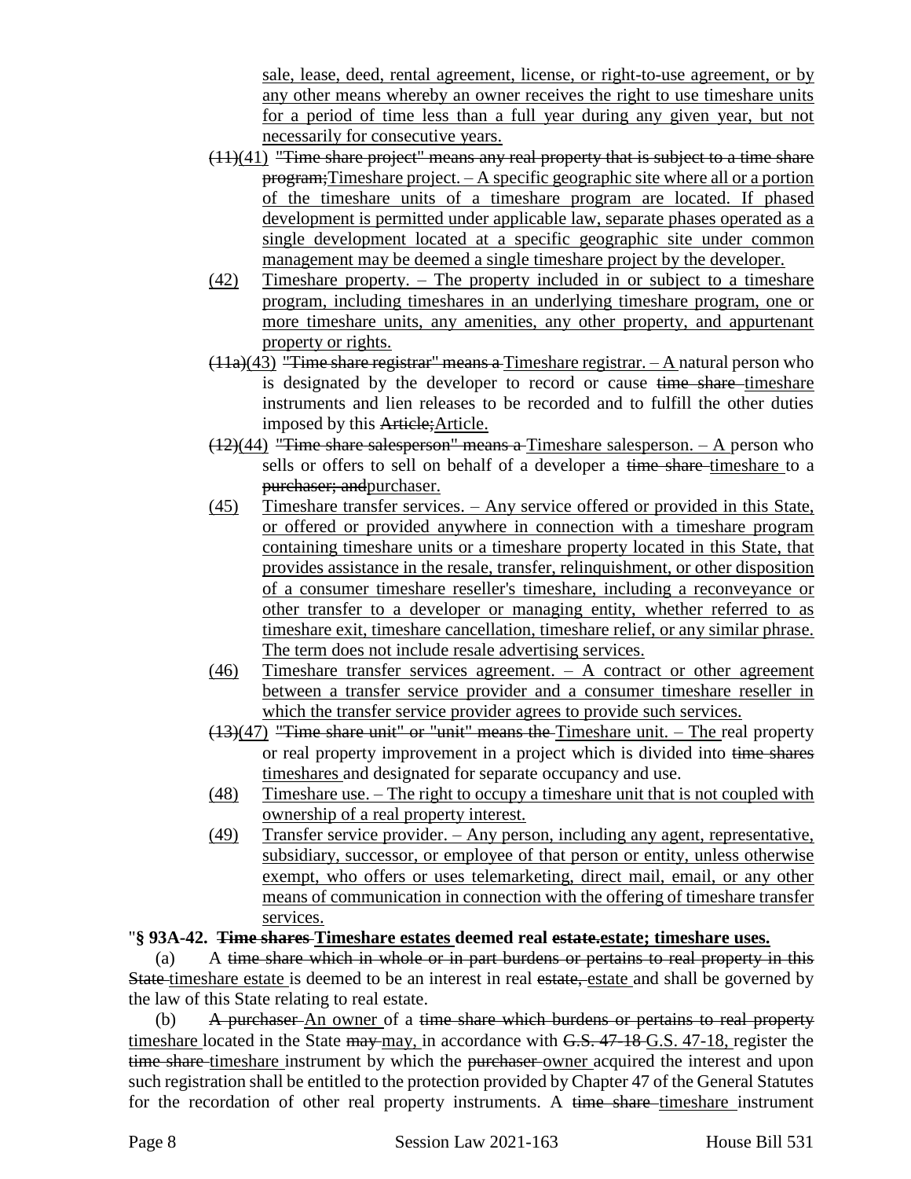sale, lease, deed, rental agreement, license, or right-to-use agreement, or by any other means whereby an owner receives the right to use timeshare units for a period of time less than a full year during any given year, but not necessarily for consecutive years.

(11)(41) "Time share project" means any real property that is subject to a time share program;Timeshare project. – A specific geographic site where all or a portion of the timeshare units of a timeshare program are located. If phased development is permitted under applicable law, separate phases operated as a single development located at a specific geographic site under common management may be deemed a single timeshare project by the developer.

(42) Timeshare property. – The property included in or subject to a timeshare program, including timeshares in an underlying timeshare program, one or more timeshare units, any amenities, any other property, and appurtenant property or rights.

(11a)(43) "Time share registrar" means a Timeshare registrar. – A natural person who is designated by the developer to record or cause time share timeshare instruments and lien releases to be recorded and to fulfill the other duties imposed by this Article;Article.

(12)(44) "Time share salesperson" means a Timeshare salesperson. – A person who sells or offers to sell on behalf of a developer a time share timeshare to a purchaser; andpurchaser.

(45) Timeshare transfer services. – Any service offered or provided in this State, or offered or provided anywhere in connection with a timeshare program containing timeshare units or a timeshare property located in this State, that provides assistance in the resale, transfer, relinquishment, or other disposition of a consumer timeshare reseller's timeshare, including a reconveyance or other transfer to a developer or managing entity, whether referred to as timeshare exit, timeshare cancellation, timeshare relief, or any similar phrase. The term does not include resale advertising services.

(46) Timeshare transfer services agreement. – A contract or other agreement between a transfer service provider and a consumer timeshare reseller in which the transfer service provider agrees to provide such services.

(13)(47) "Time share unit" or "unit" means the Timeshare unit. – The real property or real property improvement in a project which is divided into time shares timeshares and designated for separate occupancy and use.

(48) Timeshare use. – The right to occupy a timeshare unit that is not coupled with ownership of a real property interest.

(49) Transfer service provider. – Any person, including any agent, representative, subsidiary, successor, or employee of that person or entity, unless otherwise exempt, who offers or uses telemarketing, direct mail, email, or any other means of communication in connection with the offering of timeshare transfer services.

"**§ 93A-42. Time shares Timeshare estates deemed real estate.estate; timeshare uses.**

(a) A time share which in whole or in part burdens or pertains to real property in this State timeshare estate is deemed to be an interest in real estate, estate and shall be governed by the law of this State relating to real estate.

(b) A purchaser An owner of a time share which burdens or pertains to real property timeshare located in the State may may, in accordance with G.S. 47-18 G.S. 47-18, register the time share timeshare instrument by which the purchaser owner acquired the interest and upon such registration shall be entitled to the protection provided by Chapter 47 of the General Statutes for the recordation of other real property instruments. A time share timeshare instrument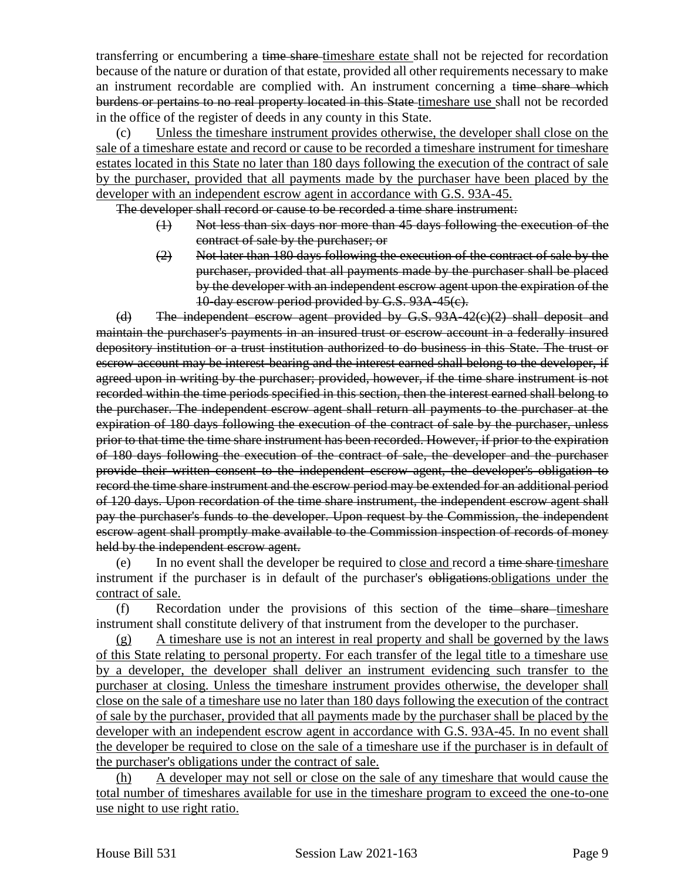transferring or encumbering a ~~time share~~ <u>timeshare estate</u> shall not be rejected for recordation because of the nature or duration of that estate, provided all other requirements necessary to make an instrument recordable are complied with. An instrument concerning a ~~time share which burdens or pertains to no real property located in this State~~ <u>timeshare use</u> shall not be recorded in the office of the register of deeds in any county in this State.

(c) <u>Unless the timeshare instrument provides otherwise, the developer shall close on the sale of a timeshare estate and record or cause to be recorded a timeshare instrument for timeshare estates located in this State no later than 180 days following the execution of the contract of sale by the purchaser, provided that all payments made by the purchaser have been placed by the developer with an independent escrow agent in accordance with G.S. 93A-45.</u>

~~The developer shall record or cause to be recorded a time share instrument:~~

- ~~(1) Not less than six days nor more than 45 days following the execution of the contract of sale by the purchaser; or~~
- ~~(2) Not later than 180 days following the execution of the contract of sale by the purchaser, provided that all payments made by the purchaser shall be placed by the developer with an independent escrow agent upon the expiration of the 10-day escrow period provided by G.S. 93A-45(c).~~

~~(d) The independent escrow agent provided by G.S. 93A-42(c)(2) shall deposit and maintain the purchaser's payments in an insured trust or escrow account in a federally insured depository institution or a trust institution authorized to do business in this State. The trust or escrow account may be interest-bearing and the interest earned shall belong to the developer, if agreed upon in writing by the purchaser; provided, however, if the time share instrument is not recorded within the time periods specified in this section, then the interest earned shall belong to the purchaser. The independent escrow agent shall return all payments to the purchaser at the expiration of 180 days following the execution of the contract of sale by the purchaser, unless prior to that time the time share instrument has been recorded. However, if prior to the expiration of 180 days following the execution of the contract of sale, the developer and the purchaser provide their written consent to the independent escrow agent, the developer's obligation to record the time share instrument and the escrow period may be extended for an additional period of 120 days. Upon recordation of the time share instrument, the independent escrow agent shall pay the purchaser's funds to the developer. Upon request by the Commission, the independent escrow agent shall promptly make available to the Commission inspection of records of money held by the independent escrow agent.~~

(e) In no event shall the developer be required to <u>close and</u> record a ~~time share~~ <u>timeshare</u> instrument if the purchaser is in default of the purchaser's ~~obligations.~~<u>obligations under the contract of sale.</u>

(f) Recordation under the provisions of this section of the ~~time share~~ <u>timeshare</u> instrument shall constitute delivery of that instrument from the developer to the purchaser.

<u>(g) A timeshare use is not an interest in real property and shall be governed by the laws of this State relating to personal property. For each transfer of the legal title to a timeshare use by a developer, the developer shall deliver an instrument evidencing such transfer to the purchaser at closing. Unless the timeshare instrument provides otherwise, the developer shall close on the sale of a timeshare use no later than 180 days following the execution of the contract of sale by the purchaser, provided that all payments made by the purchaser shall be placed by the developer with an independent escrow agent in accordance with G.S. 93A-45. In no event shall the developer be required to close on the sale of a timeshare use if the purchaser is in default of the purchaser's obligations under the contract of sale.</u>

<u>(h) A developer may not sell or close on the sale of any timeshare that would cause the total number of timeshares available for use in the timeshare program to exceed the one-to-one use night to use right ratio.</u>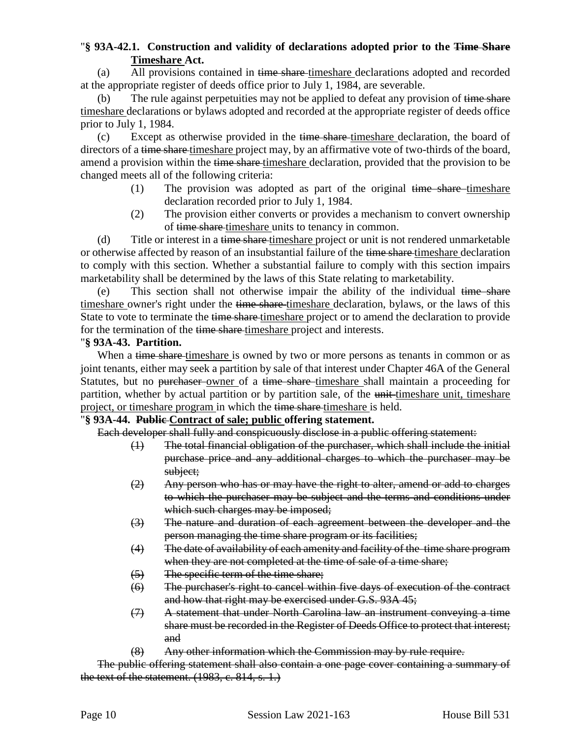"**§ 93A-42.1. Construction and validity of declarations adopted prior to the ~~Time Share~~ <u>Timeshare</u> Act.**

(a) All provisions contained in ~~time share~~ <u>timeshare</u> declarations adopted and recorded at the appropriate register of deeds office prior to July 1, 1984, are severable.

(b) The rule against perpetuities may not be applied to defeat any provision of ~~time share~~ <u>timeshare</u> declarations or bylaws adopted and recorded at the appropriate register of deeds office prior to July 1, 1984.

(c) Except as otherwise provided in the ~~time share~~ <u>timeshare</u> declaration, the board of directors of a ~~time share~~ <u>timeshare</u> project may, by an affirmative vote of two-thirds of the board, amend a provision within the ~~time share~~ <u>timeshare</u> declaration, provided that the provision to be changed meets all of the following criteria:

(1) The provision was adopted as part of the original ~~time share~~ <u>timeshare</u> declaration recorded prior to July 1, 1984.

(2) The provision either converts or provides a mechanism to convert ownership of ~~time share~~ <u>timeshare</u> units to tenancy in common.

(d) Title or interest in a ~~time share~~ <u>timeshare</u> project or unit is not rendered unmarketable or otherwise affected by reason of an insubstantial failure of the ~~time share~~ <u>timeshare</u> declaration to comply with this section. Whether a substantial failure to comply with this section impairs marketability shall be determined by the laws of this State relating to marketability.

(e) This section shall not otherwise impair the ability of the individual ~~time share~~ <u>timeshare</u> owner's right under the ~~time share~~ <u>timeshare</u> declaration, bylaws, or the laws of this State to vote to terminate the ~~time share~~ <u>timeshare</u> project or to amend the declaration to provide for the termination of the ~~time share~~ <u>timeshare</u> project and interests.

"**§ 93A-43. Partition.**

When a ~~time share~~ <u>timeshare</u> is owned by two or more persons as tenants in common or as joint tenants, either may seek a partition by sale of that interest under Chapter 46A of the General Statutes, but no ~~purchaser~~ <u>owner</u> of a ~~time share~~ <u>timeshare</u> shall maintain a proceeding for partition, whether by actual partition or by partition sale, of the ~~unit~~ <u>timeshare unit, timeshare project, or timeshare program</u> in which the ~~time share~~ <u>timeshare</u> is held.

"**§ 93A-44. ~~Public~~ <u>Contract of sale; public</u> offering statement.**

~~Each developer shall fully and conspicuously disclose in a public offering statement:~~

~~(1) The total financial obligation of the purchaser, which shall include the initial purchase price and any additional charges to which the purchaser may be subject;~~

~~(2) Any person who has or may have the right to alter, amend or add to charges to which the purchaser may be subject and the terms and conditions under which such charges may be imposed;~~

~~(3) The nature and duration of each agreement between the developer and the person managing the time share program or its facilities;~~

~~(4) The date of availability of each amenity and facility of the time share program when they are not completed at the time of sale of a time share;~~

~~(5) The specific term of the time share;~~

~~(6) The purchaser's right to cancel within five days of execution of the contract and how that right may be exercised under G.S. 93A-45;~~

~~(7) A statement that under North Carolina law an instrument conveying a time share must be recorded in the Register of Deeds Office to protect that interest; and~~

~~(8) Any other information which the Commission may by rule require.~~

~~The public offering statement shall also contain a one page cover containing a summary of the text of the statement. (1983, c. 814, s. 1.)~~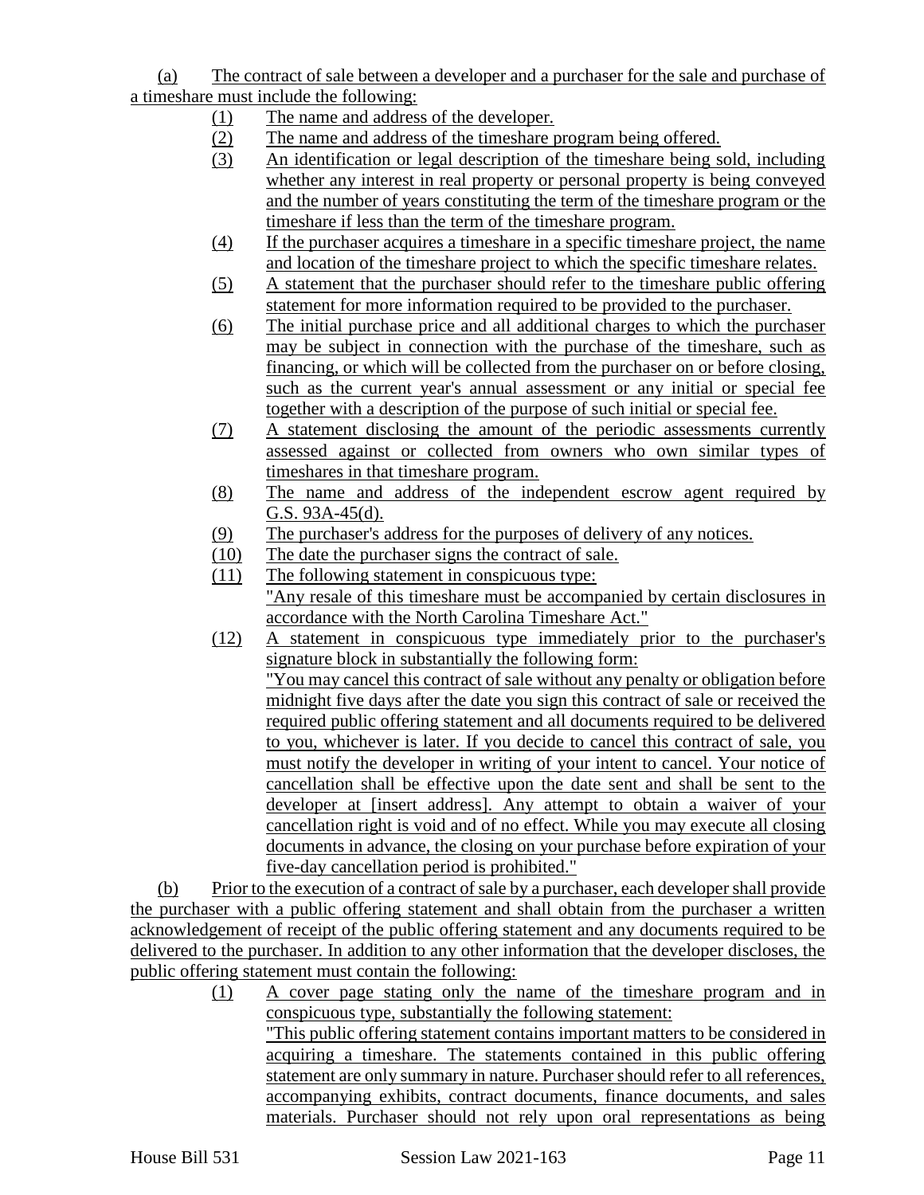(a) The contract of sale between a developer and a purchaser for the sale and purchase of a timeshare must include the following:

(1) The name and address of the developer.

(2) The name and address of the timeshare program being offered.

(3) An identification or legal description of the timeshare being sold, including whether any interest in real property or personal property is being conveyed and the number of years constituting the term of the timeshare program or the timeshare if less than the term of the timeshare program.

(4) If the purchaser acquires a timeshare in a specific timeshare project, the name and location of the timeshare project to which the specific timeshare relates.

(5) A statement that the purchaser should refer to the timeshare public offering statement for more information required to be provided to the purchaser.

(6) The initial purchase price and all additional charges to which the purchaser may be subject in connection with the purchase of the timeshare, such as financing, or which will be collected from the purchaser on or before closing, such as the current year's annual assessment or any initial or special fee together with a description of the purpose of such initial or special fee.

(7) A statement disclosing the amount of the periodic assessments currently assessed against or collected from owners who own similar types of timeshares in that timeshare program.

(8) The name and address of the independent escrow agent required by G.S. 93A-45(d).

(9) The purchaser's address for the purposes of delivery of any notices.

(10) The date the purchaser signs the contract of sale.

(11) The following statement in conspicuous type:
"Any resale of this timeshare must be accompanied by certain disclosures in accordance with the North Carolina Timeshare Act."

(12) A statement in conspicuous type immediately prior to the purchaser's signature block in substantially the following form:
"You may cancel this contract of sale without any penalty or obligation before midnight five days after the date you sign this contract of sale or received the required public offering statement and all documents required to be delivered to you, whichever is later. If you decide to cancel this contract of sale, you must notify the developer in writing of your intent to cancel. Your notice of cancellation shall be effective upon the date sent and shall be sent to the developer at [insert address]. Any attempt to obtain a waiver of your cancellation right is void and of no effect. While you may execute all closing documents in advance, the closing on your purchase before expiration of your five-day cancellation period is prohibited."

(b) Prior to the execution of a contract of sale by a purchaser, each developer shall provide the purchaser with a public offering statement and shall obtain from the purchaser a written acknowledgement of receipt of the public offering statement and any documents required to be delivered to the purchaser. In addition to any other information that the developer discloses, the public offering statement must contain the following:

(1) A cover page stating only the name of the timeshare program and in conspicuous type, substantially the following statement:
"This public offering statement contains important matters to be considered in acquiring a timeshare. The statements contained in this public offering statement are only summary in nature. Purchaser should refer to all references, accompanying exhibits, contract documents, finance documents, and sales materials. Purchaser should not rely upon oral representations as being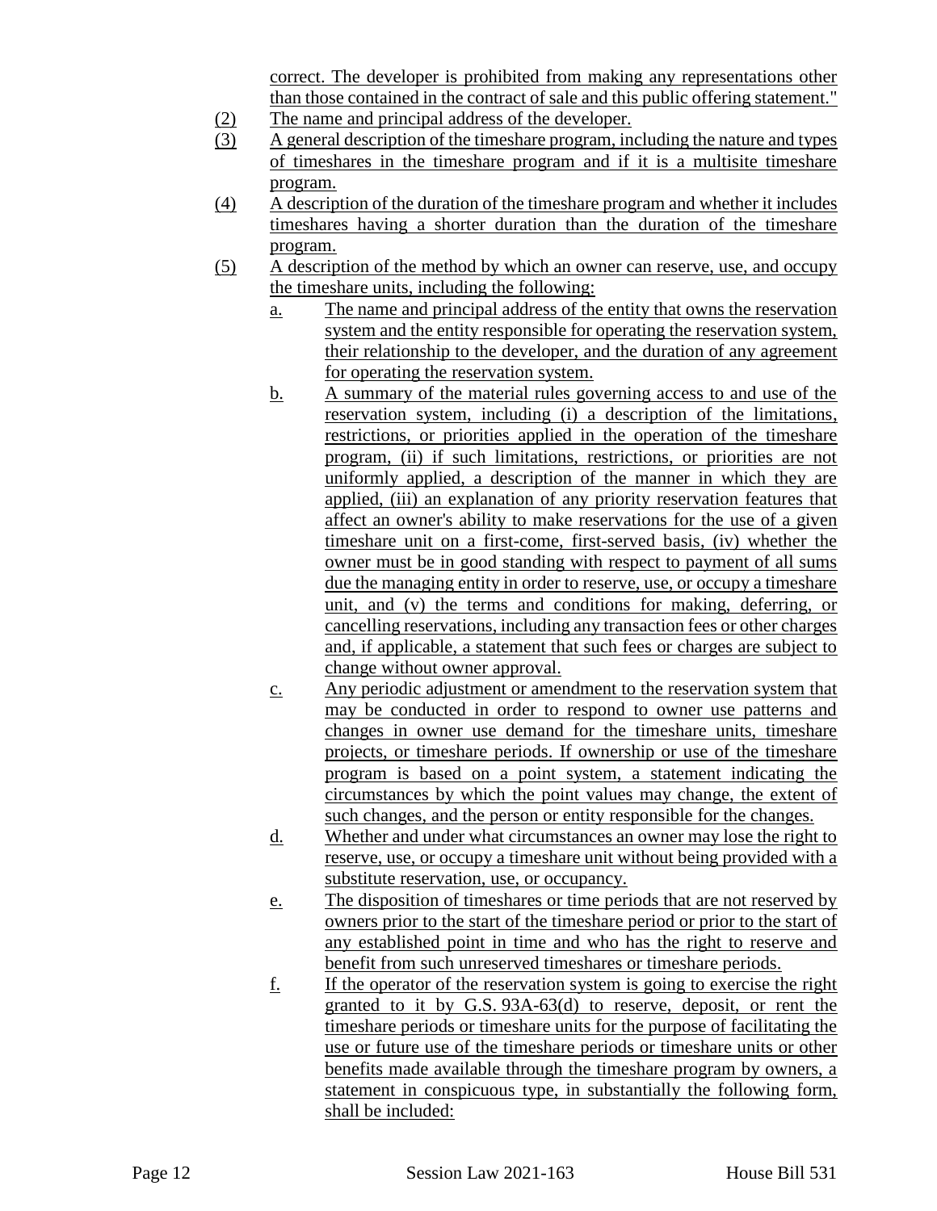correct. The developer is prohibited from making any representations other than those contained in the contract of sale and this public offering statement."

(2) The name and principal address of the developer.

(3) A general description of the timeshare program, including the nature and types of timeshares in the timeshare program and if it is a multisite timeshare program.

(4) A description of the duration of the timeshare program and whether it includes timeshares having a shorter duration than the duration of the timeshare program.

(5) A description of the method by which an owner can reserve, use, and occupy the timeshare units, including the following:

   a. The name and principal address of the entity that owns the reservation system and the entity responsible for operating the reservation system, their relationship to the developer, and the duration of any agreement for operating the reservation system.

   b. A summary of the material rules governing access to and use of the reservation system, including (i) a description of the limitations, restrictions, or priorities applied in the operation of the timeshare program, (ii) if such limitations, restrictions, or priorities are not uniformly applied, a description of the manner in which they are applied, (iii) an explanation of any priority reservation features that affect an owner's ability to make reservations for the use of a given timeshare unit on a first-come, first-served basis, (iv) whether the owner must be in good standing with respect to payment of all sums due the managing entity in order to reserve, use, or occupy a timeshare unit, and (v) the terms and conditions for making, deferring, or cancelling reservations, including any transaction fees or other charges and, if applicable, a statement that such fees or charges are subject to change without owner approval.

   c. Any periodic adjustment or amendment to the reservation system that may be conducted in order to respond to owner use patterns and changes in owner use demand for the timeshare units, timeshare projects, or timeshare periods. If ownership or use of the timeshare program is based on a point system, a statement indicating the circumstances by which the point values may change, the extent of such changes, and the person or entity responsible for the changes.

   d. Whether and under what circumstances an owner may lose the right to reserve, use, or occupy a timeshare unit without being provided with a substitute reservation, use, or occupancy.

   e. The disposition of timeshares or time periods that are not reserved by owners prior to the start of the timeshare period or prior to the start of any established point in time and who has the right to reserve and benefit from such unreserved timeshares or timeshare periods.

   f. If the operator of the reservation system is going to exercise the right granted to it by G.S. 93A-63(d) to reserve, deposit, or rent the timeshare periods or timeshare units for the purpose of facilitating the use or future use of the timeshare periods or timeshare units or other benefits made available through the timeshare program by owners, a statement in conspicuous type, in substantially the following form, shall be included: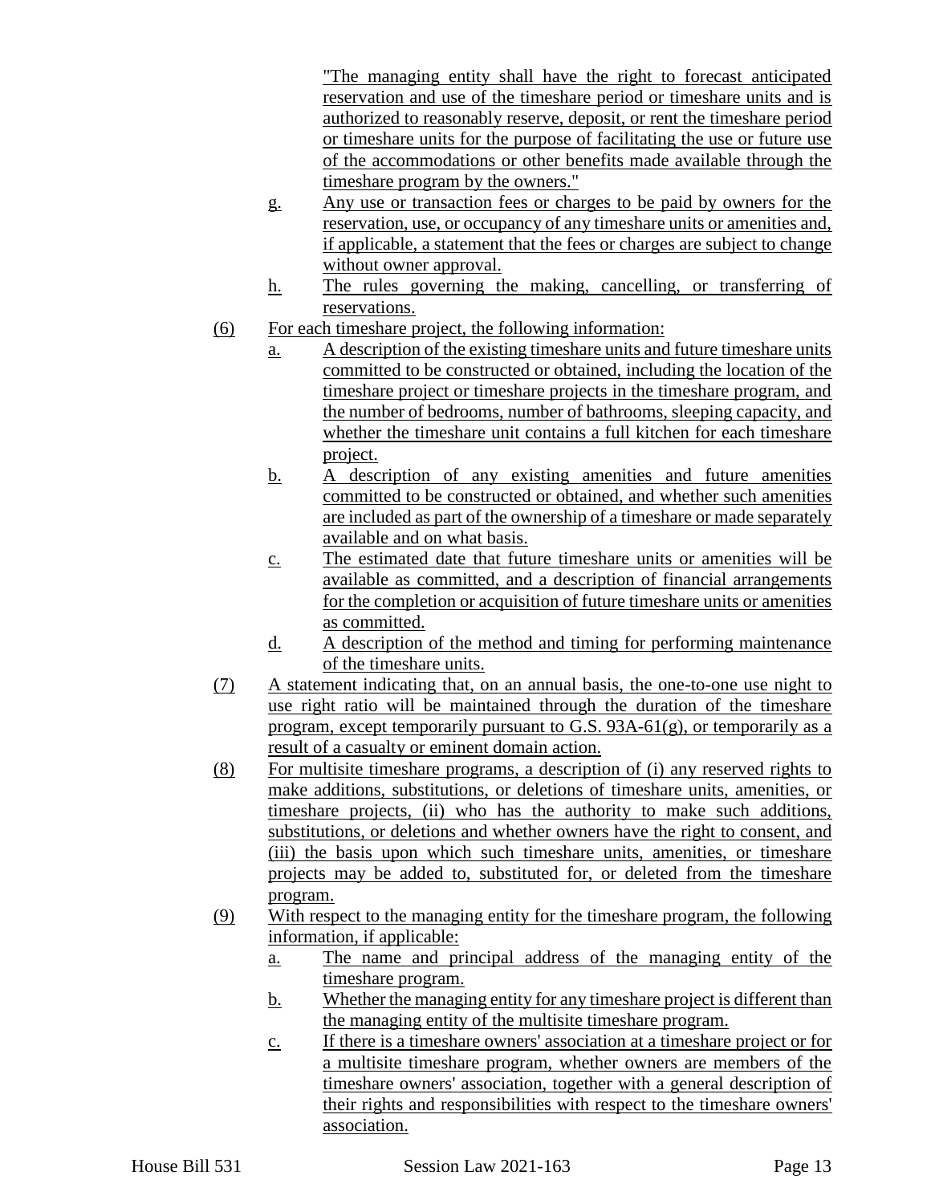"The managing entity shall have the right to forecast anticipated reservation and use of the timeshare period or timeshare units and is authorized to reasonably reserve, deposit, or rent the timeshare period or timeshare units for the purpose of facilitating the use or future use of the accommodations or other benefits made available through the timeshare program by the owners."

g. Any use or transaction fees or charges to be paid by owners for the reservation, use, or occupancy of any timeshare units or amenities and, if applicable, a statement that the fees or charges are subject to change without owner approval.

h. The rules governing the making, cancelling, or transferring of reservations.

(6) For each timeshare project, the following information:

a. A description of the existing timeshare units and future timeshare units committed to be constructed or obtained, including the location of the timeshare project or timeshare projects in the timeshare program, and the number of bedrooms, number of bathrooms, sleeping capacity, and whether the timeshare unit contains a full kitchen for each timeshare project.

b. A description of any existing amenities and future amenities committed to be constructed or obtained, and whether such amenities are included as part of the ownership of a timeshare or made separately available and on what basis.

c. The estimated date that future timeshare units or amenities will be available as committed, and a description of financial arrangements for the completion or acquisition of future timeshare units or amenities as committed.

d. A description of the method and timing for performing maintenance of the timeshare units.

(7) A statement indicating that, on an annual basis, the one-to-one use night to use right ratio will be maintained through the duration of the timeshare program, except temporarily pursuant to G.S. 93A-61(g), or temporarily as a result of a casualty or eminent domain action.

(8) For multisite timeshare programs, a description of (i) any reserved rights to make additions, substitutions, or deletions of timeshare units, amenities, or timeshare projects, (ii) who has the authority to make such additions, substitutions, or deletions and whether owners have the right to consent, and (iii) the basis upon which such timeshare units, amenities, or timeshare projects may be added to, substituted for, or deleted from the timeshare program.

(9) With respect to the managing entity for the timeshare program, the following information, if applicable:

a. The name and principal address of the managing entity of the timeshare program.

b. Whether the managing entity for any timeshare project is different than the managing entity of the multisite timeshare program.

c. If there is a timeshare owners' association at a timeshare project or for a multisite timeshare program, whether owners are members of the timeshare owners' association, together with a general description of their rights and responsibilities with respect to the timeshare owners' association.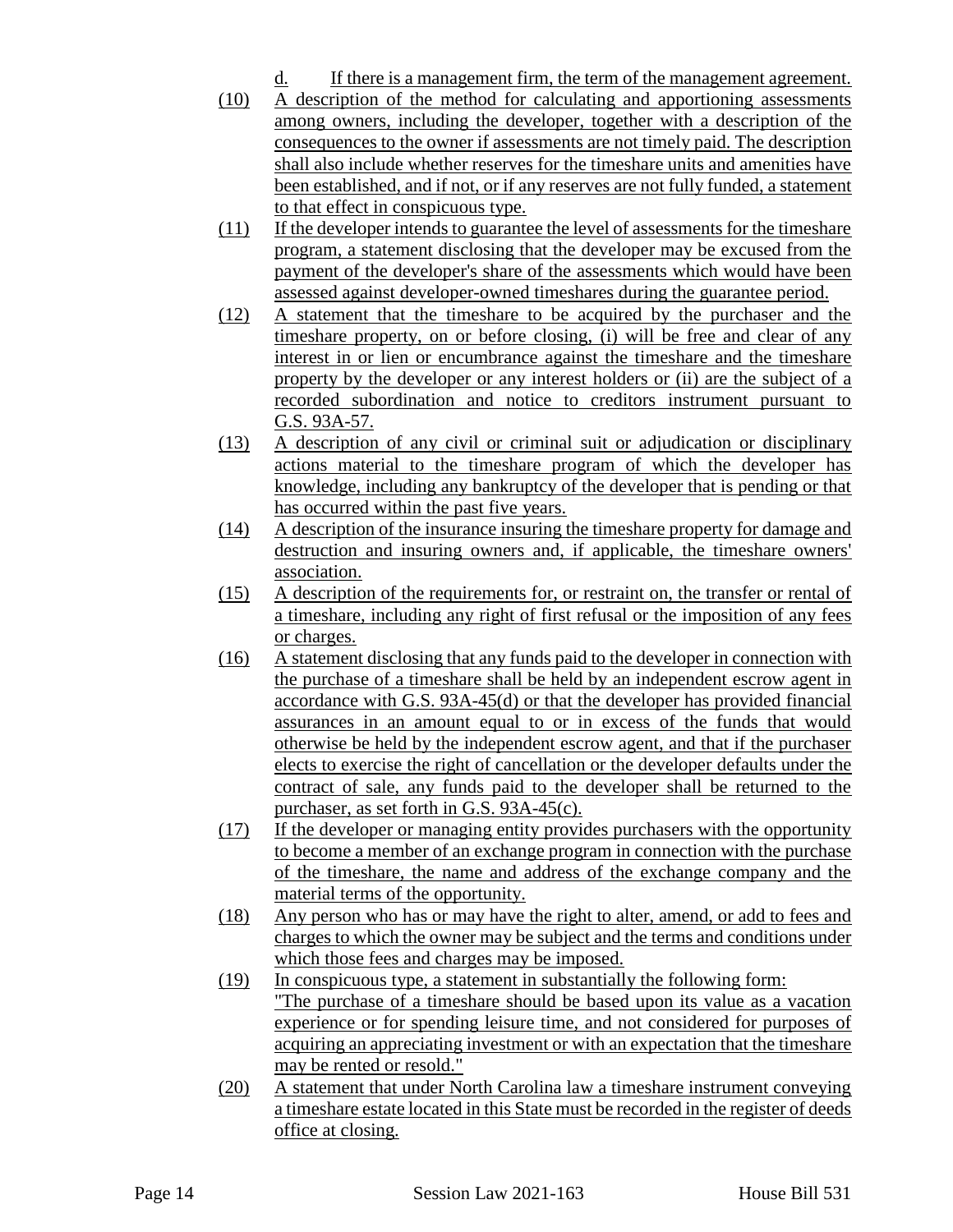d. If there is a management firm, the term of the management agreement.

(10) A description of the method for calculating and apportioning assessments among owners, including the developer, together with a description of the consequences to the owner if assessments are not timely paid. The description shall also include whether reserves for the timeshare units and amenities have been established, and if not, or if any reserves are not fully funded, a statement to that effect in conspicuous type.

(11) If the developer intends to guarantee the level of assessments for the timeshare program, a statement disclosing that the developer may be excused from the payment of the developer's share of the assessments which would have been assessed against developer-owned timeshares during the guarantee period.

(12) A statement that the timeshare to be acquired by the purchaser and the timeshare property, on or before closing, (i) will be free and clear of any interest in or lien or encumbrance against the timeshare and the timeshare property by the developer or any interest holders or (ii) are the subject of a recorded subordination and notice to creditors instrument pursuant to G.S. 93A-57.

(13) A description of any civil or criminal suit or adjudication or disciplinary actions material to the timeshare program of which the developer has knowledge, including any bankruptcy of the developer that is pending or that has occurred within the past five years.

(14) A description of the insurance insuring the timeshare property for damage and destruction and insuring owners and, if applicable, the timeshare owners' association.

(15) A description of the requirements for, or restraint on, the transfer or rental of a timeshare, including any right of first refusal or the imposition of any fees or charges.

(16) A statement disclosing that any funds paid to the developer in connection with the purchase of a timeshare shall be held by an independent escrow agent in accordance with G.S. 93A-45(d) or that the developer has provided financial assurances in an amount equal to or in excess of the funds that would otherwise be held by the independent escrow agent, and that if the purchaser elects to exercise the right of cancellation or the developer defaults under the contract of sale, any funds paid to the developer shall be returned to the purchaser, as set forth in G.S. 93A-45(c).

(17) If the developer or managing entity provides purchasers with the opportunity to become a member of an exchange program in connection with the purchase of the timeshare, the name and address of the exchange company and the material terms of the opportunity.

(18) Any person who has or may have the right to alter, amend, or add to fees and charges to which the owner may be subject and the terms and conditions under which those fees and charges may be imposed.

(19) In conspicuous type, a statement in substantially the following form:
"The purchase of a timeshare should be based upon its value as a vacation experience or for spending leisure time, and not considered for purposes of acquiring an appreciating investment or with an expectation that the timeshare may be rented or resold."

(20) A statement that under North Carolina law a timeshare instrument conveying a timeshare estate located in this State must be recorded in the register of deeds office at closing.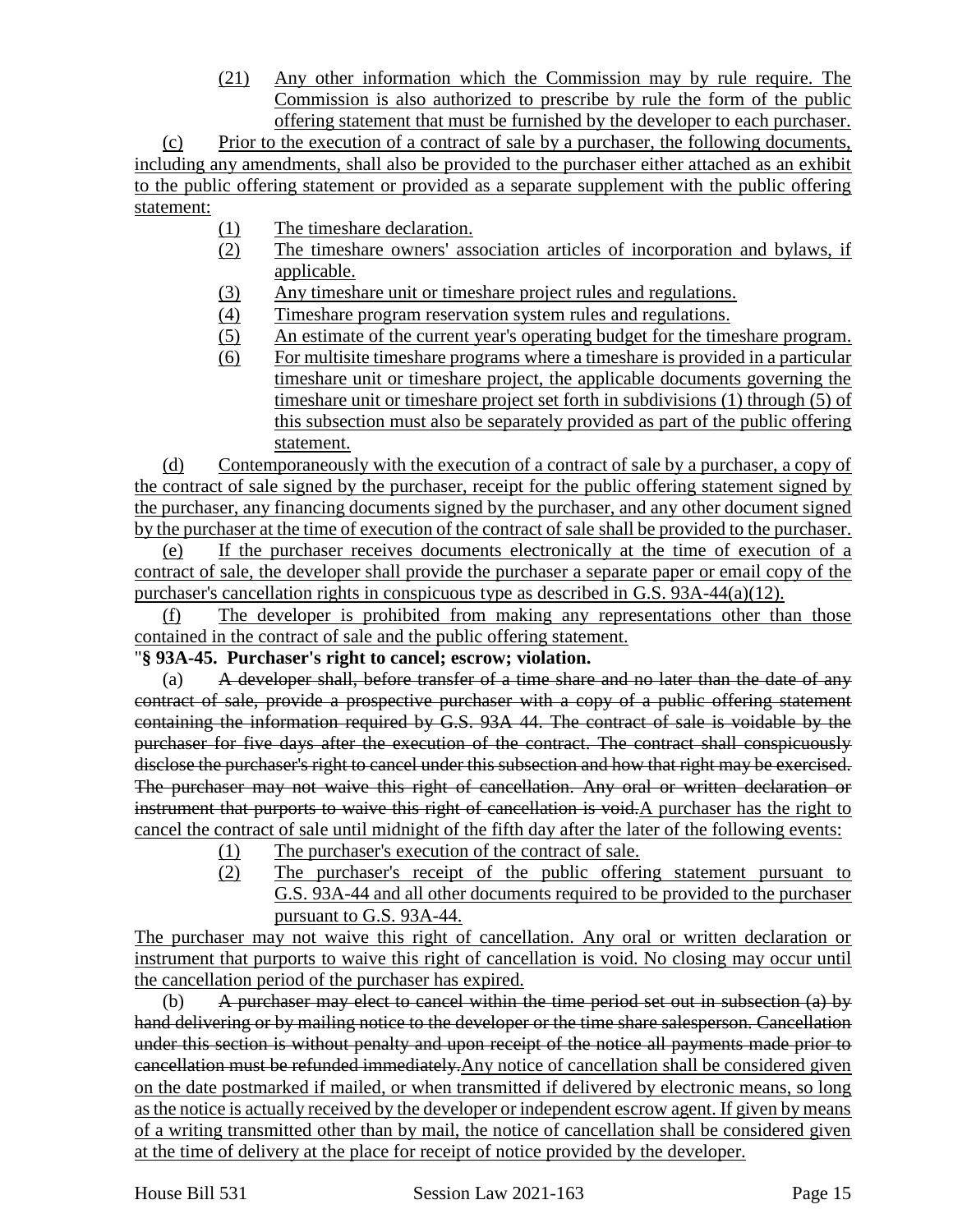(21) Any other information which the Commission may by rule require. The Commission is also authorized to prescribe by rule the form of the public offering statement that must be furnished by the developer to each purchaser.

(c) Prior to the execution of a contract of sale by a purchaser, the following documents, including any amendments, shall also be provided to the purchaser either attached as an exhibit to the public offering statement or provided as a separate supplement with the public offering statement:

(1) The timeshare declaration.

(2) The timeshare owners' association articles of incorporation and bylaws, if applicable.

(3) Any timeshare unit or timeshare project rules and regulations.

(4) Timeshare program reservation system rules and regulations.

(5) An estimate of the current year's operating budget for the timeshare program.

(6) For multisite timeshare programs where a timeshare is provided in a particular timeshare unit or timeshare project, the applicable documents governing the timeshare unit or timeshare project set forth in subdivisions (1) through (5) of this subsection must also be separately provided as part of the public offering statement.

(d) Contemporaneously with the execution of a contract of sale by a purchaser, a copy of the contract of sale signed by the purchaser, receipt for the public offering statement signed by the purchaser, any financing documents signed by the purchaser, and any other document signed by the purchaser at the time of execution of the contract of sale shall be provided to the purchaser.

(e) If the purchaser receives documents electronically at the time of execution of a contract of sale, the developer shall provide the purchaser a separate paper or email copy of the purchaser's cancellation rights in conspicuous type as described in G.S. 93A-44(a)(12).

(f) The developer is prohibited from making any representations other than those contained in the contract of sale and the public offering statement.

"**§ 93A-45. Purchaser's right to cancel; escrow; violation.**

(a) ~~A developer shall, before transfer of a time share and no later than the date of any contract of sale, provide a prospective purchaser with a copy of a public offering statement containing the information required by G.S. 93A-44. The contract of sale is voidable by the purchaser for five days after the execution of the contract. The contract shall conspicuously disclose the purchaser's right to cancel under this subsection and how that right may be exercised. The purchaser may not waive this right of cancellation. Any oral or written declaration or instrument that purports to waive this right of cancellation is void.~~A purchaser has the right to cancel the contract of sale until midnight of the fifth day after the later of the following events:

(1) The purchaser's execution of the contract of sale.

(2) The purchaser's receipt of the public offering statement pursuant to G.S. 93A-44 and all other documents required to be provided to the purchaser pursuant to G.S. 93A-44.

The purchaser may not waive this right of cancellation. Any oral or written declaration or instrument that purports to waive this right of cancellation is void. No closing may occur until the cancellation period of the purchaser has expired.

(b) ~~A purchaser may elect to cancel within the time period set out in subsection (a) by hand delivering or by mailing notice to the developer or the time share salesperson. Cancellation under this section is without penalty and upon receipt of the notice all payments made prior to cancellation must be refunded immediately.~~Any notice of cancellation shall be considered given on the date postmarked if mailed, or when transmitted if delivered by electronic means, so long as the notice is actually received by the developer or independent escrow agent. If given by means of a writing transmitted other than by mail, the notice of cancellation shall be considered given at the time of delivery at the place for receipt of notice provided by the developer.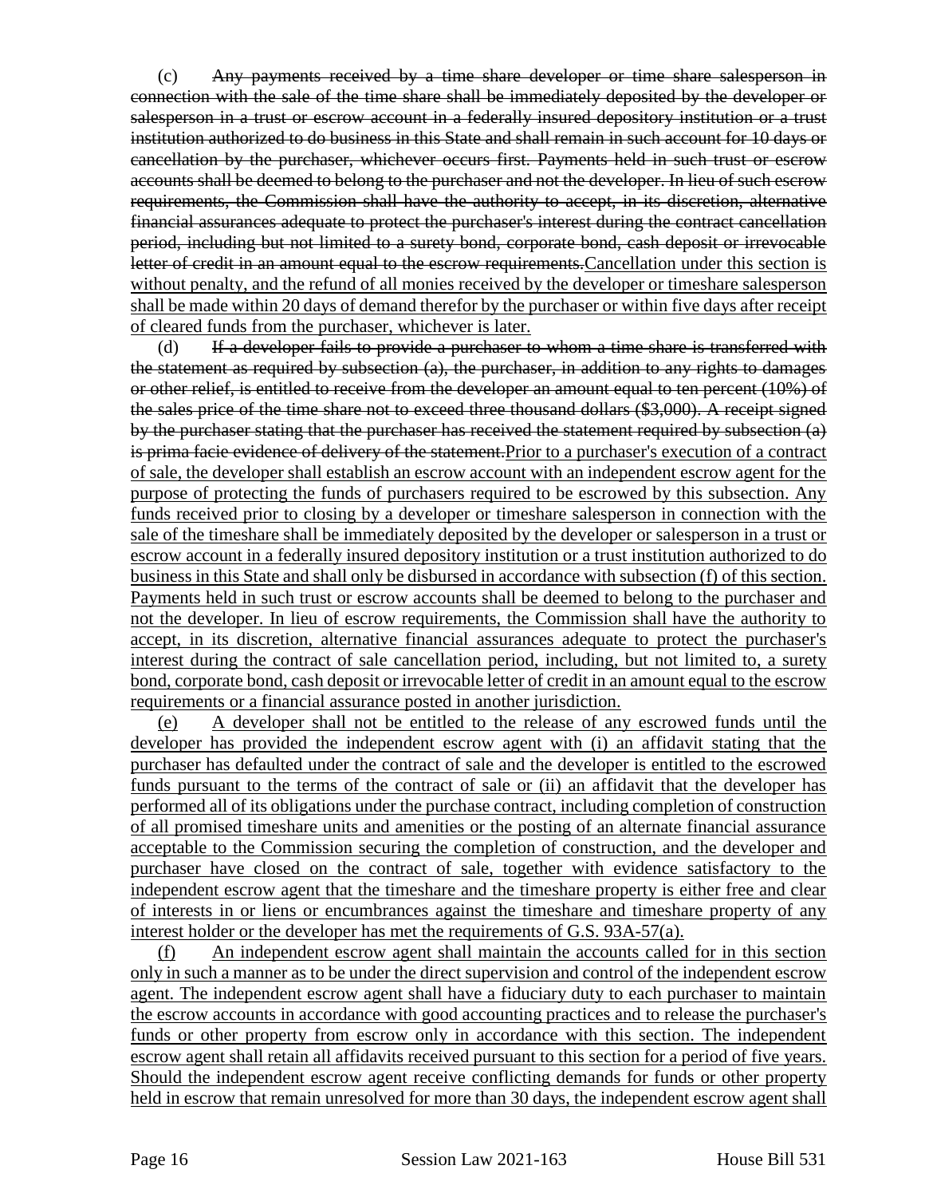(c) ~~Any payments received by a time share developer or time share salesperson in connection with the sale of the time share shall be immediately deposited by the developer or salesperson in a trust or escrow account in a federally insured depository institution or a trust institution authorized to do business in this State and shall remain in such account for 10 days or cancellation by the purchaser, whichever occurs first. Payments held in such trust or escrow accounts shall be deemed to belong to the purchaser and not the developer. In lieu of such escrow requirements, the Commission shall have the authority to accept, in its discretion, alternative financial assurances adequate to protect the purchaser's interest during the contract cancellation period, including but not limited to a surety bond, corporate bond, cash deposit or irrevocable letter of credit in an amount equal to the escrow requirements.~~ Cancellation under this section is without penalty, and the refund of all monies received by the developer or timeshare salesperson shall be made within 20 days of demand therefor by the purchaser or within five days after receipt of cleared funds from the purchaser, whichever is later.

(d) ~~If a developer fails to provide a purchaser to whom a time share is transferred with the statement as required by subsection (a), the purchaser, in addition to any rights to damages or other relief, is entitled to receive from the developer an amount equal to ten percent (10%) of the sales price of the time share not to exceed three thousand dollars ($3,000). A receipt signed by the purchaser stating that the purchaser has received the statement required by subsection (a) is prima facie evidence of delivery of the statement.~~ Prior to a purchaser's execution of a contract of sale, the developer shall establish an escrow account with an independent escrow agent for the purpose of protecting the funds of purchasers required to be escrowed by this subsection. Any funds received prior to closing by a developer or timeshare salesperson in connection with the sale of the timeshare shall be immediately deposited by the developer or salesperson in a trust or escrow account in a federally insured depository institution or a trust institution authorized to do business in this State and shall only be disbursed in accordance with subsection (f) of this section. Payments held in such trust or escrow accounts shall be deemed to belong to the purchaser and not the developer. In lieu of escrow requirements, the Commission shall have the authority to accept, in its discretion, alternative financial assurances adequate to protect the purchaser's interest during the contract of sale cancellation period, including, but not limited to, a surety bond, corporate bond, cash deposit or irrevocable letter of credit in an amount equal to the escrow requirements or a financial assurance posted in another jurisdiction.

(e) A developer shall not be entitled to the release of any escrowed funds until the developer has provided the independent escrow agent with (i) an affidavit stating that the purchaser has defaulted under the contract of sale and the developer is entitled to the escrowed funds pursuant to the terms of the contract of sale or (ii) an affidavit that the developer has performed all of its obligations under the purchase contract, including completion of construction of all promised timeshare units and amenities or the posting of an alternate financial assurance acceptable to the Commission securing the completion of construction, and the developer and purchaser have closed on the contract of sale, together with evidence satisfactory to the independent escrow agent that the timeshare and the timeshare property is either free and clear of interests in or liens or encumbrances against the timeshare and timeshare property of any interest holder or the developer has met the requirements of G.S. 93A-57(a).

(f) An independent escrow agent shall maintain the accounts called for in this section only in such a manner as to be under the direct supervision and control of the independent escrow agent. The independent escrow agent shall have a fiduciary duty to each purchaser to maintain the escrow accounts in accordance with good accounting practices and to release the purchaser's funds or other property from escrow only in accordance with this section. The independent escrow agent shall retain all affidavits received pursuant to this section for a period of five years. Should the independent escrow agent receive conflicting demands for funds or other property held in escrow that remain unresolved for more than 30 days, the independent escrow agent shall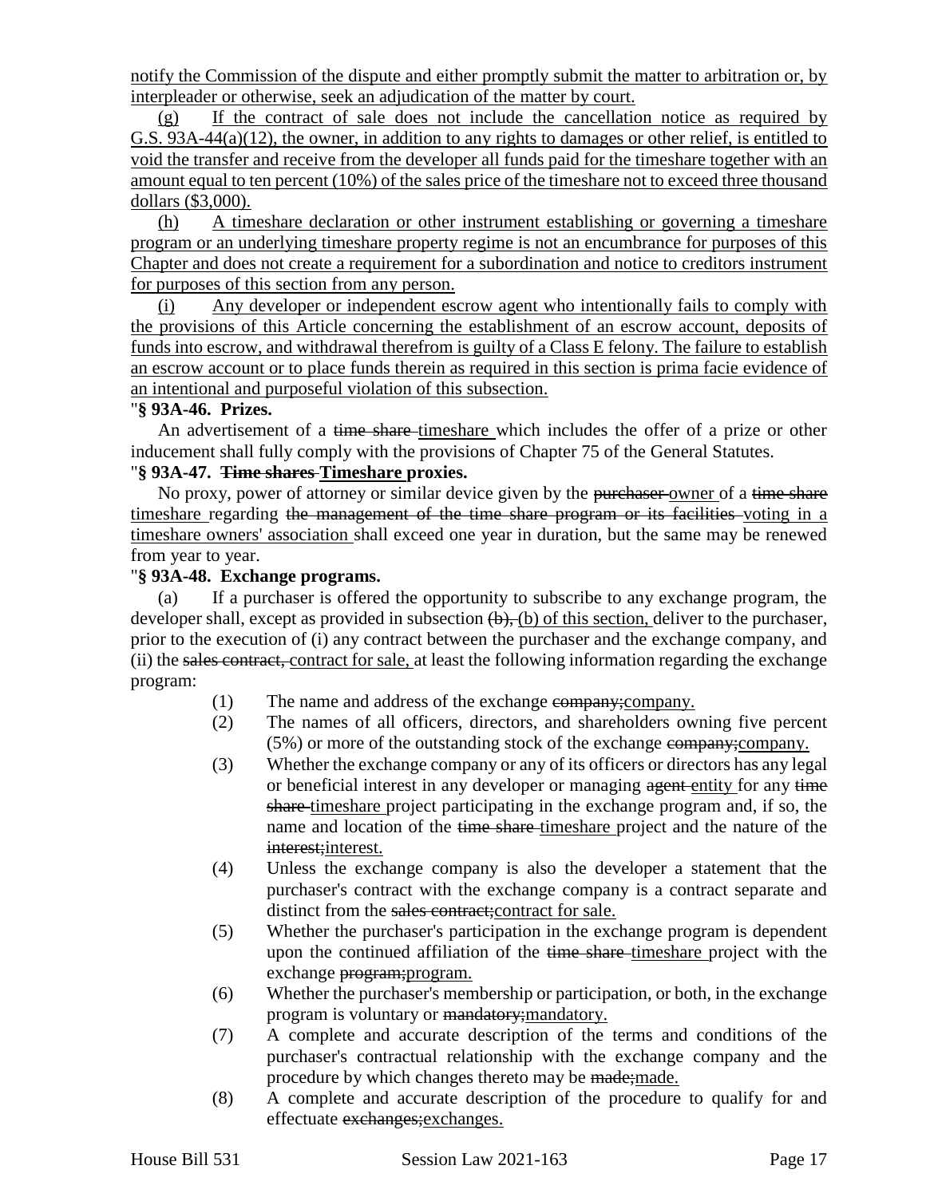notify the Commission of the dispute and either promptly submit the matter to arbitration or, by interpleader or otherwise, seek an adjudication of the matter by court.

(g) If the contract of sale does not include the cancellation notice as required by G.S. 93A-44(a)(12), the owner, in addition to any rights to damages or other relief, is entitled to void the transfer and receive from the developer all funds paid for the timeshare together with an amount equal to ten percent (10%) of the sales price of the timeshare not to exceed three thousand dollars ($3,000).

(h) A timeshare declaration or other instrument establishing or governing a timeshare program or an underlying timeshare property regime is not an encumbrance for purposes of this Chapter and does not create a requirement for a subordination and notice to creditors instrument for purposes of this section from any person.

(i) Any developer or independent escrow agent who intentionally fails to comply with the provisions of this Article concerning the establishment of an escrow account, deposits of funds into escrow, and withdrawal therefrom is guilty of a Class E felony. The failure to establish an escrow account or to place funds therein as required in this section is prima facie evidence of an intentional and purposeful violation of this subsection.

**"§ 93A-46. Prizes.**

An advertisement of a ~~time share~~ timeshare which includes the offer of a prize or other inducement shall fully comply with the provisions of Chapter 75 of the General Statutes.

**"§ 93A-47. ~~Time shares~~ Timeshare proxies.**

No proxy, power of attorney or similar device given by the ~~purchaser~~ owner of a ~~time share~~ timeshare regarding ~~the management of the time share program or its facilities~~ voting in a timeshare owners' association shall exceed one year in duration, but the same may be renewed from year to year.

**"§ 93A-48. Exchange programs.**

(a) If a purchaser is offered the opportunity to subscribe to any exchange program, the developer shall, except as provided in subsection ~~(b),~~ (b) of this section, deliver to the purchaser, prior to the execution of (i) any contract between the purchaser and the exchange company, and (ii) the ~~sales contract,~~ contract for sale, at least the following information regarding the exchange program:

(1) The name and address of the exchange ~~company;~~company.

(2) The names of all officers, directors, and shareholders owning five percent (5%) or more of the outstanding stock of the exchange ~~company;~~company.

(3) Whether the exchange company or any of its officers or directors has any legal or beneficial interest in any developer or managing ~~agent~~ entity for any ~~time share~~ timeshare project participating in the exchange program and, if so, the name and location of the ~~time share~~ timeshare project and the nature of the ~~interest;~~interest.

(4) Unless the exchange company is also the developer a statement that the purchaser's contract with the exchange company is a contract separate and distinct from the ~~sales contract;~~contract for sale.

(5) Whether the purchaser's participation in the exchange program is dependent upon the continued affiliation of the ~~time share~~ timeshare project with the exchange ~~program;~~program.

(6) Whether the purchaser's membership or participation, or both, in the exchange program is voluntary or ~~mandatory;~~mandatory.

(7) A complete and accurate description of the terms and conditions of the purchaser's contractual relationship with the exchange company and the procedure by which changes thereto may be ~~made;~~made.

(8) A complete and accurate description of the procedure to qualify for and effectuate ~~exchanges;~~exchanges.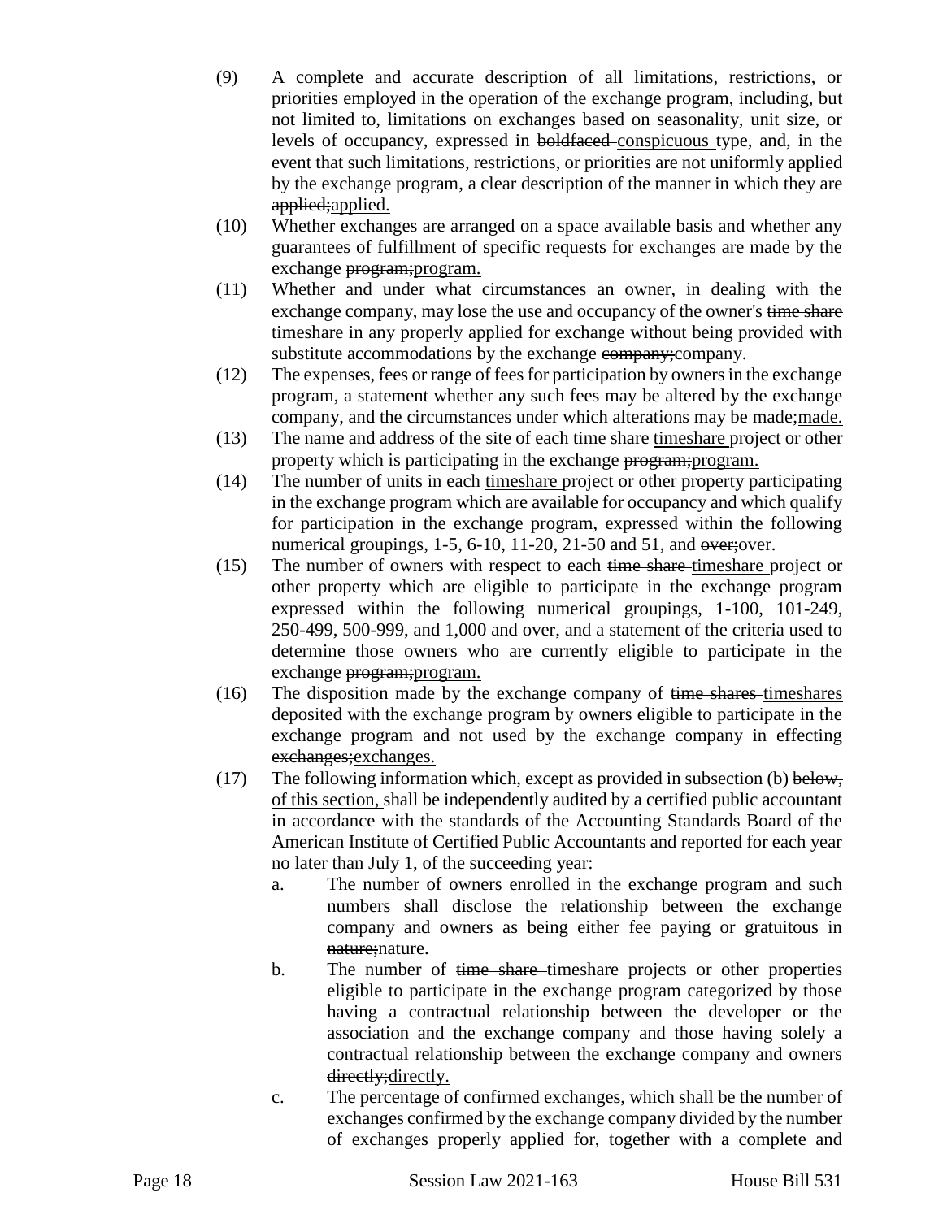(9) A complete and accurate description of all limitations, restrictions, or priorities employed in the operation of the exchange program, including, but not limited to, limitations on exchanges based on seasonality, unit size, or levels of occupancy, expressed in ~~boldfaced~~ <u>conspicuous</u> type, and, in the event that such limitations, restrictions, or priorities are not uniformly applied by the exchange program, a clear description of the manner in which they are ~~applied;~~<u>applied.</u>

(10) Whether exchanges are arranged on a space available basis and whether any guarantees of fulfillment of specific requests for exchanges are made by the exchange ~~program;~~<u>program.</u>

(11) Whether and under what circumstances an owner, in dealing with the exchange company, may lose the use and occupancy of the owner's ~~time share~~ <u>timeshare</u> in any properly applied for exchange without being provided with substitute accommodations by the exchange ~~company;~~<u>company.</u>

(12) The expenses, fees or range of fees for participation by owners in the exchange program, a statement whether any such fees may be altered by the exchange company, and the circumstances under which alterations may be ~~made;~~<u>made.</u>

(13) The name and address of the site of each ~~time share~~ <u>timeshare</u> project or other property which is participating in the exchange ~~program;~~<u>program.</u>

(14) The number of units in each <u>timeshare</u> project or other property participating in the exchange program which are available for occupancy and which qualify for participation in the exchange program, expressed within the following numerical groupings, 1-5, 6-10, 11-20, 21-50 and 51, and ~~over;~~<u>over.</u>

(15) The number of owners with respect to each ~~time share~~ <u>timeshare</u> project or other property which are eligible to participate in the exchange program expressed within the following numerical groupings, 1-100, 101-249, 250-499, 500-999, and 1,000 and over, and a statement of the criteria used to determine those owners who are currently eligible to participate in the exchange ~~program;~~<u>program.</u>

(16) The disposition made by the exchange company of ~~time shares~~ <u>timeshares</u> deposited with the exchange program by owners eligible to participate in the exchange program and not used by the exchange company in effecting ~~exchanges;~~<u>exchanges.</u>

(17) The following information which, except as provided in subsection (b) ~~below,~~ <u>of this section,</u> shall be independently audited by a certified public accountant in accordance with the standards of the Accounting Standards Board of the American Institute of Certified Public Accountants and reported for each year no later than July 1, of the succeeding year:

a. The number of owners enrolled in the exchange program and such numbers shall disclose the relationship between the exchange company and owners as being either fee paying or gratuitous in ~~nature;~~<u>nature.</u>

b. The number of ~~time share~~ <u>timeshare</u> projects or other properties eligible to participate in the exchange program categorized by those having a contractual relationship between the developer or the association and the exchange company and those having solely a contractual relationship between the exchange company and owners ~~directly;~~<u>directly.</u>

c. The percentage of confirmed exchanges, which shall be the number of exchanges confirmed by the exchange company divided by the number of exchanges properly applied for, together with a complete and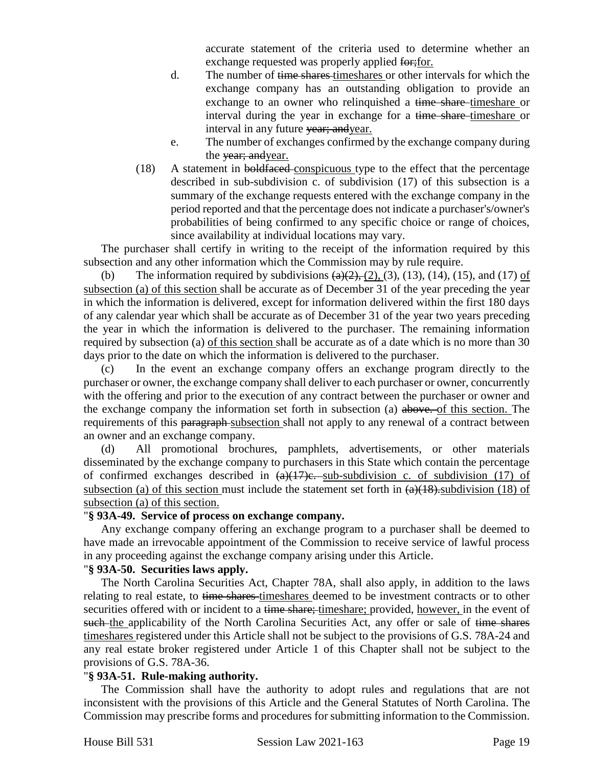accurate statement of the criteria used to determine whether an exchange requested was properly applied ~~for;~~for.

d. The number of ~~time shares~~ timeshares or other intervals for which the exchange company has an outstanding obligation to provide an exchange to an owner who relinquished a ~~time share~~ timeshare or interval during the year in exchange for a ~~time share~~ timeshare or interval in any future ~~year; and~~year.

e. The number of exchanges confirmed by the exchange company during the ~~year; and~~year.

(18) A statement in ~~boldfaced~~ conspicuous type to the effect that the percentage described in sub-subdivision c. of subdivision (17) of this subsection is a summary of the exchange requests entered with the exchange company in the period reported and that the percentage does not indicate a purchaser's/owner's probabilities of being confirmed to any specific choice or range of choices, since availability at individual locations may vary.

The purchaser shall certify in writing to the receipt of the information required by this subsection and any other information which the Commission may by rule require.

(b) The information required by subdivisions ~~(a)(2),~~ (2), (3), (13), (14), (15), and (17) of subsection (a) of this section shall be accurate as of December 31 of the year preceding the year in which the information is delivered, except for information delivered within the first 180 days of any calendar year which shall be accurate as of December 31 of the year two years preceding the year in which the information is delivered to the purchaser. The remaining information required by subsection (a) of this section shall be accurate as of a date which is no more than 30 days prior to the date on which the information is delivered to the purchaser.

(c) In the event an exchange company offers an exchange program directly to the purchaser or owner, the exchange company shall deliver to each purchaser or owner, concurrently with the offering and prior to the execution of any contract between the purchaser or owner and the exchange company the information set forth in subsection (a) ~~above.~~ of this section. The requirements of this ~~paragraph~~ subsection shall not apply to any renewal of a contract between an owner and an exchange company.

(d) All promotional brochures, pamphlets, advertisements, or other materials disseminated by the exchange company to purchasers in this State which contain the percentage of confirmed exchanges described in ~~(a)(17)c.~~ sub-subdivision c. of subdivision (17) of subsection (a) of this section must include the statement set forth in ~~(a)(18).~~subdivision (18) of subsection (a) of this section.

"**§ 93A-49. Service of process on exchange company.**

Any exchange company offering an exchange program to a purchaser shall be deemed to have made an irrevocable appointment of the Commission to receive service of lawful process in any proceeding against the exchange company arising under this Article.

"**§ 93A-50. Securities laws apply.**

The North Carolina Securities Act, Chapter 78A, shall also apply, in addition to the laws relating to real estate, to ~~time shares~~ timeshares deemed to be investment contracts or to other securities offered with or incident to a ~~time share;~~ timeshare; provided, however, in the event of ~~such~~ the applicability of the North Carolina Securities Act, any offer or sale of ~~time shares~~ timeshares registered under this Article shall not be subject to the provisions of G.S. 78A-24 and any real estate broker registered under Article 1 of this Chapter shall not be subject to the provisions of G.S. 78A-36.

"**§ 93A-51. Rule-making authority.**

The Commission shall have the authority to adopt rules and regulations that are not inconsistent with the provisions of this Article and the General Statutes of North Carolina. The Commission may prescribe forms and procedures for submitting information to the Commission.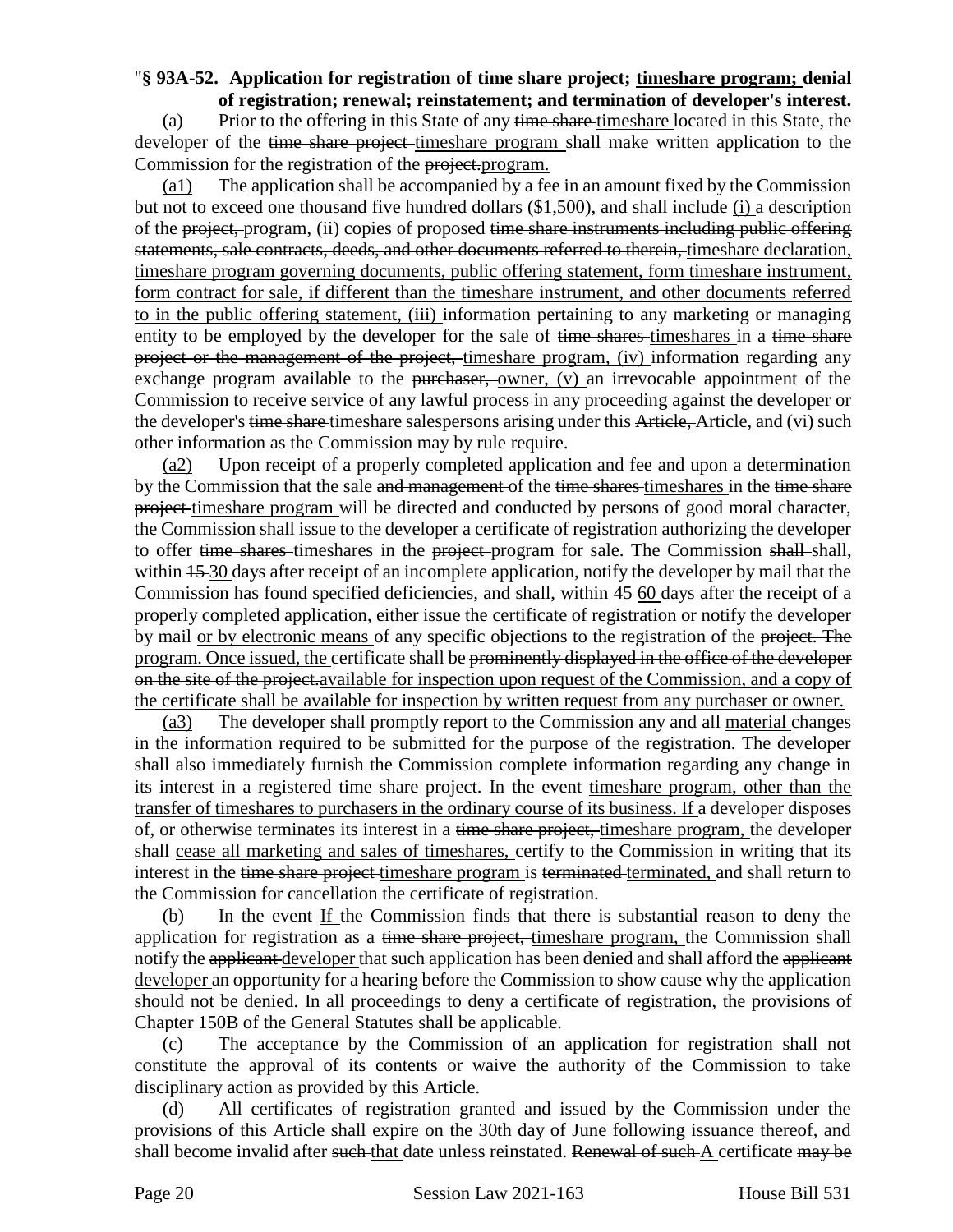"**§ 93A-52. Application for registration of ~~time share project;~~ <u>timeshare program;</u> denial of registration; renewal; reinstatement; and termination of developer's interest.**

(a) Prior to the offering in this State of any ~~time share~~ <u>timeshare</u> located in this State, the developer of the ~~time share project~~ <u>timeshare program</u> shall make written application to the Commission for the registration of the ~~project.~~<u>program.</u>

<u>(a1)</u> The application shall be accompanied by a fee in an amount fixed by the Commission but not to exceed one thousand five hundred dollars ($1,500), and shall include <u>(i)</u> a description of the ~~project,~~ <u>program, (ii)</u> copies of proposed ~~time share instruments including public offering statements, sale contracts, deeds, and other documents referred to therein,~~ <u>timeshare declaration, timeshare program governing documents, public offering statement, form timeshare instrument, form contract for sale, if different than the timeshare instrument, and other documents referred to in the public offering statement, (iii)</u> information pertaining to any marketing or managing entity to be employed by the developer for the sale of ~~time shares~~ <u>timeshares</u> in a ~~time share project or the management of the project,~~ <u>timeshare program, (iv)</u> information regarding any exchange program available to the ~~purchaser,~~ <u>owner, (v)</u> an irrevocable appointment of the Commission to receive service of any lawful process in any proceeding against the developer or the developer's ~~time share~~ <u>timeshare</u> salespersons arising under this ~~Article,~~ <u>Article,</u> and <u>(vi)</u> such other information as the Commission may by rule require.

<u>(a2)</u> Upon receipt of a properly completed application and fee and upon a determination by the Commission that the sale ~~and management~~ of the ~~time shares~~ <u>timeshares</u> in the ~~time share project~~ <u>timeshare program</u> will be directed and conducted by persons of good moral character, the Commission shall issue to the developer a certificate of registration authorizing the developer to offer ~~time shares~~ <u>timeshares</u> in the ~~project~~ <u>program</u> for sale. The Commission ~~shall~~ <u>shall,</u> within ~~15~~ <u>30</u> days after receipt of an incomplete application, notify the developer by mail that the Commission has found specified deficiencies, and shall, within ~~45~~ <u>60</u> days after the receipt of a properly completed application, either issue the certificate of registration or notify the developer by mail <u>or by electronic means</u> of any specific objections to the registration of the ~~project. The~~ <u>program. Once issued, the</u> certificate shall be ~~prominently displayed in the office of the developer on the site of the project.~~<u>available for inspection upon request of the Commission, and a copy of the certificate shall be available for inspection by written request from any purchaser or owner.</u>

<u>(a3)</u> The developer shall promptly report to the Commission any and all <u>material</u> changes in the information required to be submitted for the purpose of the registration. The developer shall also immediately furnish the Commission complete information regarding any change in its interest in a registered ~~time share project. In the event~~ <u>timeshare program, other than the transfer of timeshares to purchasers in the ordinary course of its business. If</u> a developer disposes of, or otherwise terminates its interest in a ~~time share project,~~ <u>timeshare program,</u> the developer shall <u>cease all marketing and sales of timeshares,</u> certify to the Commission in writing that its interest in the ~~time share project~~ <u>timeshare program</u> is ~~terminated~~ <u>terminated,</u> and shall return to the Commission for cancellation the certificate of registration.

(b) ~~In the event~~ <u>If</u> the Commission finds that there is substantial reason to deny the application for registration as a ~~time share project,~~ <u>timeshare program,</u> the Commission shall notify the ~~applicant~~ <u>developer</u> that such application has been denied and shall afford the ~~applicant~~ <u>developer</u> an opportunity for a hearing before the Commission to show cause why the application should not be denied. In all proceedings to deny a certificate of registration, the provisions of Chapter 150B of the General Statutes shall be applicable.

(c) The acceptance by the Commission of an application for registration shall not constitute the approval of its contents or waive the authority of the Commission to take disciplinary action as provided by this Article.

(d) All certificates of registration granted and issued by the Commission under the provisions of this Article shall expire on the 30th day of June following issuance thereof, and shall become invalid after ~~such~~ <u>that</u> date unless reinstated. ~~Renewal of such~~ <u>A</u> certificate ~~may be~~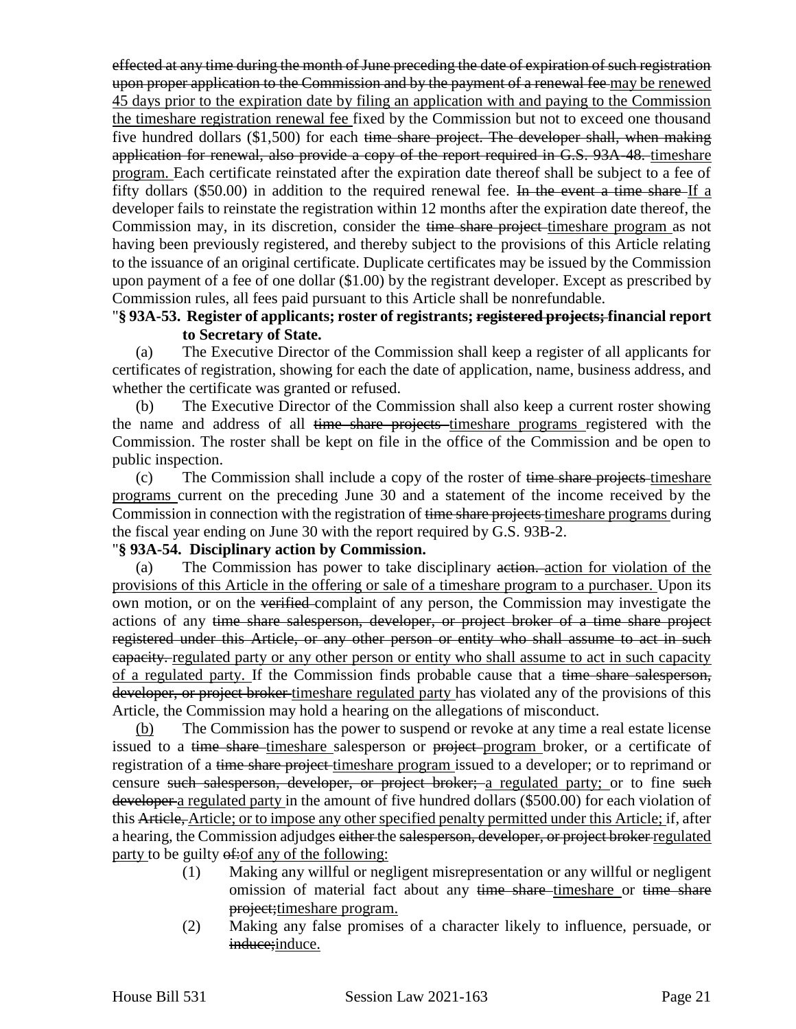~~effected at any time during the month of June preceding the date of expiration of such registration upon proper application to the Commission and by the payment of a renewal fee~~ <u>may be renewed 45 days prior to the expiration date by filing an application with and paying to the Commission the timeshare registration renewal fee</u> fixed by the Commission but not to exceed one thousand five hundred dollars ($1,500) for each ~~time share project. The developer shall, when making application for renewal, also provide a copy of the report required in G.S. 93A-48.~~ <u>timeshare program.</u> Each certificate reinstated after the expiration date thereof shall be subject to a fee of fifty dollars ($50.00) in addition to the required renewal fee. ~~In the event a time share~~ <u>If a</u> developer fails to reinstate the registration within 12 months after the expiration date thereof, the Commission may, in its discretion, consider the ~~time share project~~ <u>timeshare program</u> as not having been previously registered, and thereby subject to the provisions of this Article relating to the issuance of an original certificate. Duplicate certificates may be issued by the Commission upon payment of a fee of one dollar ($1.00) by the registrant developer. Except as prescribed by Commission rules, all fees paid pursuant to this Article shall be nonrefundable.

**"§ 93A-53. Register of applicants; roster of registrants; ~~registered projects;~~ financial report to Secretary of State.**

(a) The Executive Director of the Commission shall keep a register of all applicants for certificates of registration, showing for each the date of application, name, business address, and whether the certificate was granted or refused.

(b) The Executive Director of the Commission shall also keep a current roster showing the name and address of all ~~time share projects~~ <u>timeshare programs</u> registered with the Commission. The roster shall be kept on file in the office of the Commission and be open to public inspection.

(c) The Commission shall include a copy of the roster of ~~time share projects~~ <u>timeshare programs</u> current on the preceding June 30 and a statement of the income received by the Commission in connection with the registration of ~~time share projects~~ <u>timeshare programs</u> during the fiscal year ending on June 30 with the report required by G.S. 93B-2.

**"§ 93A-54. Disciplinary action by Commission.**

(a) The Commission has power to take disciplinary ~~action.~~ <u>action for violation of the provisions of this Article in the offering or sale of a timeshare program to a purchaser.</u> Upon its own motion, or on the ~~verified~~ complaint of any person, the Commission may investigate the actions of any ~~time share salesperson, developer, or project broker of a time share project registered under this Article, or any other person or entity who shall assume to act in such capacity.~~ <u>regulated party or any other person or entity who shall assume to act in such capacity of a regulated party.</u> If the Commission finds probable cause that a ~~time share salesperson, developer, or project broker~~ <u>timeshare regulated party</u> has violated any of the provisions of this Article, the Commission may hold a hearing on the allegations of misconduct.

<u>(b)</u> The Commission has the power to suspend or revoke at any time a real estate license issued to a ~~time share~~ <u>timeshare</u> salesperson or ~~project~~ <u>program</u> broker, or a certificate of registration of a ~~time share project~~ <u>timeshare program</u> issued to a developer; or to reprimand or censure ~~such salesperson, developer, or project broker;~~ <u>a regulated party;</u> or to fine ~~such developer~~ <u>a regulated party</u> in the amount of five hundred dollars ($500.00) for each violation of this ~~Article,~~ <u>Article; or to impose any other specified penalty permitted under this Article;</u> if, after a hearing, the Commission adjudges ~~either~~ the ~~salesperson, developer, or project broker~~ <u>regulated party</u> to be guilty ~~of:~~<u>of any of the following:</u>

(1) Making any willful or negligent misrepresentation or any willful or negligent omission of material fact about any ~~time share~~ <u>timeshare</u> or ~~time share project;~~<u>timeshare program.</u>

(2) Making any false promises of a character likely to influence, persuade, or ~~induce;~~<u>induce.</u>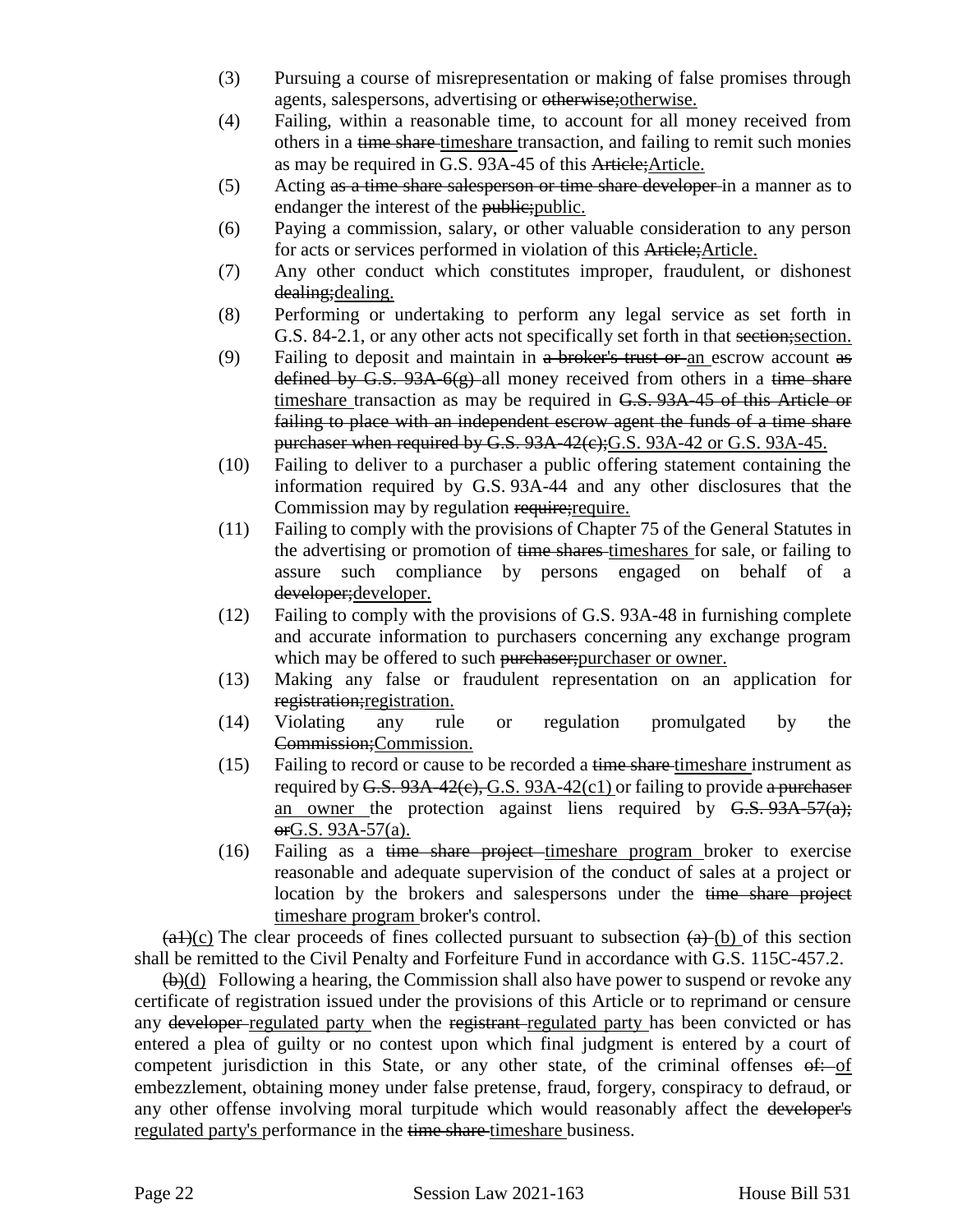(3) Pursuing a course of misrepresentation or making of false promises through agents, salespersons, advertising or ~~otherwise;~~otherwise.

(4) Failing, within a reasonable time, to account for all money received from others in a ~~time share~~ timeshare transaction, and failing to remit such monies as may be required in G.S. 93A-45 of this ~~Article;~~Article.

(5) Acting ~~as a time share salesperson or time share developer~~ in a manner as to endanger the interest of the ~~public;~~public.

(6) Paying a commission, salary, or other valuable consideration to any person for acts or services performed in violation of this ~~Article;~~Article.

(7) Any other conduct which constitutes improper, fraudulent, or dishonest ~~dealing;~~dealing.

(8) Performing or undertaking to perform any legal service as set forth in G.S. 84-2.1, or any other acts not specifically set forth in that ~~section;~~section.

(9) Failing to deposit and maintain in ~~a broker's trust or~~ an escrow account ~~as defined by G.S. 93A-6(g)~~ all money received from others in a ~~time share~~ timeshare transaction as may be required in ~~G.S. 93A-45 of this Article or failing to place with an independent escrow agent the funds of a time share purchaser when required by G.S. 93A-42(c);~~G.S. 93A-42 or G.S. 93A-45.

(10) Failing to deliver to a purchaser a public offering statement containing the information required by G.S. 93A-44 and any other disclosures that the Commission may by regulation ~~require;~~require.

(11) Failing to comply with the provisions of Chapter 75 of the General Statutes in the advertising or promotion of ~~time shares~~ timeshares for sale, or failing to assure such compliance by persons engaged on behalf of a ~~developer;~~developer.

(12) Failing to comply with the provisions of G.S. 93A-48 in furnishing complete and accurate information to purchasers concerning any exchange program which may be offered to such ~~purchaser;~~purchaser or owner.

(13) Making any false or fraudulent representation on an application for ~~registration;~~registration.

(14) Violating any rule or regulation promulgated by the ~~Commission;~~Commission.

(15) Failing to record or cause to be recorded a ~~time share~~ timeshare instrument as required by ~~G.S. 93A-42(c),~~ G.S. 93A-42(c1) or failing to provide ~~a purchaser~~ an owner the protection against liens required by ~~G.S. 93A-57(a); or~~G.S. 93A-57(a).

(16) Failing as a ~~time share project~~ timeshare program broker to exercise reasonable and adequate supervision of the conduct of sales at a project or location by the brokers and salespersons under the ~~time share project~~ timeshare program broker's control.

~~(a1)~~(c) The clear proceeds of fines collected pursuant to subsection ~~(a)~~ (b) of this section shall be remitted to the Civil Penalty and Forfeiture Fund in accordance with G.S. 115C-457.2.

~~(b)~~(d) Following a hearing, the Commission shall also have power to suspend or revoke any certificate of registration issued under the provisions of this Article or to reprimand or censure any ~~developer~~ regulated party when the ~~registrant~~ regulated party has been convicted or has entered a plea of guilty or no contest upon which final judgment is entered by a court of competent jurisdiction in this State, or any other state, of the criminal offenses ~~of:~~ of embezzlement, obtaining money under false pretense, fraud, forgery, conspiracy to defraud, or any other offense involving moral turpitude which would reasonably affect the ~~developer's~~ regulated party's performance in the ~~time share~~ timeshare business.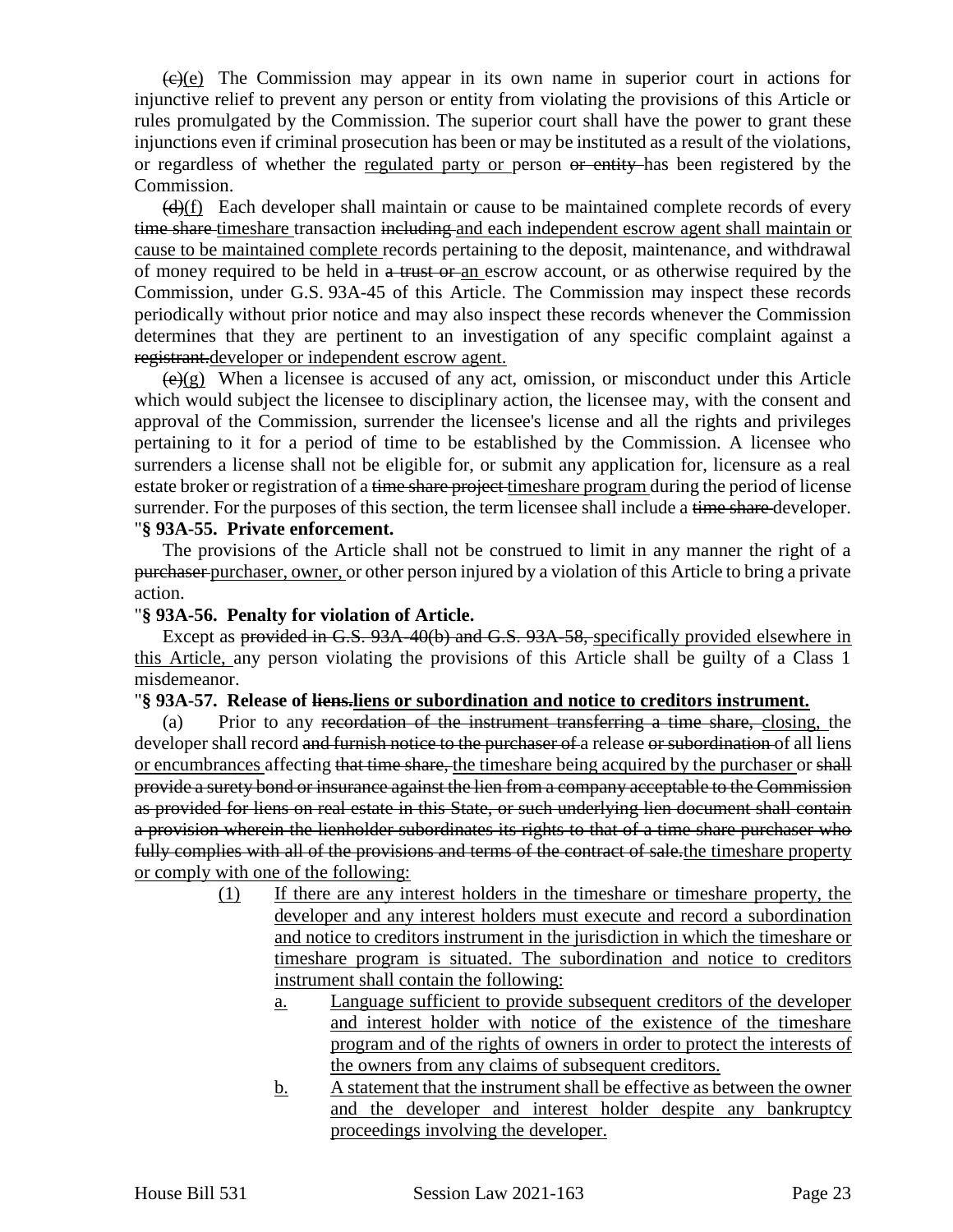~~(c)~~(e) The Commission may appear in its own name in superior court in actions for injunctive relief to prevent any person or entity from violating the provisions of this Article or rules promulgated by the Commission. The superior court shall have the power to grant these injunctions even if criminal prosecution has been or may be instituted as a result of the violations, or regardless of whether the regulated party or person ~~or entity~~ has been registered by the Commission.

~~(d)~~(f) Each developer shall maintain or cause to be maintained complete records of every ~~time share~~ timeshare transaction ~~including~~ and each independent escrow agent shall maintain or cause to be maintained complete records pertaining to the deposit, maintenance, and withdrawal of money required to be held in ~~a trust or~~ an escrow account, or as otherwise required by the Commission, under G.S. 93A-45 of this Article. The Commission may inspect these records periodically without prior notice and may also inspect these records whenever the Commission determines that they are pertinent to an investigation of any specific complaint against a ~~registrant.~~developer or independent escrow agent.

~~(e)~~(g) When a licensee is accused of any act, omission, or misconduct under this Article which would subject the licensee to disciplinary action, the licensee may, with the consent and approval of the Commission, surrender the licensee's license and all the rights and privileges pertaining to it for a period of time to be established by the Commission. A licensee who surrenders a license shall not be eligible for, or submit any application for, licensure as a real estate broker or registration of a ~~time share project~~ timeshare program during the period of license surrender. For the purposes of this section, the term licensee shall include a ~~time share~~ developer.

"**§ 93A-55. Private enforcement.**

The provisions of the Article shall not be construed to limit in any manner the right of a ~~purchaser~~ purchaser, owner, or other person injured by a violation of this Article to bring a private action.

"**§ 93A-56. Penalty for violation of Article.**

Except as ~~provided in G.S. 93A-40(b) and G.S. 93A-58,~~ specifically provided elsewhere in this Article, any person violating the provisions of this Article shall be guilty of a Class 1 misdemeanor.

"**§ 93A-57. Release of ~~liens.~~liens or subordination and notice to creditors instrument.**

(a) Prior to any ~~recordation of the instrument transferring a time share,~~ closing, the developer shall record ~~and furnish notice to the purchaser of~~ a release ~~or subordination~~ of all liens or encumbrances affecting ~~that time share,~~ the timeshare being acquired by the purchaser or ~~shall provide a surety bond or insurance against the lien from a company acceptable to the Commission as provided for liens on real estate in this State, or such underlying lien document shall contain a provision wherein the lienholder subordinates its rights to that of a time share purchaser who fully complies with all of the provisions and terms of the contract of sale.~~the timeshare property or comply with one of the following:

(1) If there are any interest holders in the timeshare or timeshare property, the developer and any interest holders must execute and record a subordination and notice to creditors instrument in the jurisdiction in which the timeshare or timeshare program is situated. The subordination and notice to creditors instrument shall contain the following:

a. Language sufficient to provide subsequent creditors of the developer and interest holder with notice of the existence of the timeshare program and of the rights of owners in order to protect the interests of the owners from any claims of subsequent creditors.

b. A statement that the instrument shall be effective as between the owner and the developer and interest holder despite any bankruptcy proceedings involving the developer.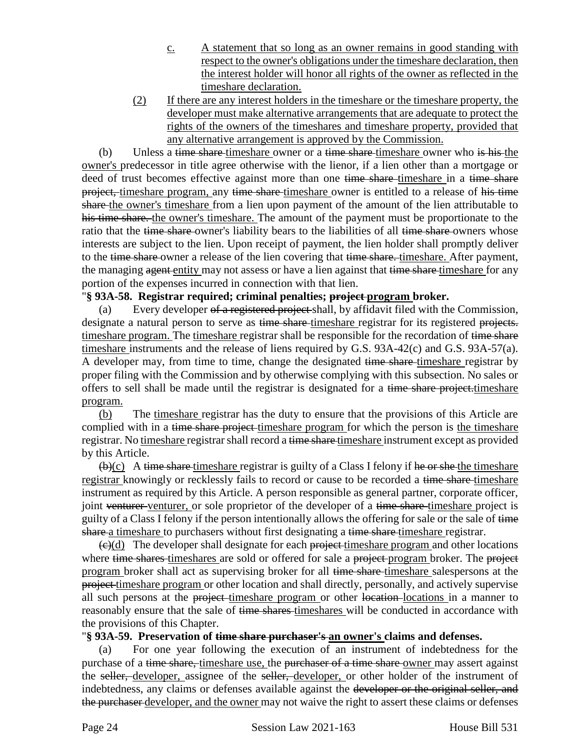c. A statement that so long as an owner remains in good standing with respect to the owner's obligations under the timeshare declaration, then the interest holder will honor all rights of the owner as reflected in the timeshare declaration.

(2) If there are any interest holders in the timeshare or the timeshare property, the developer must make alternative arrangements that are adequate to protect the rights of the owners of the timeshares and timeshare property, provided that any alternative arrangement is approved by the Commission.

(b) Unless a time share timeshare owner or a time share timeshare owner who is his the owner's predecessor in title agree otherwise with the lienor, if a lien other than a mortgage or deed of trust becomes effective against more than one time share timeshare in a time share project, timeshare program, any time share timeshare owner is entitled to a release of his time share the owner's timeshare from a lien upon payment of the amount of the lien attributable to his time share. the owner's timeshare. The amount of the payment must be proportionate to the ratio that the time share owner's liability bears to the liabilities of all time share owners whose interests are subject to the lien. Upon receipt of payment, the lien holder shall promptly deliver to the time share owner a release of the lien covering that time share. timeshare. After payment, the managing agent entity may not assess or have a lien against that time share timeshare for any portion of the expenses incurred in connection with that lien.

"**§ 93A-58. Registrar required; criminal penalties; project program broker.**

(a) Every developer of a registered project shall, by affidavit filed with the Commission, designate a natural person to serve as time share timeshare registrar for its registered projects. timeshare program. The timeshare registrar shall be responsible for the recordation of time share timeshare instruments and the release of liens required by G.S. 93A-42(c) and G.S. 93A-57(a). A developer may, from time to time, change the designated time share timeshare registrar by proper filing with the Commission and by otherwise complying with this subsection. No sales or offers to sell shall be made until the registrar is designated for a time share project.timeshare program.

(b) The timeshare registrar has the duty to ensure that the provisions of this Article are complied with in a time share project timeshare program for which the person is the timeshare registrar. No timeshare registrar shall record a time share timeshare instrument except as provided by this Article.

(b)(c) A time share timeshare registrar is guilty of a Class I felony if he or she the timeshare registrar knowingly or recklessly fails to record or cause to be recorded a time share timeshare instrument as required by this Article. A person responsible as general partner, corporate officer, joint venturer venturer, or sole proprietor of the developer of a time share timeshare project is guilty of a Class I felony if the person intentionally allows the offering for sale or the sale of time share a timeshare to purchasers without first designating a time share timeshare registrar.

(c)(d) The developer shall designate for each project timeshare program and other locations where time shares timeshares are sold or offered for sale a project program broker. The project program broker shall act as supervising broker for all time share timeshare salespersons at the project timeshare program or other location and shall directly, personally, and actively supervise all such persons at the project timeshare program or other location locations in a manner to reasonably ensure that the sale of time shares timeshares will be conducted in accordance with the provisions of this Chapter.

"**§ 93A-59. Preservation of time share purchaser's an owner's claims and defenses.**

(a) For one year following the execution of an instrument of indebtedness for the purchase of a time share, timeshare use, the purchaser of a time share owner may assert against the seller, developer, assignee of the seller, developer, or other holder of the instrument of indebtedness, any claims or defenses available against the developer or the original seller, and the purchaser developer, and the owner may not waive the right to assert these claims or defenses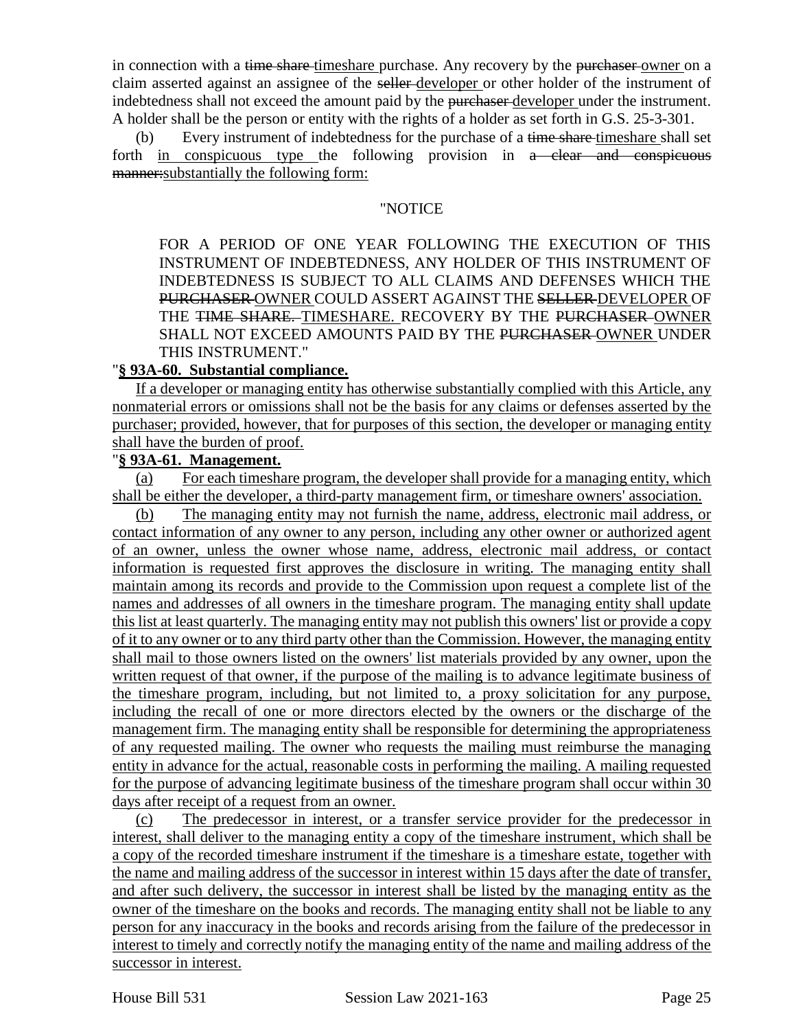in connection with a ~~time share~~ timeshare purchase. Any recovery by the ~~purchaser~~ owner on a claim asserted against an assignee of the ~~seller~~ developer or other holder of the instrument of indebtedness shall not exceed the amount paid by the ~~purchaser~~ developer under the instrument. A holder shall be the person or entity with the rights of a holder as set forth in G.S. 25-3-301.

(b) Every instrument of indebtedness for the purchase of a ~~time share~~ timeshare shall set forth in conspicuous type the following provision in ~~a clear and conspicuous manner:~~substantially the following form:

"NOTICE

FOR A PERIOD OF ONE YEAR FOLLOWING THE EXECUTION OF THIS INSTRUMENT OF INDEBTEDNESS, ANY HOLDER OF THIS INSTRUMENT OF INDEBTEDNESS IS SUBJECT TO ALL CLAIMS AND DEFENSES WHICH THE ~~PURCHASER~~ OWNER COULD ASSERT AGAINST THE ~~SELLER~~ DEVELOPER OF THE ~~TIME SHARE.~~ TIMESHARE. RECOVERY BY THE ~~PURCHASER~~ OWNER SHALL NOT EXCEED AMOUNTS PAID BY THE ~~PURCHASER~~ OWNER UNDER THIS INSTRUMENT."

"**§ 93A-60. Substantial compliance.**

If a developer or managing entity has otherwise substantially complied with this Article, any nonmaterial errors or omissions shall not be the basis for any claims or defenses asserted by the purchaser; provided, however, that for purposes of this section, the developer or managing entity shall have the burden of proof.

"**§ 93A-61. Management.**

(a) For each timeshare program, the developer shall provide for a managing entity, which shall be either the developer, a third-party management firm, or timeshare owners' association.

(b) The managing entity may not furnish the name, address, electronic mail address, or contact information of any owner to any person, including any other owner or authorized agent of an owner, unless the owner whose name, address, electronic mail address, or contact information is requested first approves the disclosure in writing. The managing entity shall maintain among its records and provide to the Commission upon request a complete list of the names and addresses of all owners in the timeshare program. The managing entity shall update this list at least quarterly. The managing entity may not publish this owners' list or provide a copy of it to any owner or to any third party other than the Commission. However, the managing entity shall mail to those owners listed on the owners' list materials provided by any owner, upon the written request of that owner, if the purpose of the mailing is to advance legitimate business of the timeshare program, including, but not limited to, a proxy solicitation for any purpose, including the recall of one or more directors elected by the owners or the discharge of the management firm. The managing entity shall be responsible for determining the appropriateness of any requested mailing. The owner who requests the mailing must reimburse the managing entity in advance for the actual, reasonable costs in performing the mailing. A mailing requested for the purpose of advancing legitimate business of the timeshare program shall occur within 30 days after receipt of a request from an owner.

(c) The predecessor in interest, or a transfer service provider for the predecessor in interest, shall deliver to the managing entity a copy of the timeshare instrument, which shall be a copy of the recorded timeshare instrument if the timeshare is a timeshare estate, together with the name and mailing address of the successor in interest within 15 days after the date of transfer, and after such delivery, the successor in interest shall be listed by the managing entity as the owner of the timeshare on the books and records. The managing entity shall not be liable to any person for any inaccuracy in the books and records arising from the failure of the predecessor in interest to timely and correctly notify the managing entity of the name and mailing address of the successor in interest.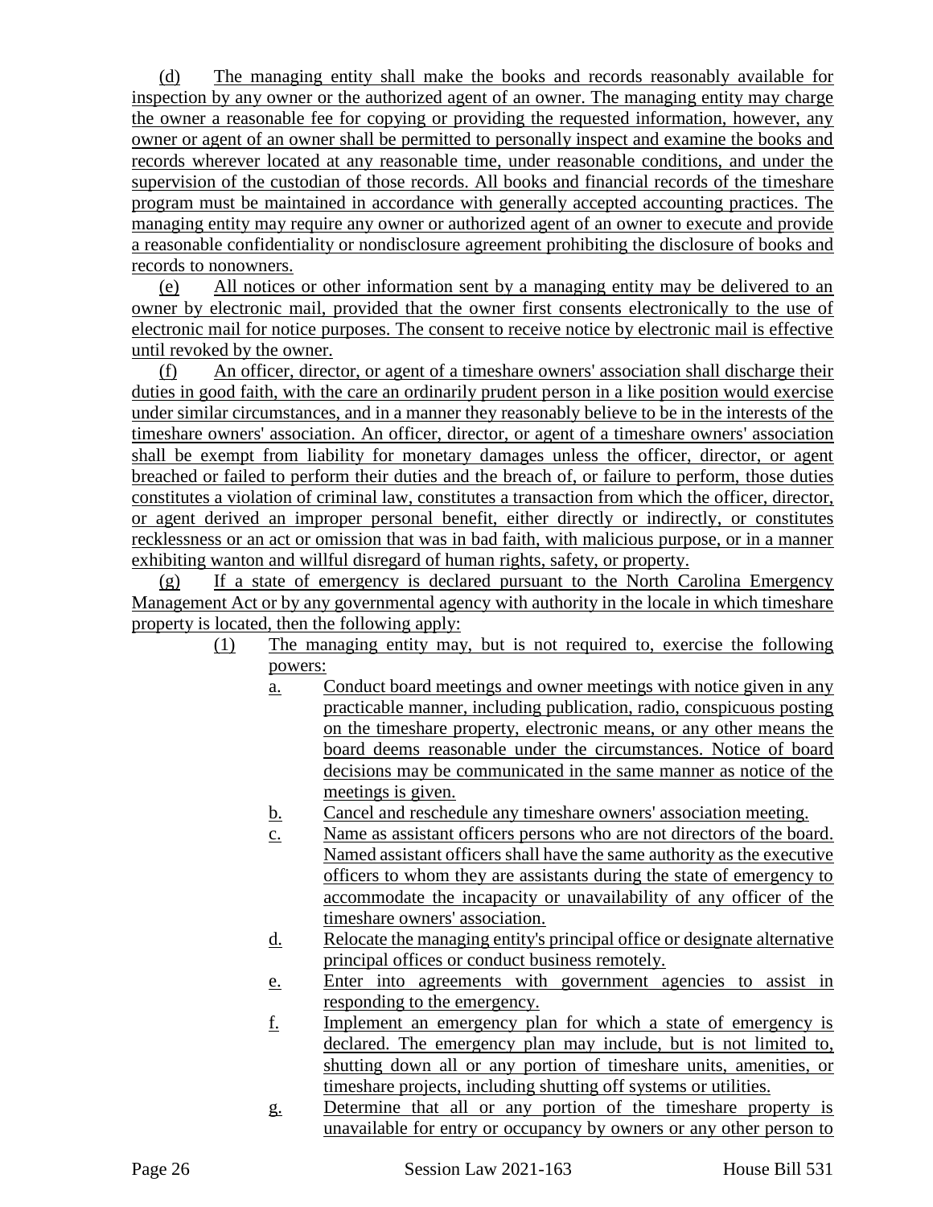(d) The managing entity shall make the books and records reasonably available for inspection by any owner or the authorized agent of an owner. The managing entity may charge the owner a reasonable fee for copying or providing the requested information, however, any owner or agent of an owner shall be permitted to personally inspect and examine the books and records wherever located at any reasonable time, under reasonable conditions, and under the supervision of the custodian of those records. All books and financial records of the timeshare program must be maintained in accordance with generally accepted accounting practices. The managing entity may require any owner or authorized agent of an owner to execute and provide a reasonable confidentiality or nondisclosure agreement prohibiting the disclosure of books and records to nonowners.

(e) All notices or other information sent by a managing entity may be delivered to an owner by electronic mail, provided that the owner first consents electronically to the use of electronic mail for notice purposes. The consent to receive notice by electronic mail is effective until revoked by the owner.

(f) An officer, director, or agent of a timeshare owners' association shall discharge their duties in good faith, with the care an ordinarily prudent person in a like position would exercise under similar circumstances, and in a manner they reasonably believe to be in the interests of the timeshare owners' association. An officer, director, or agent of a timeshare owners' association shall be exempt from liability for monetary damages unless the officer, director, or agent breached or failed to perform their duties and the breach of, or failure to perform, those duties constitutes a violation of criminal law, constitutes a transaction from which the officer, director, or agent derived an improper personal benefit, either directly or indirectly, or constitutes recklessness or an act or omission that was in bad faith, with malicious purpose, or in a manner exhibiting wanton and willful disregard of human rights, safety, or property.

(g) If a state of emergency is declared pursuant to the North Carolina Emergency Management Act or by any governmental agency with authority in the locale in which timeshare property is located, then the following apply:

(1) The managing entity may, but is not required to, exercise the following powers:

a. Conduct board meetings and owner meetings with notice given in any practicable manner, including publication, radio, conspicuous posting on the timeshare property, electronic means, or any other means the board deems reasonable under the circumstances. Notice of board decisions may be communicated in the same manner as notice of the meetings is given.

b. Cancel and reschedule any timeshare owners' association meeting.

c. Name as assistant officers persons who are not directors of the board. Named assistant officers shall have the same authority as the executive officers to whom they are assistants during the state of emergency to accommodate the incapacity or unavailability of any officer of the timeshare owners' association.

d. Relocate the managing entity's principal office or designate alternative principal offices or conduct business remotely.

e. Enter into agreements with government agencies to assist in responding to the emergency.

f. Implement an emergency plan for which a state of emergency is declared. The emergency plan may include, but is not limited to, shutting down all or any portion of timeshare units, amenities, or timeshare projects, including shutting off systems or utilities.

g. Determine that all or any portion of the timeshare property is unavailable for entry or occupancy by owners or any other person to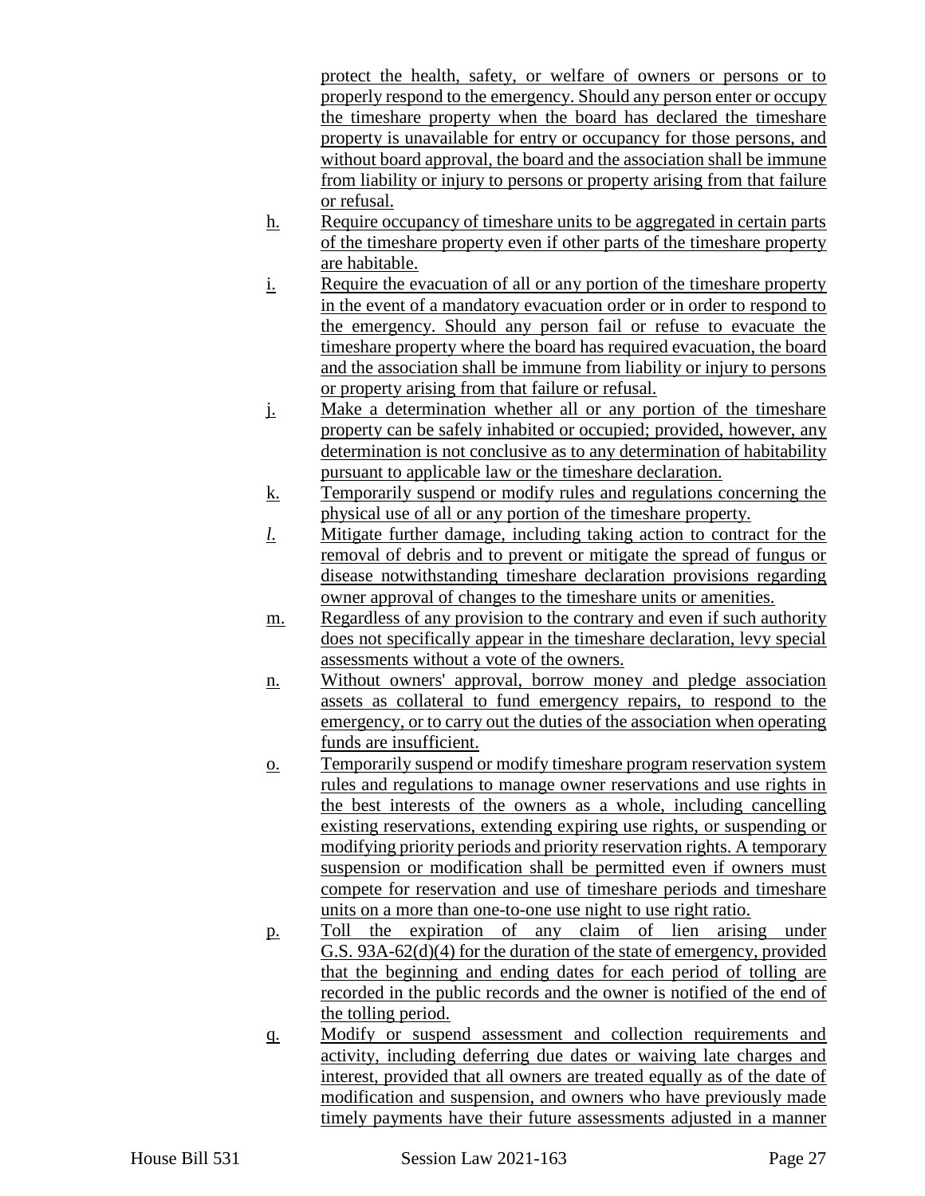protect the health, safety, or welfare of owners or persons or to properly respond to the emergency. Should any person enter or occupy the timeshare property when the board has declared the timeshare property is unavailable for entry or occupancy for those persons, and without board approval, the board and the association shall be immune from liability or injury to persons or property arising from that failure or refusal.

h. Require occupancy of timeshare units to be aggregated in certain parts of the timeshare property even if other parts of the timeshare property are habitable.

i. Require the evacuation of all or any portion of the timeshare property in the event of a mandatory evacuation order or in order to respond to the emergency. Should any person fail or refuse to evacuate the timeshare property where the board has required evacuation, the board and the association shall be immune from liability or injury to persons or property arising from that failure or refusal.

j. Make a determination whether all or any portion of the timeshare property can be safely inhabited or occupied; provided, however, any determination is not conclusive as to any determination of habitability pursuant to applicable law or the timeshare declaration.

k. Temporarily suspend or modify rules and regulations concerning the physical use of all or any portion of the timeshare property.

*l.* Mitigate further damage, including taking action to contract for the removal of debris and to prevent or mitigate the spread of fungus or disease notwithstanding timeshare declaration provisions regarding owner approval of changes to the timeshare units or amenities.

m. Regardless of any provision to the contrary and even if such authority does not specifically appear in the timeshare declaration, levy special assessments without a vote of the owners.

n. Without owners' approval, borrow money and pledge association assets as collateral to fund emergency repairs, to respond to the emergency, or to carry out the duties of the association when operating funds are insufficient.

o. Temporarily suspend or modify timeshare program reservation system rules and regulations to manage owner reservations and use rights in the best interests of the owners as a whole, including cancelling existing reservations, extending expiring use rights, or suspending or modifying priority periods and priority reservation rights. A temporary suspension or modification shall be permitted even if owners must compete for reservation and use of timeshare periods and timeshare units on a more than one-to-one use night to use right ratio.

p. Toll the expiration of any claim of lien arising under G.S. 93A-62(d)(4) for the duration of the state of emergency, provided that the beginning and ending dates for each period of tolling are recorded in the public records and the owner is notified of the end of the tolling period.

q. Modify or suspend assessment and collection requirements and activity, including deferring due dates or waiving late charges and interest, provided that all owners are treated equally as of the date of modification and suspension, and owners who have previously made timely payments have their future assessments adjusted in a manner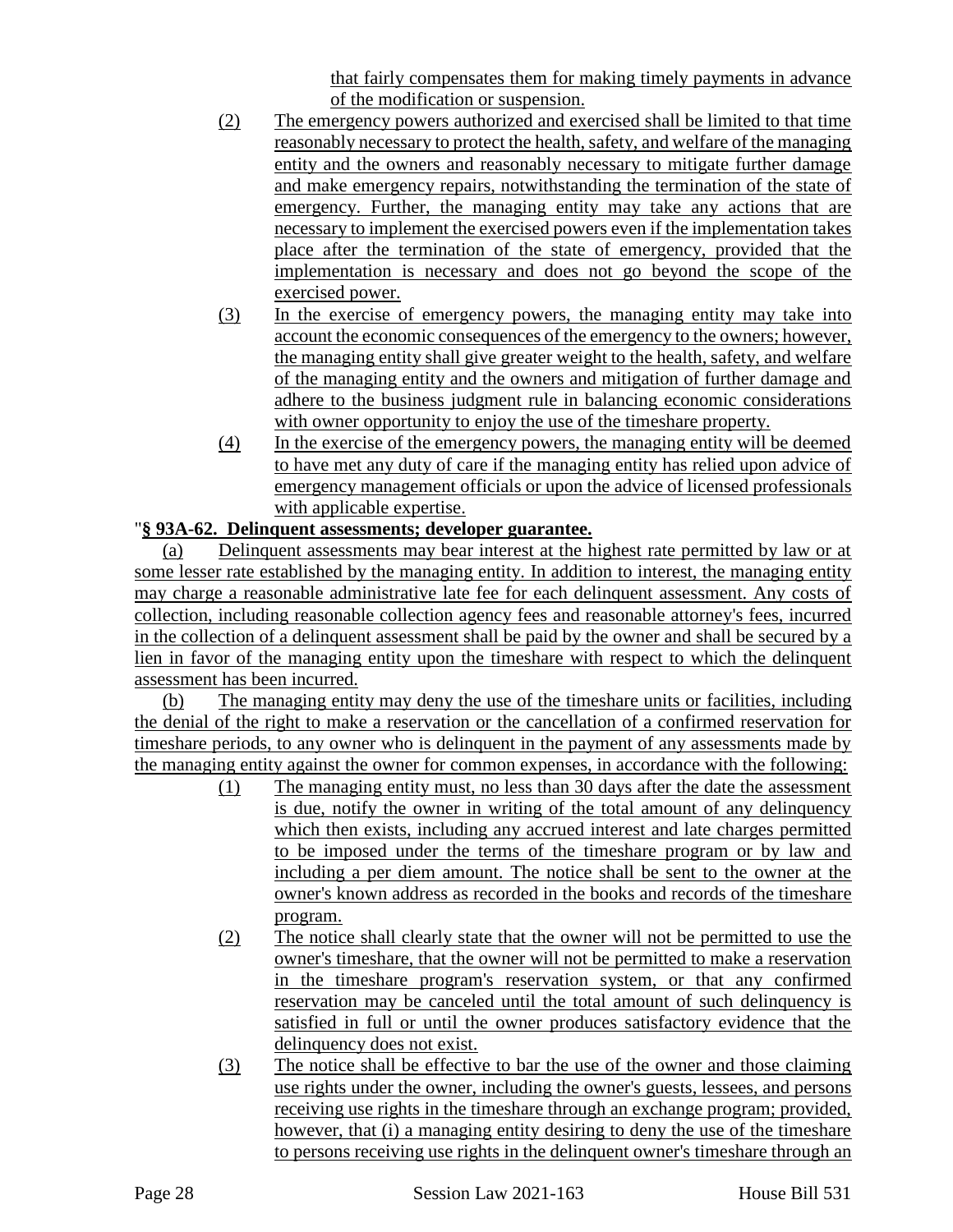that fairly compensates them for making timely payments in advance of the modification or suspension.

(2) The emergency powers authorized and exercised shall be limited to that time reasonably necessary to protect the health, safety, and welfare of the managing entity and the owners and reasonably necessary to mitigate further damage and make emergency repairs, notwithstanding the termination of the state of emergency. Further, the managing entity may take any actions that are necessary to implement the exercised powers even if the implementation takes place after the termination of the state of emergency, provided that the implementation is necessary and does not go beyond the scope of the exercised power.

(3) In the exercise of emergency powers, the managing entity may take into account the economic consequences of the emergency to the owners; however, the managing entity shall give greater weight to the health, safety, and welfare of the managing entity and the owners and mitigation of further damage and adhere to the business judgment rule in balancing economic considerations with owner opportunity to enjoy the use of the timeshare property.

(4) In the exercise of the emergency powers, the managing entity will be deemed to have met any duty of care if the managing entity has relied upon advice of emergency management officials or upon the advice of licensed professionals with applicable expertise.

"**§ 93A-62. Delinquent assessments; developer guarantee.**

(a) Delinquent assessments may bear interest at the highest rate permitted by law or at some lesser rate established by the managing entity. In addition to interest, the managing entity may charge a reasonable administrative late fee for each delinquent assessment. Any costs of collection, including reasonable collection agency fees and reasonable attorney's fees, incurred in the collection of a delinquent assessment shall be paid by the owner and shall be secured by a lien in favor of the managing entity upon the timeshare with respect to which the delinquent assessment has been incurred.

(b) The managing entity may deny the use of the timeshare units or facilities, including the denial of the right to make a reservation or the cancellation of a confirmed reservation for timeshare periods, to any owner who is delinquent in the payment of any assessments made by the managing entity against the owner for common expenses, in accordance with the following:

(1) The managing entity must, no less than 30 days after the date the assessment is due, notify the owner in writing of the total amount of any delinquency which then exists, including any accrued interest and late charges permitted to be imposed under the terms of the timeshare program or by law and including a per diem amount. The notice shall be sent to the owner at the owner's known address as recorded in the books and records of the timeshare program.

(2) The notice shall clearly state that the owner will not be permitted to use the owner's timeshare, that the owner will not be permitted to make a reservation in the timeshare program's reservation system, or that any confirmed reservation may be canceled until the total amount of such delinquency is satisfied in full or until the owner produces satisfactory evidence that the delinquency does not exist.

(3) The notice shall be effective to bar the use of the owner and those claiming use rights under the owner, including the owner's guests, lessees, and persons receiving use rights in the timeshare through an exchange program; provided, however, that (i) a managing entity desiring to deny the use of the timeshare to persons receiving use rights in the delinquent owner's timeshare through an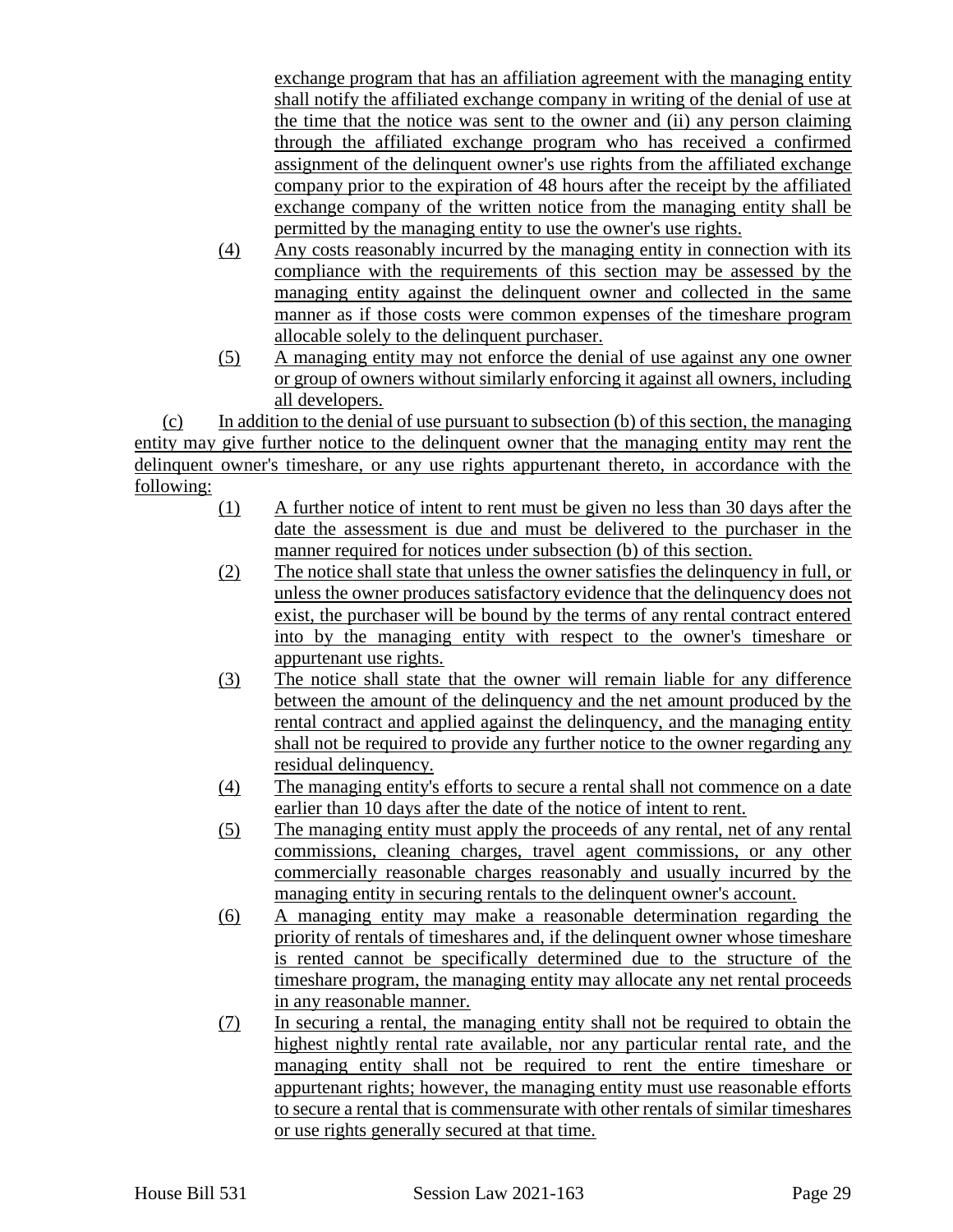exchange program that has an affiliation agreement with the managing entity shall notify the affiliated exchange company in writing of the denial of use at the time that the notice was sent to the owner and (ii) any person claiming through the affiliated exchange program who has received a confirmed assignment of the delinquent owner's use rights from the affiliated exchange company prior to the expiration of 48 hours after the receipt by the affiliated exchange company of the written notice from the managing entity shall be permitted by the managing entity to use the owner's use rights.

(4) Any costs reasonably incurred by the managing entity in connection with its compliance with the requirements of this section may be assessed by the managing entity against the delinquent owner and collected in the same manner as if those costs were common expenses of the timeshare program allocable solely to the delinquent purchaser.

(5) A managing entity may not enforce the denial of use against any one owner or group of owners without similarly enforcing it against all owners, including all developers.

(c) In addition to the denial of use pursuant to subsection (b) of this section, the managing entity may give further notice to the delinquent owner that the managing entity may rent the delinquent owner's timeshare, or any use rights appurtenant thereto, in accordance with the following:

(1) A further notice of intent to rent must be given no less than 30 days after the date the assessment is due and must be delivered to the purchaser in the manner required for notices under subsection (b) of this section.

(2) The notice shall state that unless the owner satisfies the delinquency in full, or unless the owner produces satisfactory evidence that the delinquency does not exist, the purchaser will be bound by the terms of any rental contract entered into by the managing entity with respect to the owner's timeshare or appurtenant use rights.

(3) The notice shall state that the owner will remain liable for any difference between the amount of the delinquency and the net amount produced by the rental contract and applied against the delinquency, and the managing entity shall not be required to provide any further notice to the owner regarding any residual delinquency.

(4) The managing entity's efforts to secure a rental shall not commence on a date earlier than 10 days after the date of the notice of intent to rent.

(5) The managing entity must apply the proceeds of any rental, net of any rental commissions, cleaning charges, travel agent commissions, or any other commercially reasonable charges reasonably and usually incurred by the managing entity in securing rentals to the delinquent owner's account.

(6) A managing entity may make a reasonable determination regarding the priority of rentals of timeshares and, if the delinquent owner whose timeshare is rented cannot be specifically determined due to the structure of the timeshare program, the managing entity may allocate any net rental proceeds in any reasonable manner.

(7) In securing a rental, the managing entity shall not be required to obtain the highest nightly rental rate available, nor any particular rental rate, and the managing entity shall not be required to rent the entire timeshare or appurtenant rights; however, the managing entity must use reasonable efforts to secure a rental that is commensurate with other rentals of similar timeshares or use rights generally secured at that time.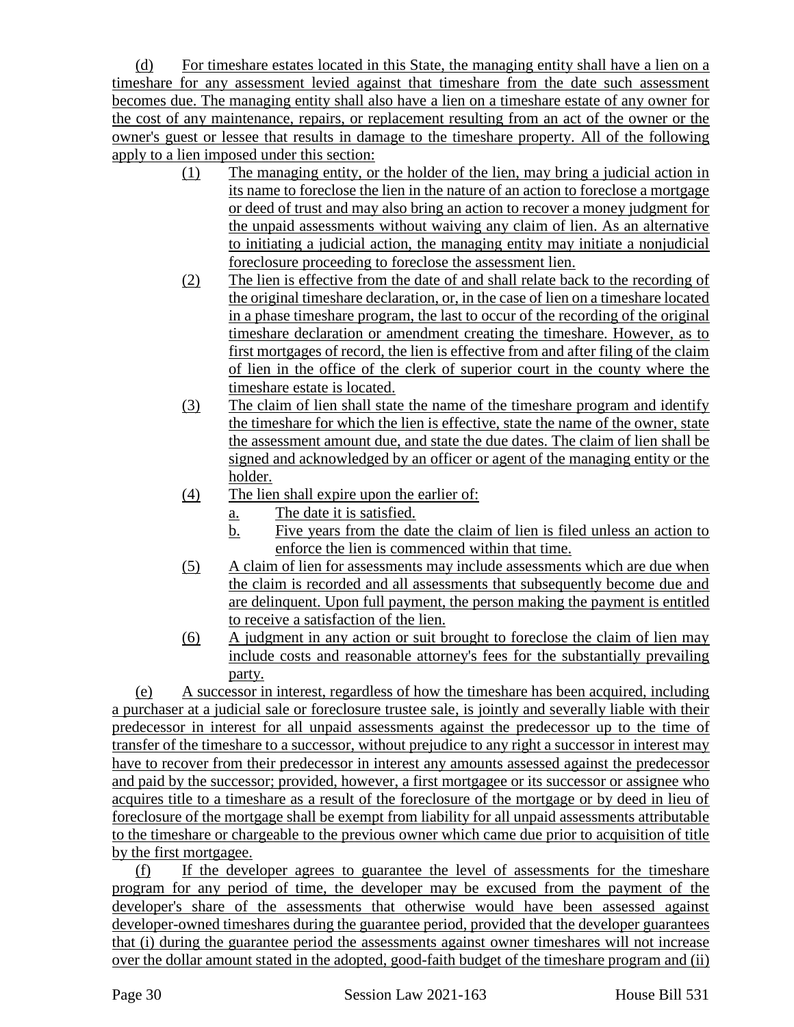(d) For timeshare estates located in this State, the managing entity shall have a lien on a timeshare for any assessment levied against that timeshare from the date such assessment becomes due. The managing entity shall also have a lien on a timeshare estate of any owner for the cost of any maintenance, repairs, or replacement resulting from an act of the owner or the owner's guest or lessee that results in damage to the timeshare property. All of the following apply to a lien imposed under this section:

(1) The managing entity, or the holder of the lien, may bring a judicial action in its name to foreclose the lien in the nature of an action to foreclose a mortgage or deed of trust and may also bring an action to recover a money judgment for the unpaid assessments without waiving any claim of lien. As an alternative to initiating a judicial action, the managing entity may initiate a nonjudicial foreclosure proceeding to foreclose the assessment lien.

(2) The lien is effective from the date of and shall relate back to the recording of the original timeshare declaration, or, in the case of lien on a timeshare located in a phase timeshare program, the last to occur of the recording of the original timeshare declaration or amendment creating the timeshare. However, as to first mortgages of record, the lien is effective from and after filing of the claim of lien in the office of the clerk of superior court in the county where the timeshare estate is located.

(3) The claim of lien shall state the name of the timeshare program and identify the timeshare for which the lien is effective, state the name of the owner, state the assessment amount due, and state the due dates. The claim of lien shall be signed and acknowledged by an officer or agent of the managing entity or the holder.

(4) The lien shall expire upon the earlier of:

a. The date it is satisfied.

b. Five years from the date the claim of lien is filed unless an action to enforce the lien is commenced within that time.

(5) A claim of lien for assessments may include assessments which are due when the claim is recorded and all assessments that subsequently become due and are delinquent. Upon full payment, the person making the payment is entitled to receive a satisfaction of the lien.

(6) A judgment in any action or suit brought to foreclose the claim of lien may include costs and reasonable attorney's fees for the substantially prevailing party.

(e) A successor in interest, regardless of how the timeshare has been acquired, including a purchaser at a judicial sale or foreclosure trustee sale, is jointly and severally liable with their predecessor in interest for all unpaid assessments against the predecessor up to the time of transfer of the timeshare to a successor, without prejudice to any right a successor in interest may have to recover from their predecessor in interest any amounts assessed against the predecessor and paid by the successor; provided, however, a first mortgagee or its successor or assignee who acquires title to a timeshare as a result of the foreclosure of the mortgage or by deed in lieu of foreclosure of the mortgage shall be exempt from liability for all unpaid assessments attributable to the timeshare or chargeable to the previous owner which came due prior to acquisition of title by the first mortgagee.

(f) If the developer agrees to guarantee the level of assessments for the timeshare program for any period of time, the developer may be excused from the payment of the developer's share of the assessments that otherwise would have been assessed against developer-owned timeshares during the guarantee period, provided that the developer guarantees that (i) during the guarantee period the assessments against owner timeshares will not increase over the dollar amount stated in the adopted, good-faith budget of the timeshare program and (ii)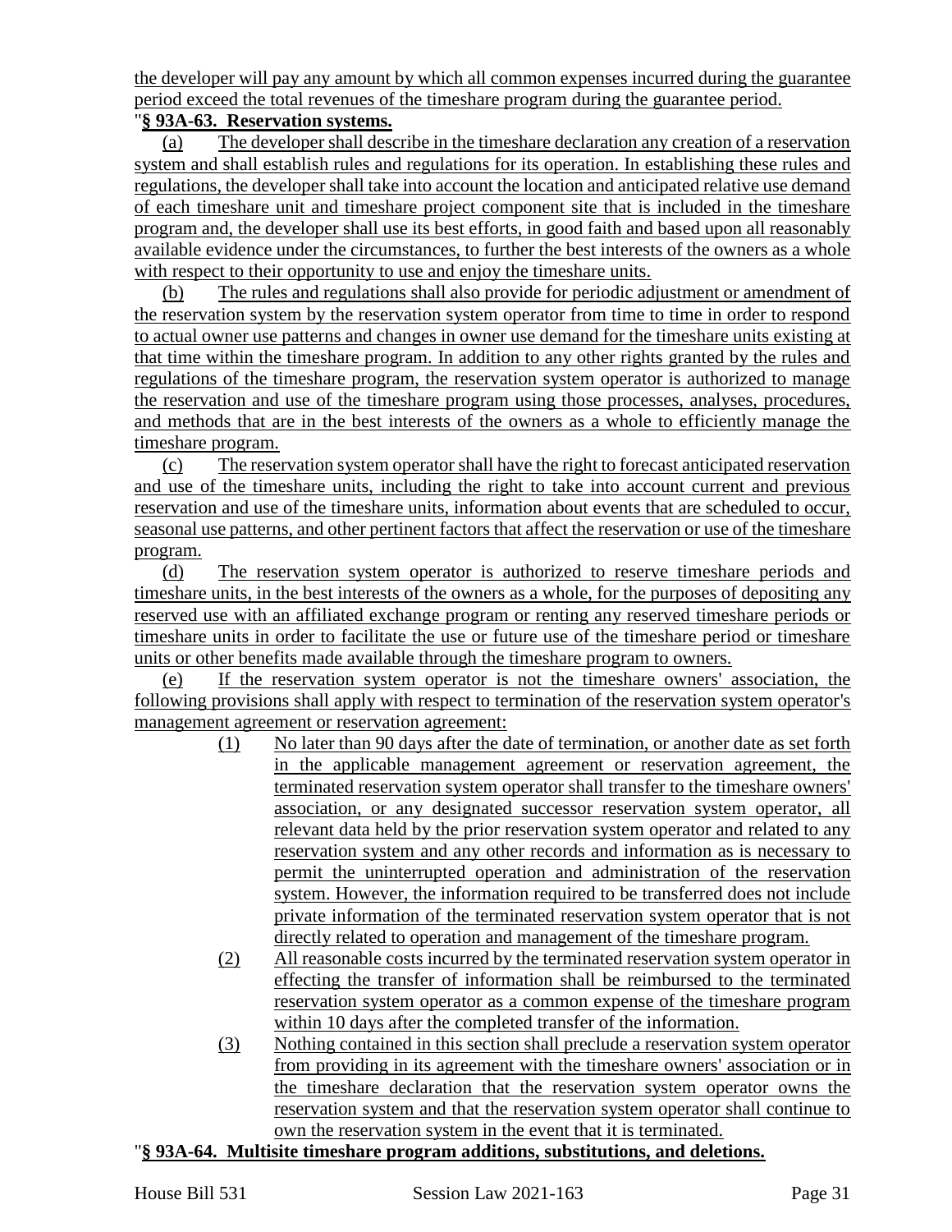the developer will pay any amount by which all common expenses incurred during the guarantee period exceed the total revenues of the timeshare program during the guarantee period.

"**§ 93A-63. Reservation systems.**

(a) The developer shall describe in the timeshare declaration any creation of a reservation system and shall establish rules and regulations for its operation. In establishing these rules and regulations, the developer shall take into account the location and anticipated relative use demand of each timeshare unit and timeshare project component site that is included in the timeshare program and, the developer shall use its best efforts, in good faith and based upon all reasonably available evidence under the circumstances, to further the best interests of the owners as a whole with respect to their opportunity to use and enjoy the timeshare units.

(b) The rules and regulations shall also provide for periodic adjustment or amendment of the reservation system by the reservation system operator from time to time in order to respond to actual owner use patterns and changes in owner use demand for the timeshare units existing at that time within the timeshare program. In addition to any other rights granted by the rules and regulations of the timeshare program, the reservation system operator is authorized to manage the reservation and use of the timeshare program using those processes, analyses, procedures, and methods that are in the best interests of the owners as a whole to efficiently manage the timeshare program.

(c) The reservation system operator shall have the right to forecast anticipated reservation and use of the timeshare units, including the right to take into account current and previous reservation and use of the timeshare units, information about events that are scheduled to occur, seasonal use patterns, and other pertinent factors that affect the reservation or use of the timeshare program.

(d) The reservation system operator is authorized to reserve timeshare periods and timeshare units, in the best interests of the owners as a whole, for the purposes of depositing any reserved use with an affiliated exchange program or renting any reserved timeshare periods or timeshare units in order to facilitate the use or future use of the timeshare period or timeshare units or other benefits made available through the timeshare program to owners.

(e) If the reservation system operator is not the timeshare owners' association, the following provisions shall apply with respect to termination of the reservation system operator's management agreement or reservation agreement:

(1) No later than 90 days after the date of termination, or another date as set forth in the applicable management agreement or reservation agreement, the terminated reservation system operator shall transfer to the timeshare owners' association, or any designated successor reservation system operator, all relevant data held by the prior reservation system operator and related to any reservation system and any other records and information as is necessary to permit the uninterrupted operation and administration of the reservation system. However, the information required to be transferred does not include private information of the terminated reservation system operator that is not directly related to operation and management of the timeshare program.

(2) All reasonable costs incurred by the terminated reservation system operator in effecting the transfer of information shall be reimbursed to the terminated reservation system operator as a common expense of the timeshare program within 10 days after the completed transfer of the information.

(3) Nothing contained in this section shall preclude a reservation system operator from providing in its agreement with the timeshare owners' association or in the timeshare declaration that the reservation system operator owns the reservation system and that the reservation system operator shall continue to own the reservation system in the event that it is terminated.

"**§ 93A-64. Multisite timeshare program additions, substitutions, and deletions.**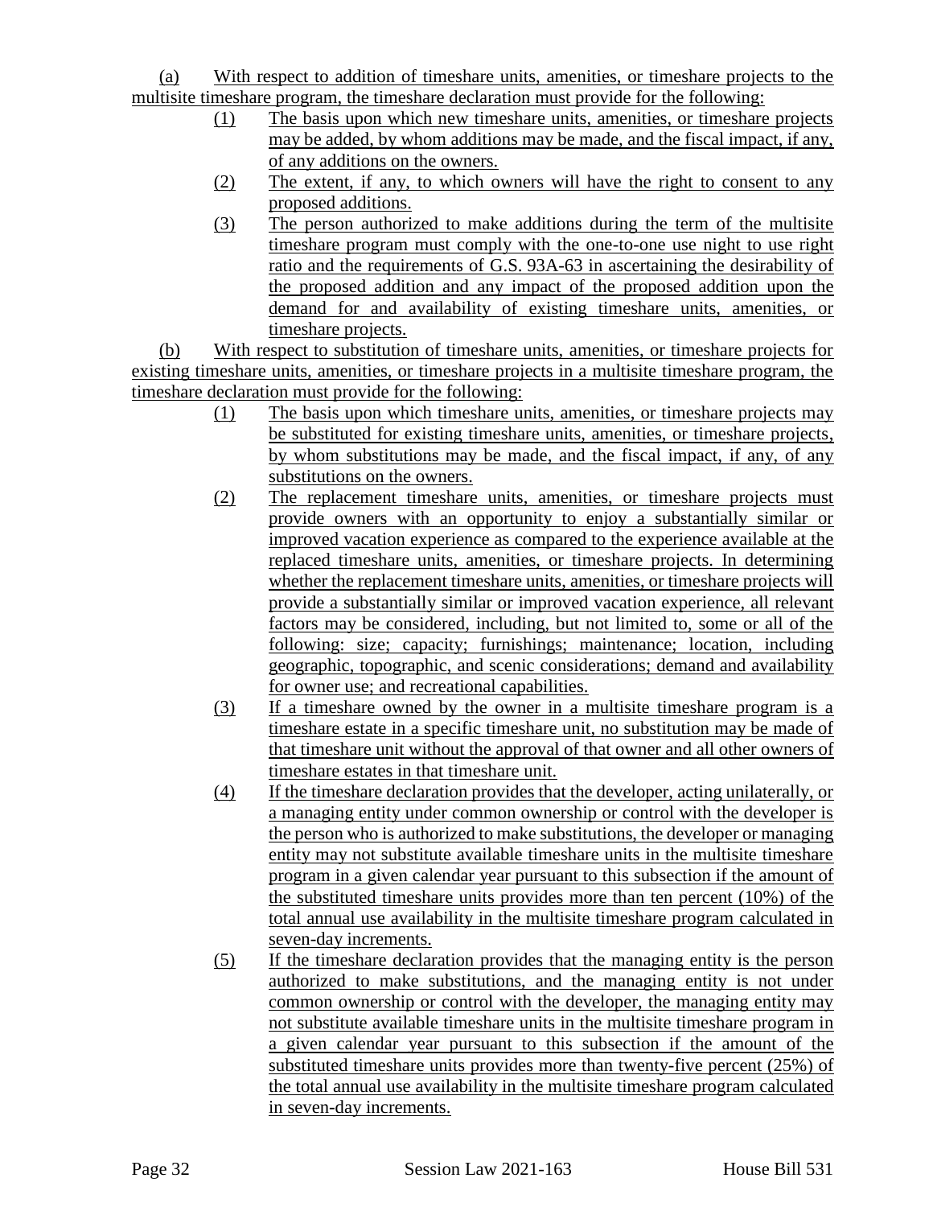(a) With respect to addition of timeshare units, amenities, or timeshare projects to the multisite timeshare program, the timeshare declaration must provide for the following:

(1) The basis upon which new timeshare units, amenities, or timeshare projects may be added, by whom additions may be made, and the fiscal impact, if any, of any additions on the owners.

(2) The extent, if any, to which owners will have the right to consent to any proposed additions.

(3) The person authorized to make additions during the term of the multisite timeshare program must comply with the one-to-one use night to use right ratio and the requirements of G.S. 93A-63 in ascertaining the desirability of the proposed addition and any impact of the proposed addition upon the demand for and availability of existing timeshare units, amenities, or timeshare projects.

(b) With respect to substitution of timeshare units, amenities, or timeshare projects for existing timeshare units, amenities, or timeshare projects in a multisite timeshare program, the timeshare declaration must provide for the following:

(1) The basis upon which timeshare units, amenities, or timeshare projects may be substituted for existing timeshare units, amenities, or timeshare projects, by whom substitutions may be made, and the fiscal impact, if any, of any substitutions on the owners.

(2) The replacement timeshare units, amenities, or timeshare projects must provide owners with an opportunity to enjoy a substantially similar or improved vacation experience as compared to the experience available at the replaced timeshare units, amenities, or timeshare projects. In determining whether the replacement timeshare units, amenities, or timeshare projects will provide a substantially similar or improved vacation experience, all relevant factors may be considered, including, but not limited to, some or all of the following: size; capacity; furnishings; maintenance; location, including geographic, topographic, and scenic considerations; demand and availability for owner use; and recreational capabilities.

(3) If a timeshare owned by the owner in a multisite timeshare program is a timeshare estate in a specific timeshare unit, no substitution may be made of that timeshare unit without the approval of that owner and all other owners of timeshare estates in that timeshare unit.

(4) If the timeshare declaration provides that the developer, acting unilaterally, or a managing entity under common ownership or control with the developer is the person who is authorized to make substitutions, the developer or managing entity may not substitute available timeshare units in the multisite timeshare program in a given calendar year pursuant to this subsection if the amount of the substituted timeshare units provides more than ten percent (10%) of the total annual use availability in the multisite timeshare program calculated in seven-day increments.

(5) If the timeshare declaration provides that the managing entity is the person authorized to make substitutions, and the managing entity is not under common ownership or control with the developer, the managing entity may not substitute available timeshare units in the multisite timeshare program in a given calendar year pursuant to this subsection if the amount of the substituted timeshare units provides more than twenty-five percent (25%) of the total annual use availability in the multisite timeshare program calculated in seven-day increments.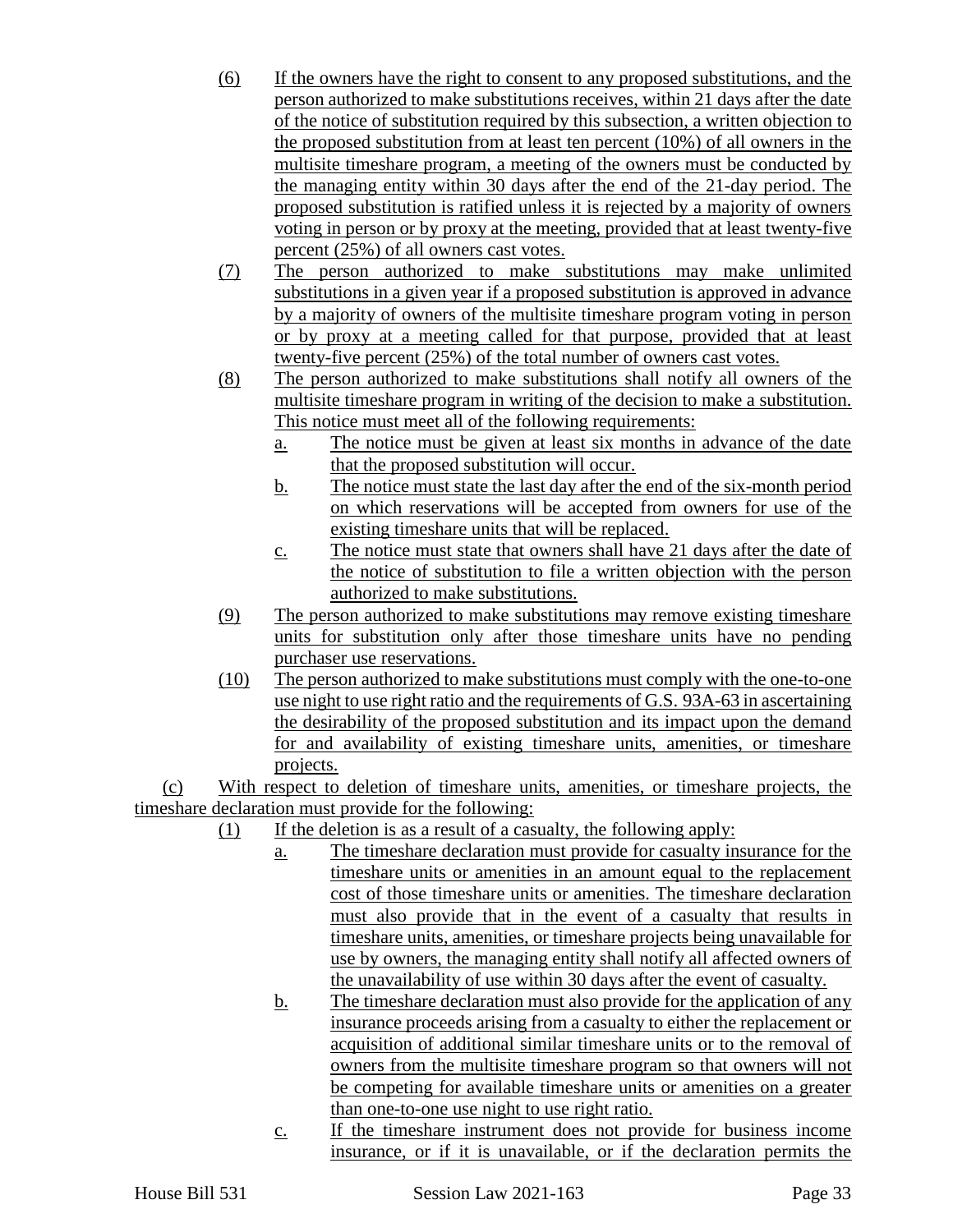(6) If the owners have the right to consent to any proposed substitutions, and the person authorized to make substitutions receives, within 21 days after the date of the notice of substitution required by this subsection, a written objection to the proposed substitution from at least ten percent (10%) of all owners in the multisite timeshare program, a meeting of the owners must be conducted by the managing entity within 30 days after the end of the 21-day period. The proposed substitution is ratified unless it is rejected by a majority of owners voting in person or by proxy at the meeting, provided that at least twenty-five percent (25%) of all owners cast votes.

(7) The person authorized to make substitutions may make unlimited substitutions in a given year if a proposed substitution is approved in advance by a majority of owners of the multisite timeshare program voting in person or by proxy at a meeting called for that purpose, provided that at least twenty-five percent (25%) of the total number of owners cast votes.

(8) The person authorized to make substitutions shall notify all owners of the multisite timeshare program in writing of the decision to make a substitution. This notice must meet all of the following requirements:

a. The notice must be given at least six months in advance of the date that the proposed substitution will occur.

b. The notice must state the last day after the end of the six-month period on which reservations will be accepted from owners for use of the existing timeshare units that will be replaced.

c. The notice must state that owners shall have 21 days after the date of the notice of substitution to file a written objection with the person authorized to make substitutions.

(9) The person authorized to make substitutions may remove existing timeshare units for substitution only after those timeshare units have no pending purchaser use reservations.

(10) The person authorized to make substitutions must comply with the one-to-one use night to use right ratio and the requirements of G.S. 93A-63 in ascertaining the desirability of the proposed substitution and its impact upon the demand for and availability of existing timeshare units, amenities, or timeshare projects.

(c) With respect to deletion of timeshare units, amenities, or timeshare projects, the timeshare declaration must provide for the following:

(1) If the deletion is as a result of a casualty, the following apply:

a. The timeshare declaration must provide for casualty insurance for the timeshare units or amenities in an amount equal to the replacement cost of those timeshare units or amenities. The timeshare declaration must also provide that in the event of a casualty that results in timeshare units, amenities, or timeshare projects being unavailable for use by owners, the managing entity shall notify all affected owners of the unavailability of use within 30 days after the event of casualty.

b. The timeshare declaration must also provide for the application of any insurance proceeds arising from a casualty to either the replacement or acquisition of additional similar timeshare units or to the removal of owners from the multisite timeshare program so that owners will not be competing for available timeshare units or amenities on a greater than one-to-one use night to use right ratio.

c. If the timeshare instrument does not provide for business income insurance, or if it is unavailable, or if the declaration permits the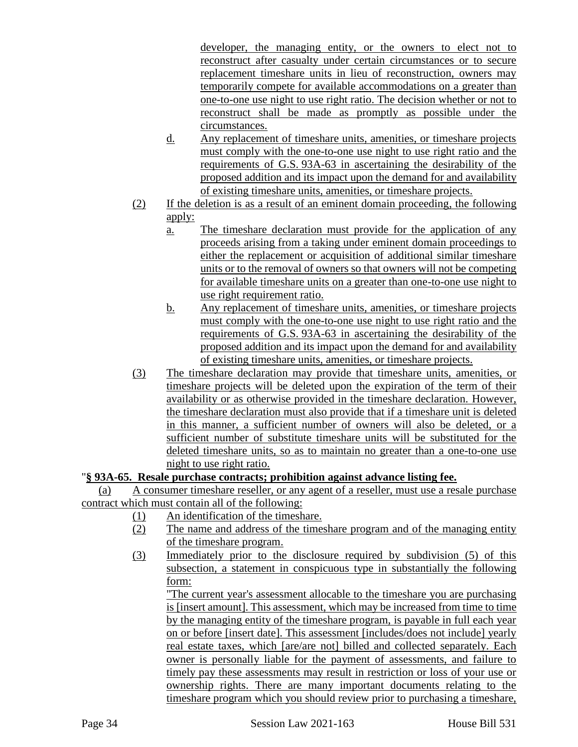developer, the managing entity, or the owners to elect not to reconstruct after casualty under certain circumstances or to secure replacement timeshare units in lieu of reconstruction, owners may temporarily compete for available accommodations on a greater than one-to-one use night to use right ratio. The decision whether or not to reconstruct shall be made as promptly as possible under the circumstances.

d. Any replacement of timeshare units, amenities, or timeshare projects must comply with the one-to-one use night to use right ratio and the requirements of G.S. 93A-63 in ascertaining the desirability of the proposed addition and its impact upon the demand for and availability of existing timeshare units, amenities, or timeshare projects.

(2) If the deletion is as a result of an eminent domain proceeding, the following apply:

a. The timeshare declaration must provide for the application of any proceeds arising from a taking under eminent domain proceedings to either the replacement or acquisition of additional similar timeshare units or to the removal of owners so that owners will not be competing for available timeshare units on a greater than one-to-one use night to use right requirement ratio.

b. Any replacement of timeshare units, amenities, or timeshare projects must comply with the one-to-one use night to use right ratio and the requirements of G.S. 93A-63 in ascertaining the desirability of the proposed addition and its impact upon the demand for and availability of existing timeshare units, amenities, or timeshare projects.

(3) The timeshare declaration may provide that timeshare units, amenities, or timeshare projects will be deleted upon the expiration of the term of their availability or as otherwise provided in the timeshare declaration. However, the timeshare declaration must also provide that if a timeshare unit is deleted in this manner, a sufficient number of owners will also be deleted, or a sufficient number of substitute timeshare units will be substituted for the deleted timeshare units, so as to maintain no greater than a one-to-one use night to use right ratio.

"**§ 93A-65. Resale purchase contracts; prohibition against advance listing fee.**

(a) A consumer timeshare reseller, or any agent of a reseller, must use a resale purchase contract which must contain all of the following:

(1) An identification of the timeshare.

(2) The name and address of the timeshare program and of the managing entity of the timeshare program.

(3) Immediately prior to the disclosure required by subdivision (5) of this subsection, a statement in conspicuous type in substantially the following form:

"The current year's assessment allocable to the timeshare you are purchasing is [insert amount]. This assessment, which may be increased from time to time by the managing entity of the timeshare program, is payable in full each year on or before [insert date]. This assessment [includes/does not include] yearly real estate taxes, which [are/are not] billed and collected separately. Each owner is personally liable for the payment of assessments, and failure to timely pay these assessments may result in restriction or loss of your use or ownership rights. There are many important documents relating to the timeshare program which you should review prior to purchasing a timeshare,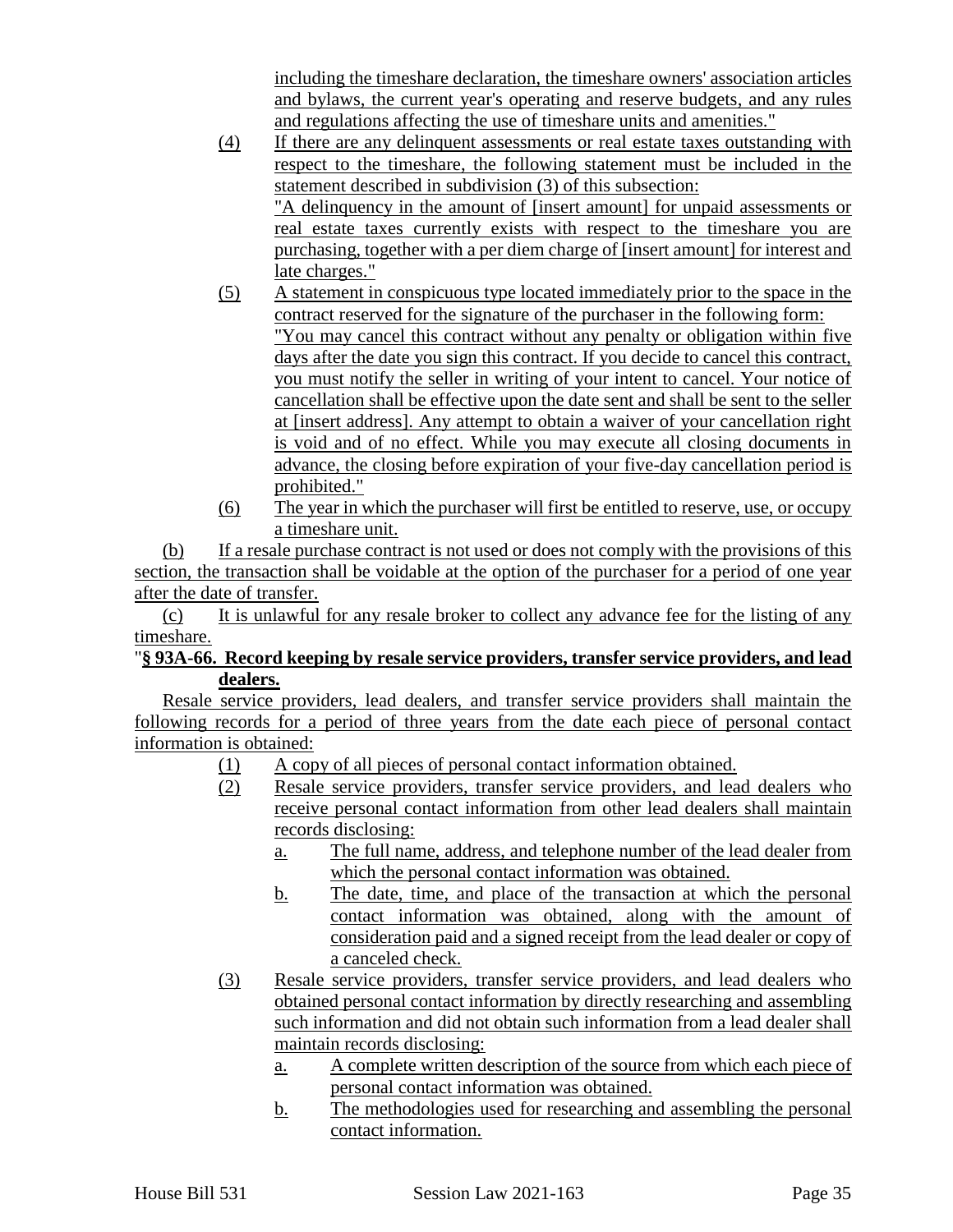including the timeshare declaration, the timeshare owners' association articles and bylaws, the current year's operating and reserve budgets, and any rules and regulations affecting the use of timeshare units and amenities."

(4) If there are any delinquent assessments or real estate taxes outstanding with respect to the timeshare, the following statement must be included in the statement described in subdivision (3) of this subsection:
"A delinquency in the amount of [insert amount] for unpaid assessments or real estate taxes currently exists with respect to the timeshare you are purchasing, together with a per diem charge of [insert amount] for interest and late charges."

(5) A statement in conspicuous type located immediately prior to the space in the contract reserved for the signature of the purchaser in the following form:
"You may cancel this contract without any penalty or obligation within five days after the date you sign this contract. If you decide to cancel this contract, you must notify the seller in writing of your intent to cancel. Your notice of cancellation shall be effective upon the date sent and shall be sent to the seller at [insert address]. Any attempt to obtain a waiver of your cancellation right is void and of no effect. While you may execute all closing documents in advance, the closing before expiration of your five-day cancellation period is prohibited."

(6) The year in which the purchaser will first be entitled to reserve, use, or occupy a timeshare unit.

(b) If a resale purchase contract is not used or does not comply with the provisions of this section, the transaction shall be voidable at the option of the purchaser for a period of one year after the date of transfer.

(c) It is unlawful for any resale broker to collect any advance fee for the listing of any timeshare.

"**§ 93A-66. Record keeping by resale service providers, transfer service providers, and lead dealers.**

Resale service providers, lead dealers, and transfer service providers shall maintain the following records for a period of three years from the date each piece of personal contact information is obtained:

(1) A copy of all pieces of personal contact information obtained.

(2) Resale service providers, transfer service providers, and lead dealers who receive personal contact information from other lead dealers shall maintain records disclosing:

  a. The full name, address, and telephone number of the lead dealer from which the personal contact information was obtained.

  b. The date, time, and place of the transaction at which the personal contact information was obtained, along with the amount of consideration paid and a signed receipt from the lead dealer or copy of a canceled check.

(3) Resale service providers, transfer service providers, and lead dealers who obtained personal contact information by directly researching and assembling such information and did not obtain such information from a lead dealer shall maintain records disclosing:

  a. A complete written description of the source from which each piece of personal contact information was obtained.

  b. The methodologies used for researching and assembling the personal contact information.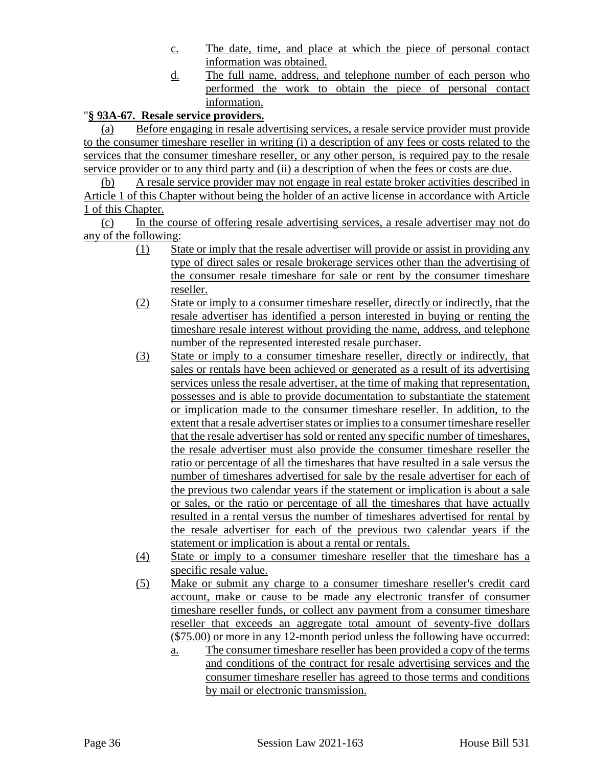c. The date, time, and place at which the piece of personal contact information was obtained.

d. The full name, address, and telephone number of each person who performed the work to obtain the piece of personal contact information.

"**§ 93A-67. Resale service providers.**

(a) Before engaging in resale advertising services, a resale service provider must provide to the consumer timeshare reseller in writing (i) a description of any fees or costs related to the services that the consumer timeshare reseller, or any other person, is required pay to the resale service provider or to any third party and (ii) a description of when the fees or costs are due.

(b) A resale service provider may not engage in real estate broker activities described in Article 1 of this Chapter without being the holder of an active license in accordance with Article 1 of this Chapter.

(c) In the course of offering resale advertising services, a resale advertiser may not do any of the following:

(1) State or imply that the resale advertiser will provide or assist in providing any type of direct sales or resale brokerage services other than the advertising of the consumer resale timeshare for sale or rent by the consumer timeshare reseller.

(2) State or imply to a consumer timeshare reseller, directly or indirectly, that the resale advertiser has identified a person interested in buying or renting the timeshare resale interest without providing the name, address, and telephone number of the represented interested resale purchaser.

(3) State or imply to a consumer timeshare reseller, directly or indirectly, that sales or rentals have been achieved or generated as a result of its advertising services unless the resale advertiser, at the time of making that representation, possesses and is able to provide documentation to substantiate the statement or implication made to the consumer timeshare reseller. In addition, to the extent that a resale advertiser states or implies to a consumer timeshare reseller that the resale advertiser has sold or rented any specific number of timeshares, the resale advertiser must also provide the consumer timeshare reseller the ratio or percentage of all the timeshares that have resulted in a sale versus the number of timeshares advertised for sale by the resale advertiser for each of the previous two calendar years if the statement or implication is about a sale or sales, or the ratio or percentage of all the timeshares that have actually resulted in a rental versus the number of timeshares advertised for rental by the resale advertiser for each of the previous two calendar years if the statement or implication is about a rental or rentals.

(4) State or imply to a consumer timeshare reseller that the timeshare has a specific resale value.

(5) Make or submit any charge to a consumer timeshare reseller's credit card account, make or cause to be made any electronic transfer of consumer timeshare reseller funds, or collect any payment from a consumer timeshare reseller that exceeds an aggregate total amount of seventy-five dollars ($75.00) or more in any 12-month period unless the following have occurred:

a. The consumer timeshare reseller has been provided a copy of the terms and conditions of the contract for resale advertising services and the consumer timeshare reseller has agreed to those terms and conditions by mail or electronic transmission.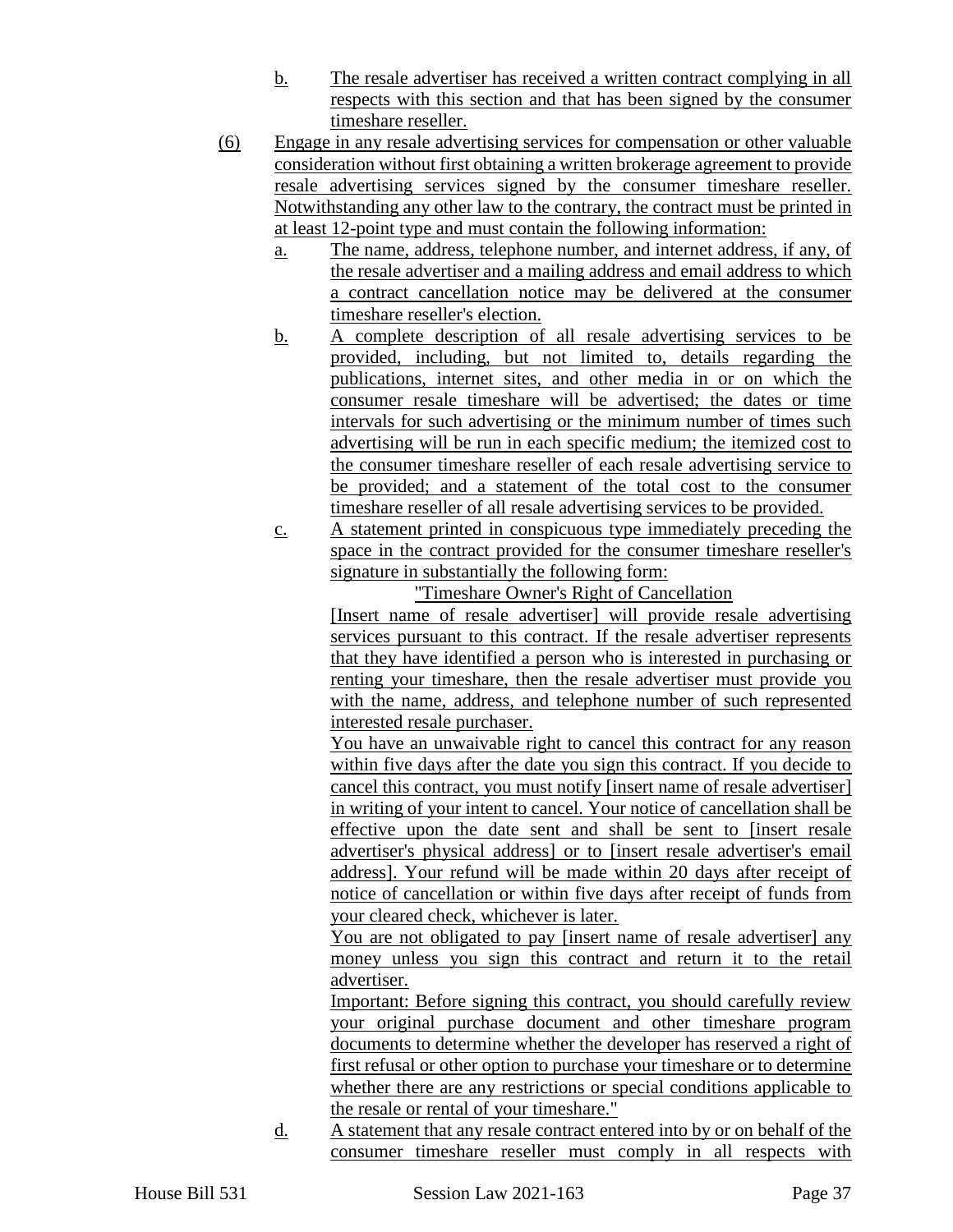b. The resale advertiser has received a written contract complying in all respects with this section and that has been signed by the consumer timeshare reseller.

(6) Engage in any resale advertising services for compensation or other valuable consideration without first obtaining a written brokerage agreement to provide resale advertising services signed by the consumer timeshare reseller. Notwithstanding any other law to the contrary, the contract must be printed in at least 12-point type and must contain the following information:

a. The name, address, telephone number, and internet address, if any, of the resale advertiser and a mailing address and email address to which a contract cancellation notice may be delivered at the consumer timeshare reseller's election.

b. A complete description of all resale advertising services to be provided, including, but not limited to, details regarding the publications, internet sites, and other media in or on which the consumer resale timeshare will be advertised; the dates or time intervals for such advertising or the minimum number of times such advertising will be run in each specific medium; the itemized cost to the consumer timeshare reseller of each resale advertising service to be provided; and a statement of the total cost to the consumer timeshare reseller of all resale advertising services to be provided.

c. A statement printed in conspicuous type immediately preceding the space in the contract provided for the consumer timeshare reseller's signature in substantially the following form:

"Timeshare Owner's Right of Cancellation

[Insert name of resale advertiser] will provide resale advertising services pursuant to this contract. If the resale advertiser represents that they have identified a person who is interested in purchasing or renting your timeshare, then the resale advertiser must provide you with the name, address, and telephone number of such represented interested resale purchaser.

You have an unwaivable right to cancel this contract for any reason within five days after the date you sign this contract. If you decide to cancel this contract, you must notify [insert name of resale advertiser] in writing of your intent to cancel. Your notice of cancellation shall be effective upon the date sent and shall be sent to [insert resale advertiser's physical address] or to [insert resale advertiser's email address]. Your refund will be made within 20 days after receipt of notice of cancellation or within five days after receipt of funds from your cleared check, whichever is later.

You are not obligated to pay [insert name of resale advertiser] any money unless you sign this contract and return it to the retail advertiser.

Important: Before signing this contract, you should carefully review your original purchase document and other timeshare program documents to determine whether the developer has reserved a right of first refusal or other option to purchase your timeshare or to determine whether there are any restrictions or special conditions applicable to the resale or rental of your timeshare."

d. A statement that any resale contract entered into by or on behalf of the consumer timeshare reseller must comply in all respects with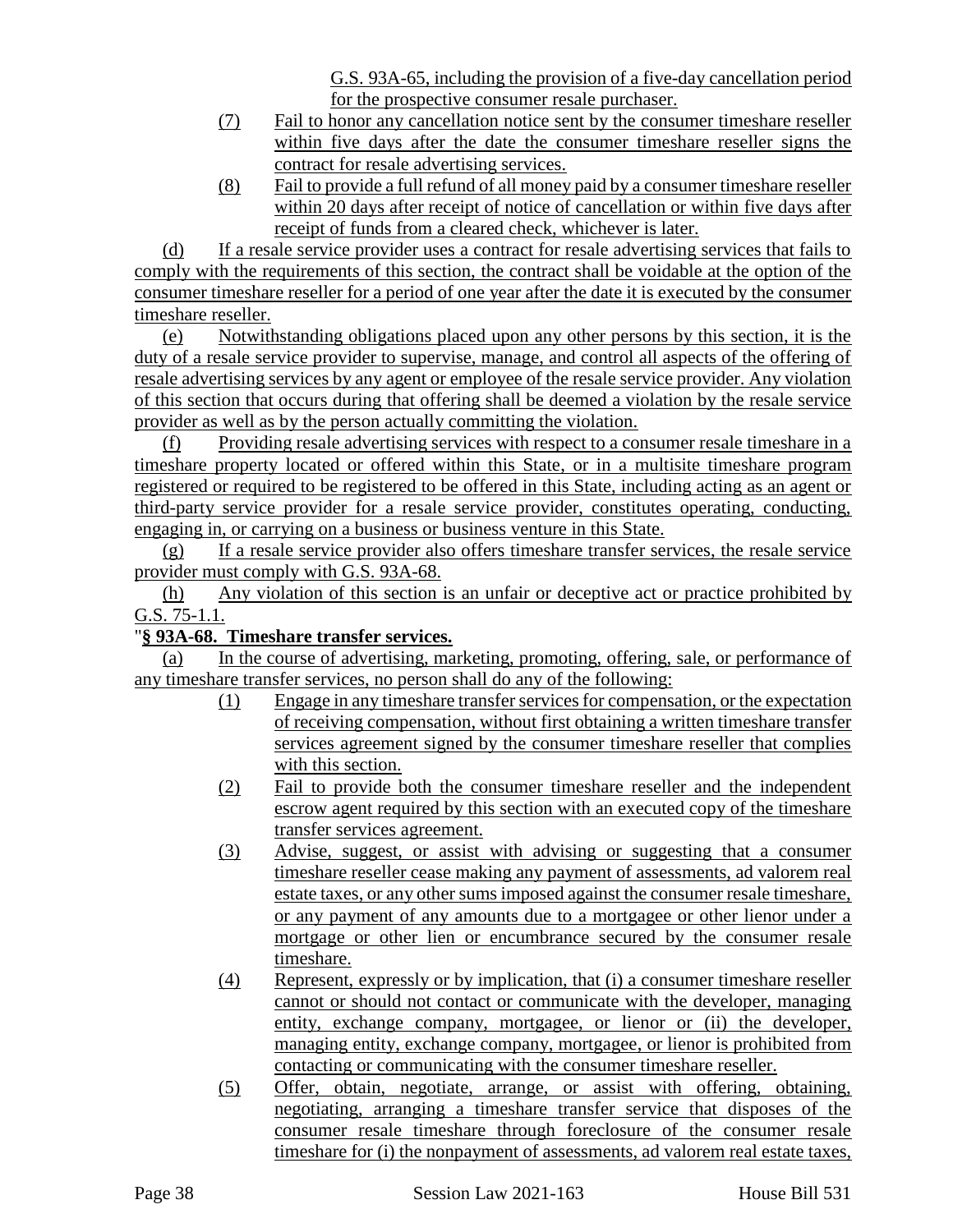G.S. 93A-65, including the provision of a five-day cancellation period for the prospective consumer resale purchaser.

(7) Fail to honor any cancellation notice sent by the consumer timeshare reseller within five days after the date the consumer timeshare reseller signs the contract for resale advertising services.

(8) Fail to provide a full refund of all money paid by a consumer timeshare reseller within 20 days after receipt of notice of cancellation or within five days after receipt of funds from a cleared check, whichever is later.

(d) If a resale service provider uses a contract for resale advertising services that fails to comply with the requirements of this section, the contract shall be voidable at the option of the consumer timeshare reseller for a period of one year after the date it is executed by the consumer timeshare reseller.

(e) Notwithstanding obligations placed upon any other persons by this section, it is the duty of a resale service provider to supervise, manage, and control all aspects of the offering of resale advertising services by any agent or employee of the resale service provider. Any violation of this section that occurs during that offering shall be deemed a violation by the resale service provider as well as by the person actually committing the violation.

(f) Providing resale advertising services with respect to a consumer resale timeshare in a timeshare property located or offered within this State, or in a multisite timeshare program registered or required to be registered to be offered in this State, including acting as an agent or third-party service provider for a resale service provider, constitutes operating, conducting, engaging in, or carrying on a business or business venture in this State.

(g) If a resale service provider also offers timeshare transfer services, the resale service provider must comply with G.S. 93A-68.

(h) Any violation of this section is an unfair or deceptive act or practice prohibited by G.S. 75-1.1.

"**§ 93A-68. Timeshare transfer services.**

(a) In the course of advertising, marketing, promoting, offering, sale, or performance of any timeshare transfer services, no person shall do any of the following:

(1) Engage in any timeshare transfer services for compensation, or the expectation of receiving compensation, without first obtaining a written timeshare transfer services agreement signed by the consumer timeshare reseller that complies with this section.

(2) Fail to provide both the consumer timeshare reseller and the independent escrow agent required by this section with an executed copy of the timeshare transfer services agreement.

(3) Advise, suggest, or assist with advising or suggesting that a consumer timeshare reseller cease making any payment of assessments, ad valorem real estate taxes, or any other sums imposed against the consumer resale timeshare, or any payment of any amounts due to a mortgagee or other lienor under a mortgage or other lien or encumbrance secured by the consumer resale timeshare.

(4) Represent, expressly or by implication, that (i) a consumer timeshare reseller cannot or should not contact or communicate with the developer, managing entity, exchange company, mortgagee, or lienor or (ii) the developer, managing entity, exchange company, mortgagee, or lienor is prohibited from contacting or communicating with the consumer timeshare reseller.

(5) Offer, obtain, negotiate, arrange, or assist with offering, obtaining, negotiating, arranging a timeshare transfer service that disposes of the consumer resale timeshare through foreclosure of the consumer resale timeshare for (i) the nonpayment of assessments, ad valorem real estate taxes,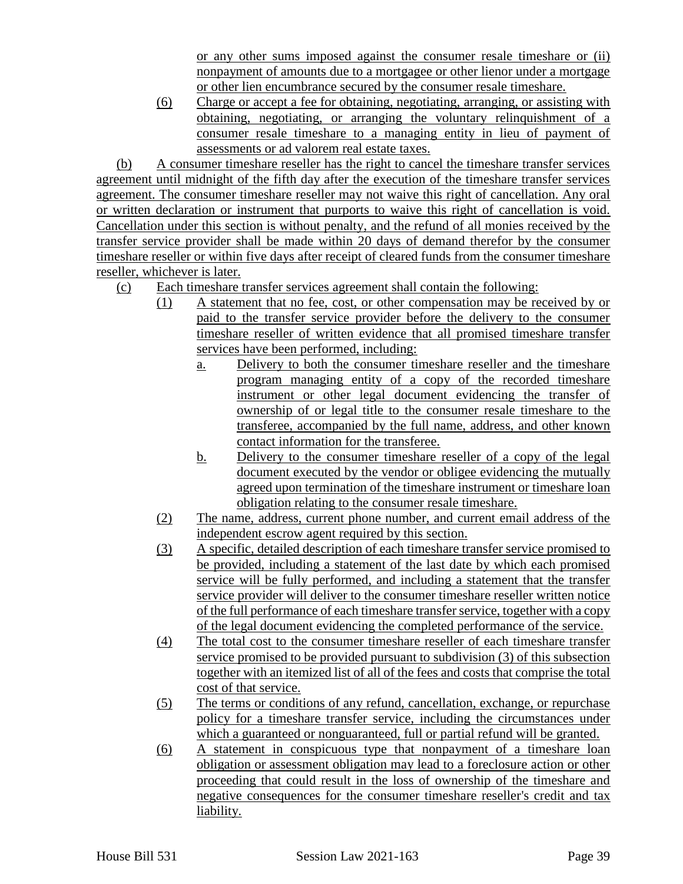or any other sums imposed against the consumer resale timeshare or (ii) nonpayment of amounts due to a mortgagee or other lienor under a mortgage or other lien encumbrance secured by the consumer resale timeshare.

(6) Charge or accept a fee for obtaining, negotiating, arranging, or assisting with obtaining, negotiating, or arranging the voluntary relinquishment of a consumer resale timeshare to a managing entity in lieu of payment of assessments or ad valorem real estate taxes.

(b) A consumer timeshare reseller has the right to cancel the timeshare transfer services agreement until midnight of the fifth day after the execution of the timeshare transfer services agreement. The consumer timeshare reseller may not waive this right of cancellation. Any oral or written declaration or instrument that purports to waive this right of cancellation is void. Cancellation under this section is without penalty, and the refund of all monies received by the transfer service provider shall be made within 20 days of demand therefor by the consumer timeshare reseller or within five days after receipt of cleared funds from the consumer timeshare reseller, whichever is later.

(c) Each timeshare transfer services agreement shall contain the following:

(1) A statement that no fee, cost, or other compensation may be received by or paid to the transfer service provider before the delivery to the consumer timeshare reseller of written evidence that all promised timeshare transfer services have been performed, including:

a. Delivery to both the consumer timeshare reseller and the timeshare program managing entity of a copy of the recorded timeshare instrument or other legal document evidencing the transfer of ownership of or legal title to the consumer resale timeshare to the transferee, accompanied by the full name, address, and other known contact information for the transferee.

b. Delivery to the consumer timeshare reseller of a copy of the legal document executed by the vendor or obligee evidencing the mutually agreed upon termination of the timeshare instrument or timeshare loan obligation relating to the consumer resale timeshare.

(2) The name, address, current phone number, and current email address of the independent escrow agent required by this section.

(3) A specific, detailed description of each timeshare transfer service promised to be provided, including a statement of the last date by which each promised service will be fully performed, and including a statement that the transfer service provider will deliver to the consumer timeshare reseller written notice of the full performance of each timeshare transfer service, together with a copy of the legal document evidencing the completed performance of the service.

(4) The total cost to the consumer timeshare reseller of each timeshare transfer service promised to be provided pursuant to subdivision (3) of this subsection together with an itemized list of all of the fees and costs that comprise the total cost of that service.

(5) The terms or conditions of any refund, cancellation, exchange, or repurchase policy for a timeshare transfer service, including the circumstances under which a guaranteed or nonguaranteed, full or partial refund will be granted.

(6) A statement in conspicuous type that nonpayment of a timeshare loan obligation or assessment obligation may lead to a foreclosure action or other proceeding that could result in the loss of ownership of the timeshare and negative consequences for the consumer timeshare reseller's credit and tax liability.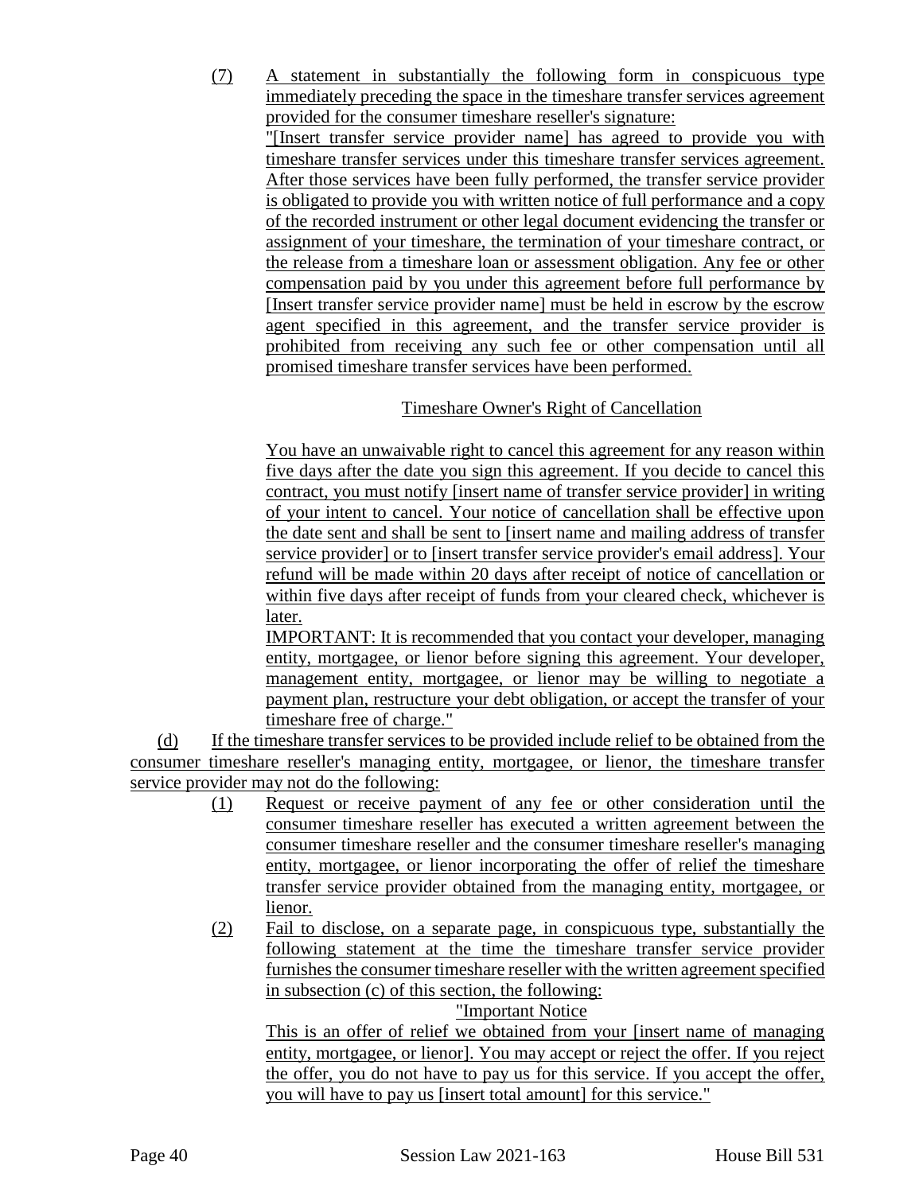(7) A statement in substantially the following form in conspicuous type immediately preceding the space in the timeshare transfer services agreement provided for the consumer timeshare reseller's signature:

"[Insert transfer service provider name] has agreed to provide you with timeshare transfer services under this timeshare transfer services agreement. After those services have been fully performed, the transfer service provider is obligated to provide you with written notice of full performance and a copy of the recorded instrument or other legal document evidencing the transfer or assignment of your timeshare, the termination of your timeshare contract, or the release from a timeshare loan or assessment obligation. Any fee or other compensation paid by you under this agreement before full performance by [Insert transfer service provider name] must be held in escrow by the escrow agent specified in this agreement, and the transfer service provider is prohibited from receiving any such fee or other compensation until all promised timeshare transfer services have been performed.

Timeshare Owner's Right of Cancellation

You have an unwaivable right to cancel this agreement for any reason within five days after the date you sign this agreement. If you decide to cancel this contract, you must notify [insert name of transfer service provider] in writing of your intent to cancel. Your notice of cancellation shall be effective upon the date sent and shall be sent to [insert name and mailing address of transfer service provider] or to [insert transfer service provider's email address]. Your refund will be made within 20 days after receipt of notice of cancellation or within five days after receipt of funds from your cleared check, whichever is later.

IMPORTANT: It is recommended that you contact your developer, managing entity, mortgagee, or lienor before signing this agreement. Your developer, management entity, mortgagee, or lienor may be willing to negotiate a payment plan, restructure your debt obligation, or accept the transfer of your timeshare free of charge."

(d) If the timeshare transfer services to be provided include relief to be obtained from the consumer timeshare reseller's managing entity, mortgagee, or lienor, the timeshare transfer service provider may not do the following:

(1) Request or receive payment of any fee or other consideration until the consumer timeshare reseller has executed a written agreement between the consumer timeshare reseller and the consumer timeshare reseller's managing entity, mortgagee, or lienor incorporating the offer of relief the timeshare transfer service provider obtained from the managing entity, mortgagee, or lienor.

(2) Fail to disclose, on a separate page, in conspicuous type, substantially the following statement at the time the timeshare transfer service provider furnishes the consumer timeshare reseller with the written agreement specified in subsection (c) of this section, the following:

"Important Notice

This is an offer of relief we obtained from your [insert name of managing entity, mortgagee, or lienor]. You may accept or reject the offer. If you reject the offer, you do not have to pay us for this service. If you accept the offer, you will have to pay us [insert total amount] for this service."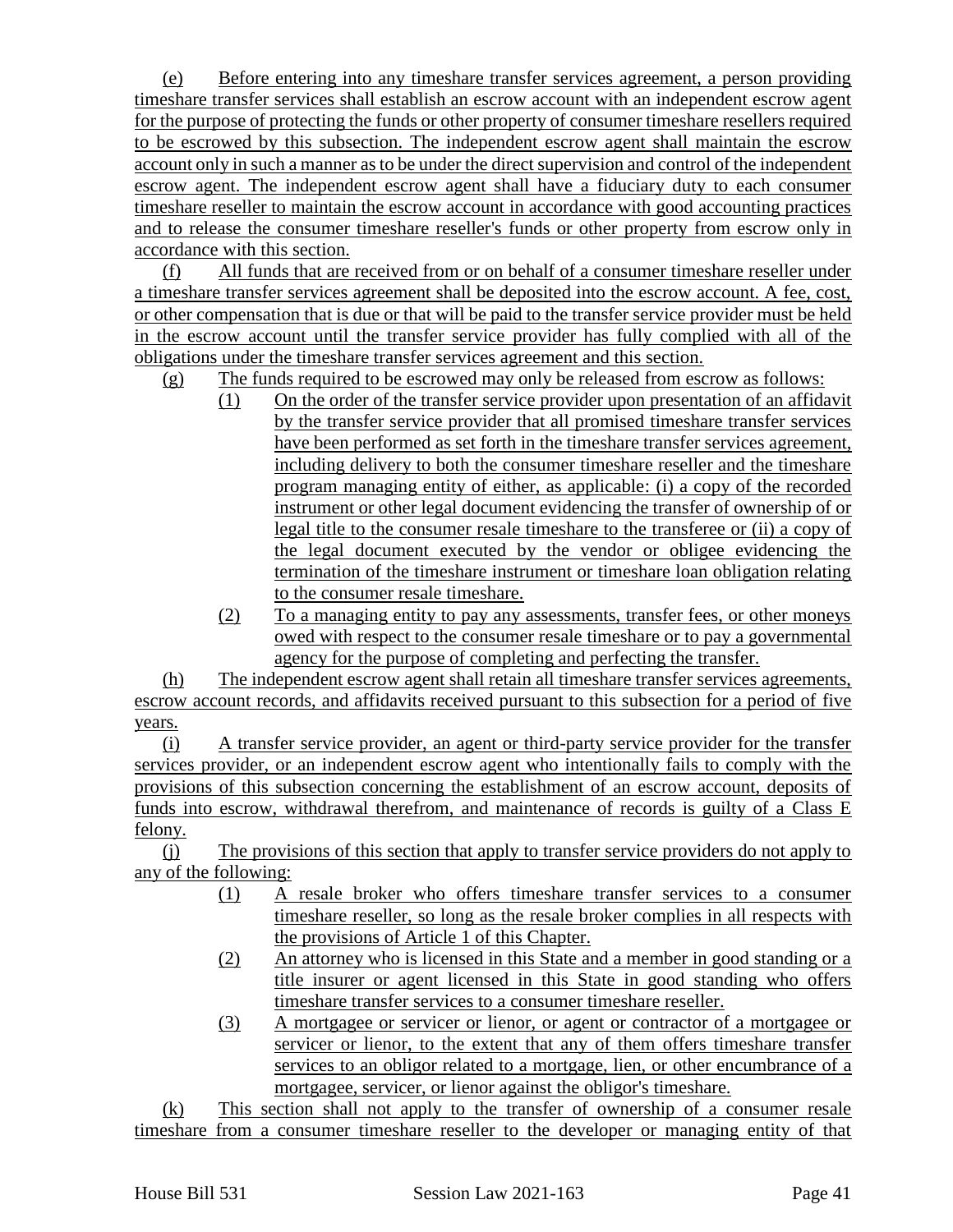(e) Before entering into any timeshare transfer services agreement, a person providing timeshare transfer services shall establish an escrow account with an independent escrow agent for the purpose of protecting the funds or other property of consumer timeshare resellers required to be escrowed by this subsection. The independent escrow agent shall maintain the escrow account only in such a manner as to be under the direct supervision and control of the independent escrow agent. The independent escrow agent shall have a fiduciary duty to each consumer timeshare reseller to maintain the escrow account in accordance with good accounting practices and to release the consumer timeshare reseller's funds or other property from escrow only in accordance with this section.

(f) All funds that are received from or on behalf of a consumer timeshare reseller under a timeshare transfer services agreement shall be deposited into the escrow account. A fee, cost, or other compensation that is due or that will be paid to the transfer service provider must be held in the escrow account until the transfer service provider has fully complied with all of the obligations under the timeshare transfer services agreement and this section.

(g) The funds required to be escrowed may only be released from escrow as follows:

(1) On the order of the transfer service provider upon presentation of an affidavit by the transfer service provider that all promised timeshare transfer services have been performed as set forth in the timeshare transfer services agreement, including delivery to both the consumer timeshare reseller and the timeshare program managing entity of either, as applicable: (i) a copy of the recorded instrument or other legal document evidencing the transfer of ownership of or legal title to the consumer resale timeshare to the transferee or (ii) a copy of the legal document executed by the vendor or obligee evidencing the termination of the timeshare instrument or timeshare loan obligation relating to the consumer resale timeshare.

(2) To a managing entity to pay any assessments, transfer fees, or other moneys owed with respect to the consumer resale timeshare or to pay a governmental agency for the purpose of completing and perfecting the transfer.

(h) The independent escrow agent shall retain all timeshare transfer services agreements, escrow account records, and affidavits received pursuant to this subsection for a period of five years.

(i) A transfer service provider, an agent or third-party service provider for the transfer services provider, or an independent escrow agent who intentionally fails to comply with the provisions of this subsection concerning the establishment of an escrow account, deposits of funds into escrow, withdrawal therefrom, and maintenance of records is guilty of a Class E felony.

(j) The provisions of this section that apply to transfer service providers do not apply to any of the following:

(1) A resale broker who offers timeshare transfer services to a consumer timeshare reseller, so long as the resale broker complies in all respects with the provisions of Article 1 of this Chapter.

(2) An attorney who is licensed in this State and a member in good standing or a title insurer or agent licensed in this State in good standing who offers timeshare transfer services to a consumer timeshare reseller.

(3) A mortgagee or servicer or lienor, or agent or contractor of a mortgagee or servicer or lienor, to the extent that any of them offers timeshare transfer services to an obligor related to a mortgage, lien, or other encumbrance of a mortgagee, servicer, or lienor against the obligor's timeshare.

(k) This section shall not apply to the transfer of ownership of a consumer resale timeshare from a consumer timeshare reseller to the developer or managing entity of that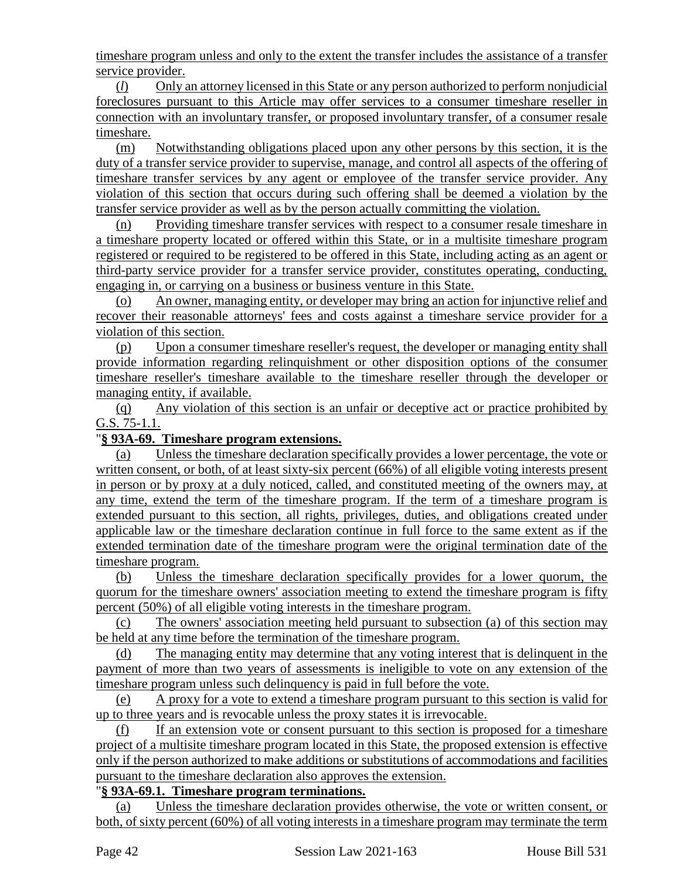timeshare program unless and only to the extent the transfer includes the assistance of a transfer service provider.

(*l*) Only an attorney licensed in this State or any person authorized to perform nonjudicial foreclosures pursuant to this Article may offer services to a consumer timeshare reseller in connection with an involuntary transfer, or proposed involuntary transfer, of a consumer resale timeshare.

(m) Notwithstanding obligations placed upon any other persons by this section, it is the duty of a transfer service provider to supervise, manage, and control all aspects of the offering of timeshare transfer services by any agent or employee of the transfer service provider. Any violation of this section that occurs during such offering shall be deemed a violation by the transfer service provider as well as by the person actually committing the violation.

(n) Providing timeshare transfer services with respect to a consumer resale timeshare in a timeshare property located or offered within this State, or in a multisite timeshare program registered or required to be registered to be offered in this State, including acting as an agent or third-party service provider for a transfer service provider, constitutes operating, conducting, engaging in, or carrying on a business or business venture in this State.

(o) An owner, managing entity, or developer may bring an action for injunctive relief and recover their reasonable attorneys' fees and costs against a timeshare service provider for a violation of this section.

(p) Upon a consumer timeshare reseller's request, the developer or managing entity shall provide information regarding relinquishment or other disposition options of the consumer timeshare reseller's timeshare available to the timeshare reseller through the developer or managing entity, if available.

(q) Any violation of this section is an unfair or deceptive act or practice prohibited by G.S. 75-1.1.

"**§ 93A-69. Timeshare program extensions.**

(a) Unless the timeshare declaration specifically provides a lower percentage, the vote or written consent, or both, of at least sixty-six percent (66%) of all eligible voting interests present in person or by proxy at a duly noticed, called, and constituted meeting of the owners may, at any time, extend the term of the timeshare program. If the term of a timeshare program is extended pursuant to this section, all rights, privileges, duties, and obligations created under applicable law or the timeshare declaration continue in full force to the same extent as if the extended termination date of the timeshare program were the original termination date of the timeshare program.

(b) Unless the timeshare declaration specifically provides for a lower quorum, the quorum for the timeshare owners' association meeting to extend the timeshare program is fifty percent (50%) of all eligible voting interests in the timeshare program.

(c) The owners' association meeting held pursuant to subsection (a) of this section may be held at any time before the termination of the timeshare program.

(d) The managing entity may determine that any voting interest that is delinquent in the payment of more than two years of assessments is ineligible to vote on any extension of the timeshare program unless such delinquency is paid in full before the vote.

(e) A proxy for a vote to extend a timeshare program pursuant to this section is valid for up to three years and is revocable unless the proxy states it is irrevocable.

(f) If an extension vote or consent pursuant to this section is proposed for a timeshare project of a multisite timeshare program located in this State, the proposed extension is effective only if the person authorized to make additions or substitutions of accommodations and facilities pursuant to the timeshare declaration also approves the extension.

"**§ 93A-69.1. Timeshare program terminations.**

(a) Unless the timeshare declaration provides otherwise, the vote or written consent, or both, of sixty percent (60%) of all voting interests in a timeshare program may terminate the term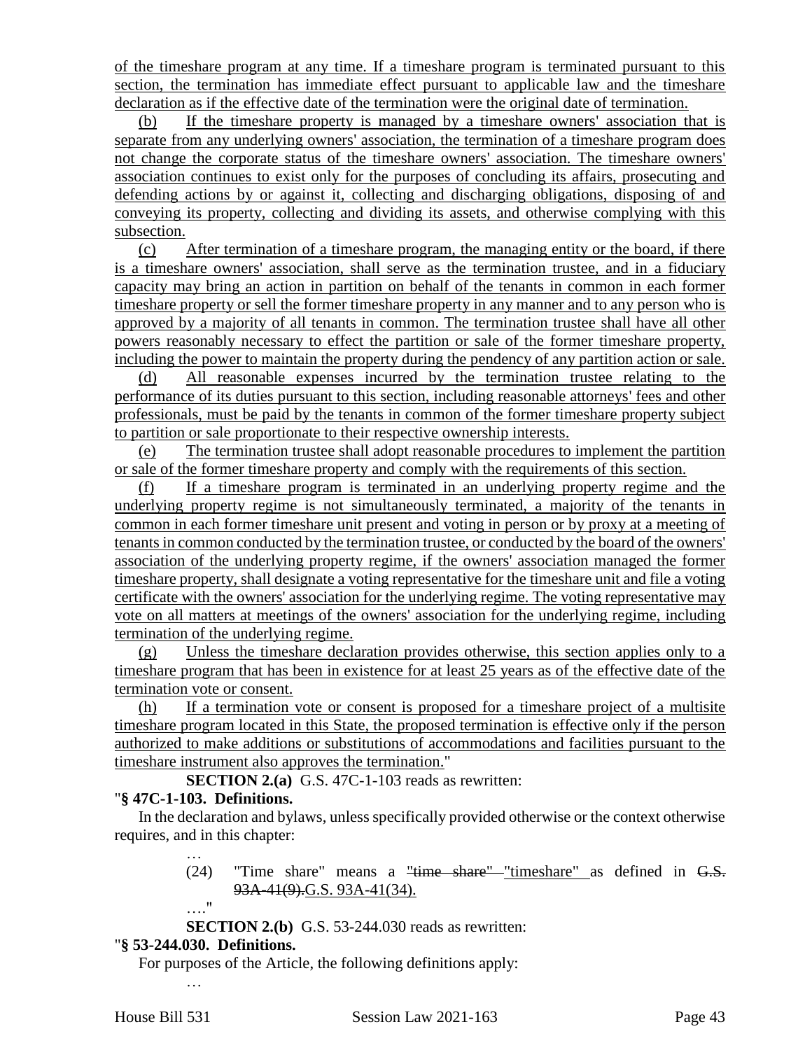of the timeshare program at any time. If a timeshare program is terminated pursuant to this section, the termination has immediate effect pursuant to applicable law and the timeshare declaration as if the effective date of the termination were the original date of termination.

(b) If the timeshare property is managed by a timeshare owners' association that is separate from any underlying owners' association, the termination of a timeshare program does not change the corporate status of the timeshare owners' association. The timeshare owners' association continues to exist only for the purposes of concluding its affairs, prosecuting and defending actions by or against it, collecting and discharging obligations, disposing of and conveying its property, collecting and dividing its assets, and otherwise complying with this subsection.

(c) After termination of a timeshare program, the managing entity or the board, if there is a timeshare owners' association, shall serve as the termination trustee, and in a fiduciary capacity may bring an action in partition on behalf of the tenants in common in each former timeshare property or sell the former timeshare property in any manner and to any person who is approved by a majority of all tenants in common. The termination trustee shall have all other powers reasonably necessary to effect the partition or sale of the former timeshare property, including the power to maintain the property during the pendency of any partition action or sale.

(d) All reasonable expenses incurred by the termination trustee relating to the performance of its duties pursuant to this section, including reasonable attorneys' fees and other professionals, must be paid by the tenants in common of the former timeshare property subject to partition or sale proportionate to their respective ownership interests.

(e) The termination trustee shall adopt reasonable procedures to implement the partition or sale of the former timeshare property and comply with the requirements of this section.

(f) If a timeshare program is terminated in an underlying property regime and the underlying property regime is not simultaneously terminated, a majority of the tenants in common in each former timeshare unit present and voting in person or by proxy at a meeting of tenants in common conducted by the termination trustee, or conducted by the board of the owners' association of the underlying property regime, if the owners' association managed the former timeshare property, shall designate a voting representative for the timeshare unit and file a voting certificate with the owners' association for the underlying regime. The voting representative may vote on all matters at meetings of the owners' association for the underlying regime, including termination of the underlying regime.

(g) Unless the timeshare declaration provides otherwise, this section applies only to a timeshare program that has been in existence for at least 25 years as of the effective date of the termination vote or consent.

(h) If a termination vote or consent is proposed for a timeshare project of a multisite timeshare program located in this State, the proposed termination is effective only if the person authorized to make additions or substitutions of accommodations and facilities pursuant to the timeshare instrument also approves the termination."

**SECTION 2.(a)** G.S. 47C-1-103 reads as rewritten:

"**§ 47C-1-103. Definitions.**

In the declaration and bylaws, unless specifically provided otherwise or the context otherwise requires, and in this chapter:

…

(24) "Time share" means a ~~"time share"~~ "timeshare" as defined in ~~G.S. 93A-41(9).~~G.S. 93A-41(34).

…."

**SECTION 2.(b)** G.S. 53-244.030 reads as rewritten:

"**§ 53-244.030. Definitions.**

For purposes of the Article, the following definitions apply:

…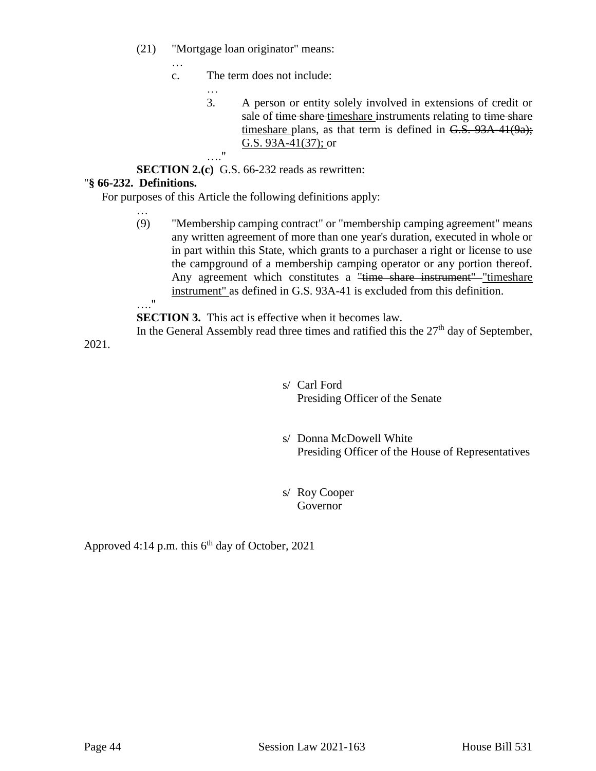(21) "Mortgage loan originator" means:

…

c. The term does not include:

…

3. A person or entity solely involved in extensions of credit or sale of ~~time share~~ timeshare instruments relating to ~~time share~~ timeshare plans, as that term is defined in ~~G.S. 93A-41(9a);~~ G.S. 93A-41(37); or

…."

**SECTION 2.(c)** G.S. 66-232 reads as rewritten:

"**§ 66-232. Definitions.**

For purposes of this Article the following definitions apply:

…

(9) "Membership camping contract" or "membership camping agreement" means any written agreement of more than one year's duration, executed in whole or in part within this State, which grants to a purchaser a right or license to use the campground of a membership camping operator or any portion thereof. Any agreement which constitutes a ~~"time share instrument"~~ "timeshare instrument" as defined in G.S. 93A-41 is excluded from this definition.

…."

**SECTION 3.** This act is effective when it becomes law.

In the General Assembly read three times and ratified this the 27th day of September, 2021.

s/ Carl Ford
Presiding Officer of the Senate

s/ Donna McDowell White
Presiding Officer of the House of Representatives

s/ Roy Cooper
Governor

Approved 4:14 p.m. this 6th day of October, 2021